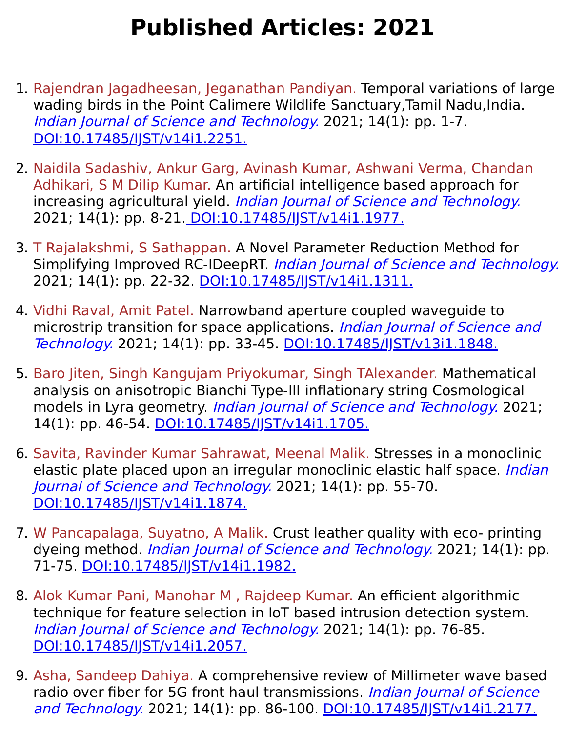# Published Articles: 2021

1. Rajendran Jagadheesan, Jeganathan Pandiyan. Temporal variations of large wading birds in the Point Calimere Wildlife Sanctuary,Tamil Nadu,India. *Indian Journal of Science and Technology.* 2021; 14(1): pp. 1-7. [DOI:10.17485/IJST/v14i1.2251.](https://doi.org/10.17485/IJST/v14i1.2251)

2. Naidila Sadashiv, Ankur Garg, Avinash Kumar, Ashwani Verma, Chandan Adhikari, S M Dilip Kumar. An artificial intelligence based approach for increasing agricultural yield. *Indian Journal of Science and Technology.* 2021; 14(1): pp. 8-21. [DOI:10.17485/IJST/v14i1.1977.](https://doi.org/10.17485/IJST/v14i1.1977)

3. T Rajalakshmi, S Sathappan. A Novel Parameter Reduction Method for Simplifying Improved RC-IDeepRT. *Indian Journal of Science and Technology.* 2021; 14(1): pp. 22-32. [DOI:10.17485/IJST/v14i1.1311.](https://doi.org/10.17485/IJST/v14i1.1311)

4. Vidhi Raval, Amit Patel. Narrowband aperture coupled waveguide to microstrip transition for space applications. *Indian Journal of Science and Technology.* 2021; 14(1): pp. 33-45. [DOI:10.17485/IJST/v13i1.1848.](https://doi.org/10.17485/IJST/v13i1.1848)

5. Baro Jiten, Singh Kangujam Priyokumar, Singh TAlexander. Mathematical analysis on anisotropic Bianchi Type-III inflationary string Cosmological models in Lyra geometry. *Indian Journal of Science and Technology.* 2021; 14(1): pp. 46-54. [DOI:10.17485/IJST/v14i1.1705.](https://doi.org/10.17485/IJST/v14i1.1705)

6. Savita, Ravinder Kumar Sahrawat, Meenal Malik. Stresses in a monoclinic elastic plate placed upon an irregular monoclinic elastic half space. *Indian Journal of Science and Technology.* 2021; 14(1): pp. 55-70. [DOI:10.17485/IJST/v14i1.1874.](https://doi.org/10.17485/IJST/v14i1.1874)

7. W Pancapalaga, Suyatno, A Malik. Crust leather quality with eco- printing dyeing method. *Indian Journal of Science and Technology.* 2021; 14(1): pp. 71-75. [DOI:10.17485/IJST/v14i1.1982.](https://doi.org/10.17485/IJST/v14i1.1982)

8. Alok Kumar Pani, Manohar M , Rajdeep Kumar. An efficient algorithmic technique for feature selection in IoT based intrusion detection system. *Indian Journal of Science and Technology.* 2021; 14(1): pp. 76-85. [DOI:10.17485/IJST/v14i1.2057.](https://doi.org/10.17485/IJST/v14i1.2057)

9. Asha, Sandeep Dahiya. A comprehensive review of Millimeter wave based radio over fiber for 5G front haul transmissions. *Indian Journal of Science and Technology.* 2021; 14(1): pp. 86-100. [DOI:10.17485/IJST/v14i1.2177.](https://doi.org/10.17485/IJST/v14i1.2177)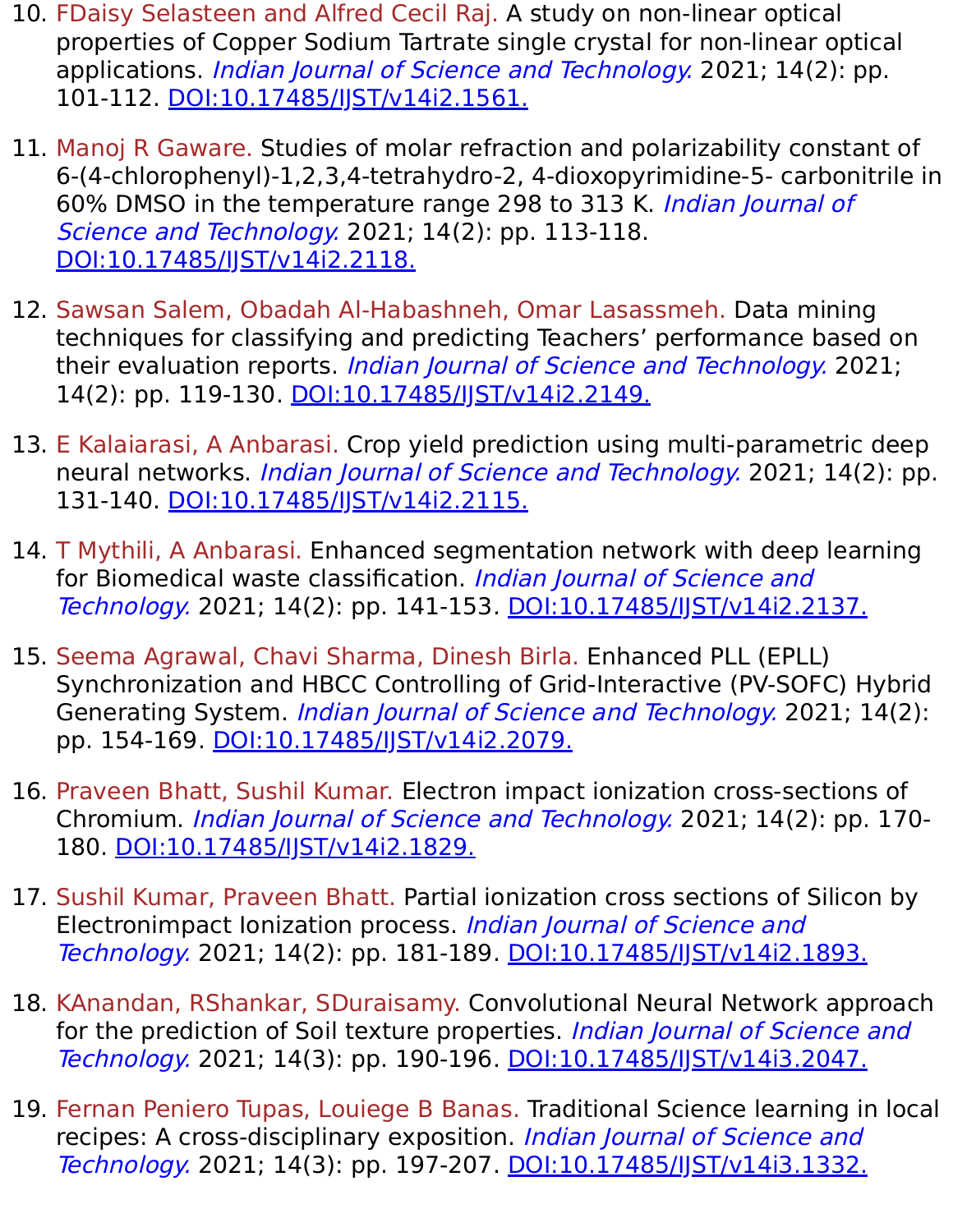10. FDaisy Selasteen and Alfred Cecil Raj. A study on non-linear optical properties of Copper Sodium Tartrate single crystal for non-linear optical applications. *Indian Journal of Science and Technology.* 2021; 14(2): pp. 101-112. DOI:10.17485/IJST/v14i2.1561.

11. Manoj R Gaware. Studies of molar refraction and polarizability constant of 6-(4-chlorophenyl)-1,2,3,4-tetrahydro-2, 4-dioxopyrimidine-5- carbonitrile in 60% DMSO in the temperature range 298 to 313 K. *Indian Journal of Science and Technology.* 2021; 14(2): pp. 113-118. DOI:10.17485/IJST/v14i2.2118.

12. Sawsan Salem, Obadah Al-Habashneh, Omar Lasassmeh. Data mining techniques for classifying and predicting Teachers' performance based on their evaluation reports. *Indian Journal of Science and Technology.* 2021; 14(2): pp. 119-130. DOI:10.17485/IJST/v14i2.2149.

13. E Kalaiarasi, A Anbarasi. Crop yield prediction using multi-parametric deep neural networks. *Indian Journal of Science and Technology.* 2021; 14(2): pp. 131-140. DOI:10.17485/IJST/v14i2.2115.

14. T Mythili, A Anbarasi. Enhanced segmentation network with deep learning for Biomedical waste classification. *Indian Journal of Science and Technology.* 2021; 14(2): pp. 141-153. DOI:10.17485/IJST/v14i2.2137.

15. Seema Agrawal, Chavi Sharma, Dinesh Birla. Enhanced PLL (EPLL) Synchronization and HBCC Controlling of Grid-Interactive (PV-SOFC) Hybrid Generating System. *Indian Journal of Science and Technology.* 2021; 14(2): pp. 154-169. DOI:10.17485/IJST/v14i2.2079.

16. Praveen Bhatt, Sushil Kumar. Electron impact ionization cross-sections of Chromium. *Indian Journal of Science and Technology.* 2021; 14(2): pp. 170-180. DOI:10.17485/IJST/v14i2.1829.

17. Sushil Kumar, Praveen Bhatt. Partial ionization cross sections of Silicon by Electronimpact Ionization process. *Indian Journal of Science and Technology.* 2021; 14(2): pp. 181-189. DOI:10.17485/IJST/v14i2.1893.

18. KAnandan, RShankar, SDuraisamy. Convolutional Neural Network approach for the prediction of Soil texture properties. *Indian Journal of Science and Technology.* 2021; 14(3): pp. 190-196. DOI:10.17485/IJST/v14i3.2047.

19. Fernan Peniero Tupas, Louiege B Banas. Traditional Science learning in local recipes: A cross-disciplinary exposition. *Indian Journal of Science and Technology.* 2021; 14(3): pp. 197-207. DOI:10.17485/IJST/v14i3.1332.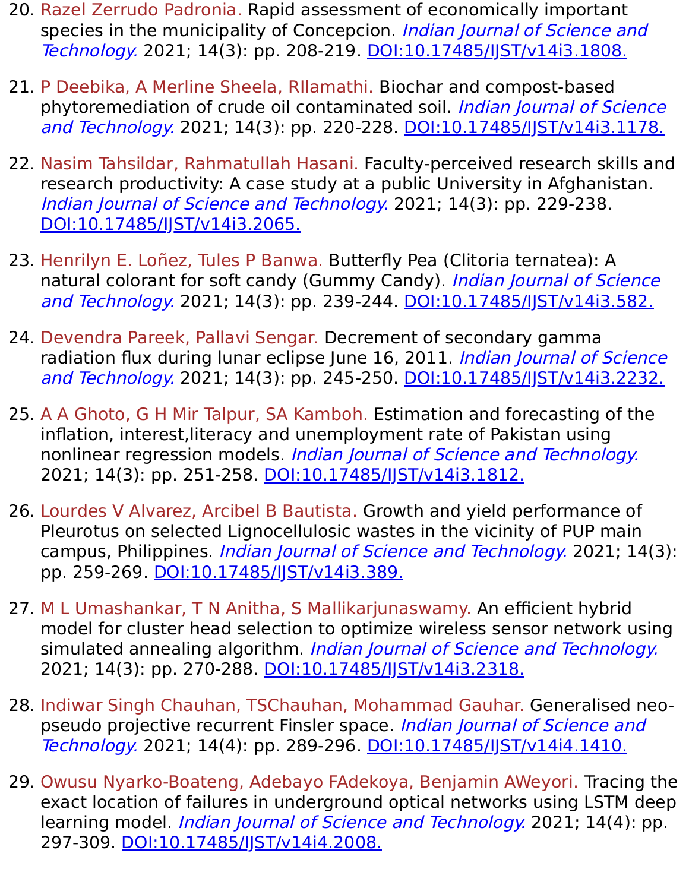20. Razel Zerrudo Padronia. Rapid assessment of economically important species in the municipality of Concepcion. *Indian Journal of Science and Technology.* 2021; 14(3): pp. 208-219. DOI:10.17485/IJST/v14i3.1808.

21. P Deebika, A Merline Sheela, RIlamathi. Biochar and compost-based phytoremediation of crude oil contaminated soil. *Indian Journal of Science and Technology.* 2021; 14(3): pp. 220-228. DOI:10.17485/IJST/v14i3.1178.

22. Nasim Tahsildar, Rahmatullah Hasani. Faculty-perceived research skills and research productivity: A case study at a public University in Afghanistan. *Indian Journal of Science and Technology.* 2021; 14(3): pp. 229-238. DOI:10.17485/IJST/v14i3.2065.

23. Henrilyn E. Loñez, Tules P Banwa. Butterfly Pea (Clitoria ternatea): A natural colorant for soft candy (Gummy Candy). *Indian Journal of Science and Technology.* 2021; 14(3): pp. 239-244. DOI:10.17485/IJST/v14i3.582.

24. Devendra Pareek, Pallavi Sengar. Decrement of secondary gamma radiation flux during lunar eclipse June 16, 2011. *Indian Journal of Science and Technology.* 2021; 14(3): pp. 245-250. DOI:10.17485/IJST/v14i3.2232.

25. A A Ghoto, G H Mir Talpur, SA Kamboh. Estimation and forecasting of the inflation, interest,literacy and unemployment rate of Pakistan using nonlinear regression models. *Indian Journal of Science and Technology.* 2021; 14(3): pp. 251-258. DOI:10.17485/IJST/v14i3.1812.

26. Lourdes V Alvarez, Arcibel B Bautista. Growth and yield performance of Pleurotus on selected Lignocellulosic wastes in the vicinity of PUP main campus, Philippines. *Indian Journal of Science and Technology.* 2021; 14(3): pp. 259-269. DOI:10.17485/IJST/v14i3.389.

27. M L Umashankar, T N Anitha, S Mallikarjunaswamy. An efficient hybrid model for cluster head selection to optimize wireless sensor network using simulated annealing algorithm. *Indian Journal of Science and Technology.* 2021; 14(3): pp. 270-288. DOI:10.17485/IJST/v14i3.2318.

28. Indiwar Singh Chauhan, TSChauhan, Mohammad Gauhar. Generalised neo-pseudo projective recurrent Finsler space. *Indian Journal of Science and Technology.* 2021; 14(4): pp. 289-296. DOI:10.17485/IJST/v14i4.1410.

29. Owusu Nyarko-Boateng, Adebayo FAdekoya, Benjamin AWeyori. Tracing the exact location of failures in underground optical networks using LSTM deep learning model. *Indian Journal of Science and Technology.* 2021; 14(4): pp. 297-309. DOI:10.17485/IJST/v14i4.2008.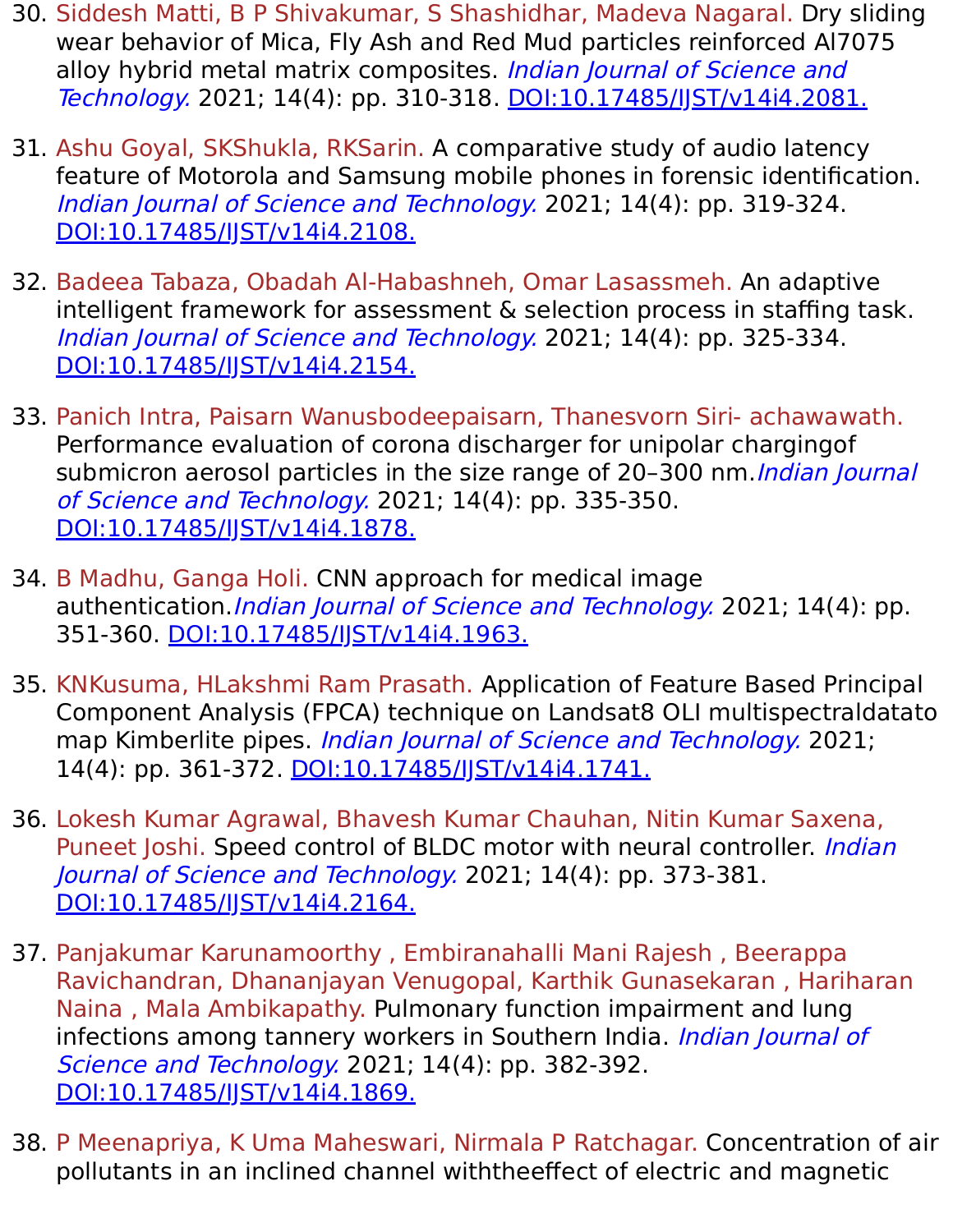30. Siddesh Matti, B P Shivakumar, S Shashidhar, Madeva Nagaral. Dry sliding wear behavior of Mica, Fly Ash and Red Mud particles reinforced Al7075 alloy hybrid metal matrix composites. *Indian Journal of Science and Technology.* 2021; 14(4): pp. 310-318. [DOI:10.17485/IJST/v14i4.2081.](https://doi.org/10.17485/IJST/v14i4.2081)

31. Ashu Goyal, SKShukla, RKSarin. A comparative study of audio latency feature of Motorola and Samsung mobile phones in forensic identification. *Indian Journal of Science and Technology.* 2021; 14(4): pp. 319-324. [DOI:10.17485/IJST/v14i4.2108.](https://doi.org/10.17485/IJST/v14i4.2108)

32. Badeea Tabaza, Obadah Al-Habashneh, Omar Lasassmeh. An adaptive intelligent framework for assessment & selection process in staffing task. *Indian Journal of Science and Technology.* 2021; 14(4): pp. 325-334. [DOI:10.17485/IJST/v14i4.2154.](https://doi.org/10.17485/IJST/v14i4.2154)

33. Panich Intra, Paisarn Wanusbodeepaisarn, Thanesvorn Siri- achawawath. Performance evaluation of corona discharger for unipolar chargingof submicron aerosol particles in the size range of 20–300 nm.*Indian Journal of Science and Technology.* 2021; 14(4): pp. 335-350. [DOI:10.17485/IJST/v14i4.1878.](https://doi.org/10.17485/IJST/v14i4.1878)

34. B Madhu, Ganga Holi. CNN approach for medical image authentication.*Indian Journal of Science and Technology.* 2021; 14(4): pp. 351-360. [DOI:10.17485/IJST/v14i4.1963.](https://doi.org/10.17485/IJST/v14i4.1963)

35. KNKusuma, HLakshmi Ram Prasath. Application of Feature Based Principal Component Analysis (FPCA) technique on Landsat8 OLI multispectraldatato map Kimberlite pipes. *Indian Journal of Science and Technology.* 2021; 14(4): pp. 361-372. [DOI:10.17485/IJST/v14i4.1741.](https://doi.org/10.17485/IJST/v14i4.1741)

36. Lokesh Kumar Agrawal, Bhavesh Kumar Chauhan, Nitin Kumar Saxena, Puneet Joshi. Speed control of BLDC motor with neural controller. *Indian Journal of Science and Technology.* 2021; 14(4): pp. 373-381. [DOI:10.17485/IJST/v14i4.2164.](https://doi.org/10.17485/IJST/v14i4.2164)

37. Panjakumar Karunamoorthy , Embiranahalli Mani Rajesh , Beerappa Ravichandran, Dhananjayan Venugopal, Karthik Gunasekaran , Hariharan Naina , Mala Ambikapathy. Pulmonary function impairment and lung infections among tannery workers in Southern India. *Indian Journal of Science and Technology.* 2021; 14(4): pp. 382-392. [DOI:10.17485/IJST/v14i4.1869.](https://doi.org/10.17485/IJST/v14i4.1869)

38. P Meenapriya, K Uma Maheswari, Nirmala P Ratchagar. Concentration of air pollutants in an inclined channel withtheeffect of electric and magnetic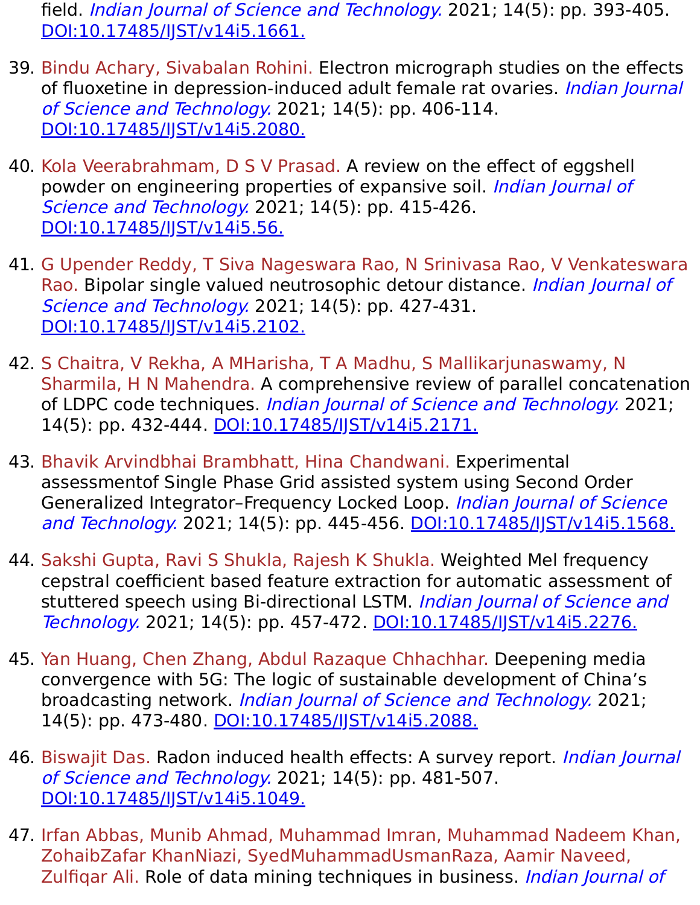field. *Indian Journal of Science and Technology.* 2021; 14(5): pp. 393-405. [DOI:10.17485/IJST/v14i5.1661.](https://doi.org/10.17485/IJST/v14i5.1661)

39. Bindu Achary, Sivabalan Rohini. Electron micrograph studies on the effects of fluoxetine in depression-induced adult female rat ovaries. *Indian Journal of Science and Technology.* 2021; 14(5): pp. 406-114. [DOI:10.17485/IJST/v14i5.2080.](https://doi.org/10.17485/IJST/v14i5.2080)

40. Kola Veerabrahmam, D S V Prasad. A review on the effect of eggshell powder on engineering properties of expansive soil. *Indian Journal of Science and Technology.* 2021; 14(5): pp. 415-426. [DOI:10.17485/IJST/v14i5.56.](https://doi.org/10.17485/IJST/v14i5.56)

41. G Upender Reddy, T Siva Nageswara Rao, N Srinivasa Rao, V Venkateswara Rao. Bipolar single valued neutrosophic detour distance. *Indian Journal of Science and Technology.* 2021; 14(5): pp. 427-431. [DOI:10.17485/IJST/v14i5.2102.](https://doi.org/10.17485/IJST/v14i5.2102)

42. S Chaitra, V Rekha, A MHarisha, T A Madhu, S Mallikarjunaswamy, N Sharmila, H N Mahendra. A comprehensive review of parallel concatenation of LDPC code techniques. *Indian Journal of Science and Technology.* 2021; 14(5): pp. 432-444. [DOI:10.17485/IJST/v14i5.2171.](https://doi.org/10.17485/IJST/v14i5.2171)

43. Bhavik Arvindbhai Brambhatt, Hina Chandwani. Experimental assessmentof Single Phase Grid assisted system using Second Order Generalized Integrator–Frequency Locked Loop. *Indian Journal of Science and Technology.* 2021; 14(5): pp. 445-456. [DOI:10.17485/IJST/v14i5.1568.](https://doi.org/10.17485/IJST/v14i5.1568)

44. Sakshi Gupta, Ravi S Shukla, Rajesh K Shukla. Weighted Mel frequency cepstral coefficient based feature extraction for automatic assessment of stuttered speech using Bi-directional LSTM. *Indian Journal of Science and Technology.* 2021; 14(5): pp. 457-472. [DOI:10.17485/IJST/v14i5.2276.](https://doi.org/10.17485/IJST/v14i5.2276)

45. Yan Huang, Chen Zhang, Abdul Razaque Chhachhar. Deepening media convergence with 5G: The logic of sustainable development of China's broadcasting network. *Indian Journal of Science and Technology.* 2021; 14(5): pp. 473-480. [DOI:10.17485/IJST/v14i5.2088.](https://doi.org/10.17485/IJST/v14i5.2088)

46. Biswajit Das. Radon induced health effects: A survey report. *Indian Journal of Science and Technology.* 2021; 14(5): pp. 481-507. [DOI:10.17485/IJST/v14i5.1049.](https://doi.org/10.17485/IJST/v14i5.1049)

47. Irfan Abbas, Munib Ahmad, Muhammad Imran, Muhammad Nadeem Khan, ZohaibZafar KhanNiazi, SyedMuhammadUsmanRaza, Aamir Naveed, Zulfiqar Ali. Role of data mining techniques in business. *Indian Journal of*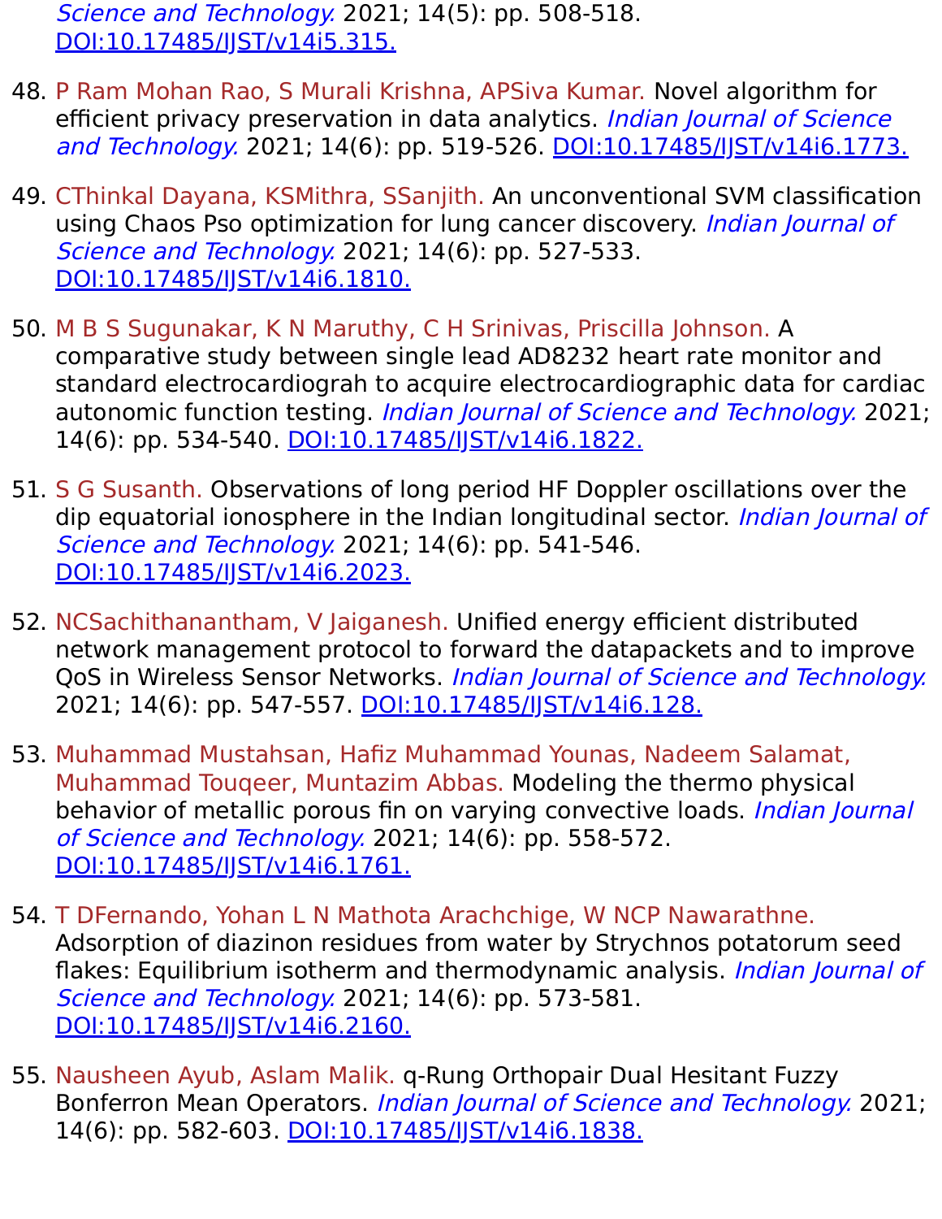*Science and Technology.* 2021; 14(5): pp. 508-518. DOI:10.17485/IJST/v14i5.315.

48. P Ram Mohan Rao, S Murali Krishna, APSiva Kumar. Novel algorithm for efficient privacy preservation in data analytics. *Indian Journal of Science and Technology.* 2021; 14(6): pp. 519-526. DOI:10.17485/IJST/v14i6.1773.

49. CThinkal Dayana, KSMithra, SSanjith. An unconventional SVM classification using Chaos Pso optimization for lung cancer discovery. *Indian Journal of Science and Technology.* 2021; 14(6): pp. 527-533. DOI:10.17485/IJST/v14i6.1810.

50. M B S Sugunakar, K N Maruthy, C H Srinivas, Priscilla Johnson. A comparative study between single lead AD8232 heart rate monitor and standard electrocardiograh to acquire electrocardiographic data for cardiac autonomic function testing. *Indian Journal of Science and Technology.* 2021; 14(6): pp. 534-540. DOI:10.17485/IJST/v14i6.1822.

51. S G Susanth. Observations of long period HF Doppler oscillations over the dip equatorial ionosphere in the Indian longitudinal sector. *Indian Journal of Science and Technology.* 2021; 14(6): pp. 541-546. DOI:10.17485/IJST/v14i6.2023.

52. NCSachithanantham, V Jaiganesh. Unified energy efficient distributed network management protocol to forward the datapackets and to improve QoS in Wireless Sensor Networks. *Indian Journal of Science and Technology.* 2021; 14(6): pp. 547-557. DOI:10.17485/IJST/v14i6.128.

53. Muhammad Mustahsan, Hafiz Muhammad Younas, Nadeem Salamat, Muhammad Touqeer, Muntazim Abbas. Modeling the thermo physical behavior of metallic porous fin on varying convective loads. *Indian Journal of Science and Technology.* 2021; 14(6): pp. 558-572. DOI:10.17485/IJST/v14i6.1761.

54. T DFernando, Yohan L N Mathota Arachchige, W NCP Nawarathne. Adsorption of diazinon residues from water by Strychnos potatorum seed flakes: Equilibrium isotherm and thermodynamic analysis. *Indian Journal of Science and Technology.* 2021; 14(6): pp. 573-581. DOI:10.17485/IJST/v14i6.2160.

55. Nausheen Ayub, Aslam Malik. q-Rung Orthopair Dual Hesitant Fuzzy Bonferron Mean Operators. *Indian Journal of Science and Technology.* 2021; 14(6): pp. 582-603. DOI:10.17485/IJST/v14i6.1838.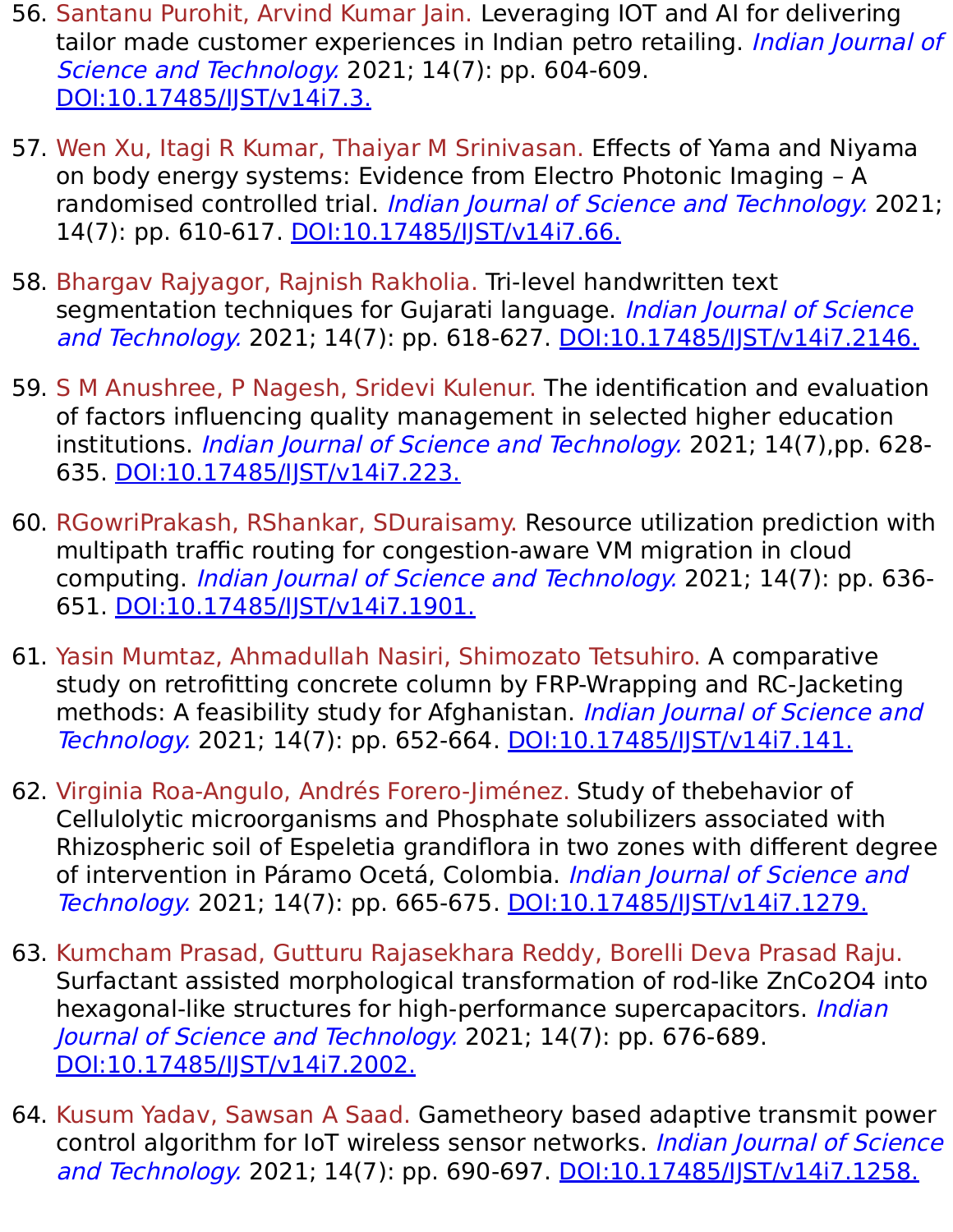56. Santanu Purohit, Arvind Kumar Jain. Leveraging IOT and AI for delivering tailor made customer experiences in Indian petro retailing. *Indian Journal of Science and Technology.* 2021; 14(7): pp. 604-609. DOI:10.17485/IJST/v14i7.3.

57. Wen Xu, Itagi R Kumar, Thaiyar M Srinivasan. Effects of Yama and Niyama on body energy systems: Evidence from Electro Photonic Imaging – A randomised controlled trial. *Indian Journal of Science and Technology.* 2021; 14(7): pp. 610-617. DOI:10.17485/IJST/v14i7.66.

58. Bhargav Rajyagor, Rajnish Rakholia. Tri-level handwritten text segmentation techniques for Gujarati language. *Indian Journal of Science and Technology.* 2021; 14(7): pp. 618-627. DOI:10.17485/IJST/v14i7.2146.

59. S M Anushree, P Nagesh, Sridevi Kulenur. The identification and evaluation of factors influencing quality management in selected higher education institutions. *Indian Journal of Science and Technology.* 2021; 14(7),pp. 628-635. DOI:10.17485/IJST/v14i7.223.

60. RGowriPrakash, RShankar, SDuraisamy. Resource utilization prediction with multipath traffic routing for congestion-aware VM migration in cloud computing. *Indian Journal of Science and Technology.* 2021; 14(7): pp. 636-651. DOI:10.17485/IJST/v14i7.1901.

61. Yasin Mumtaz, Ahmadullah Nasiri, Shimozato Tetsuhiro. A comparative study on retrofitting concrete column by FRP-Wrapping and RC-Jacketing methods: A feasibility study for Afghanistan. *Indian Journal of Science and Technology.* 2021; 14(7): pp. 652-664. DOI:10.17485/IJST/v14i7.141.

62. Virginia Roa-Angulo, Andrés Forero-Jiménez. Study of thebehavior of Cellulolytic microorganisms and Phosphate solubilizers associated with Rhizospheric soil of Espeletia grandiflora in two zones with different degree of intervention in Páramo Ocetá, Colombia. *Indian Journal of Science and Technology.* 2021; 14(7): pp. 665-675. DOI:10.17485/IJST/v14i7.1279.

63. Kumcham Prasad, Gutturu Rajasekhara Reddy, Borelli Deva Prasad Raju. Surfactant assisted morphological transformation of rod-like $ZnCo_2O_4$ into hexagonal-like structures for high-performance supercapacitors. *Indian Journal of Science and Technology.* 2021; 14(7): pp. 676-689. DOI:10.17485/IJST/v14i7.2002.

64. Kusum Yadav, Sawsan A Saad. Gametheory based adaptive transmit power control algorithm for IoT wireless sensor networks. *Indian Journal of Science and Technology.* 2021; 14(7): pp. 690-697. DOI:10.17485/IJST/v14i7.1258.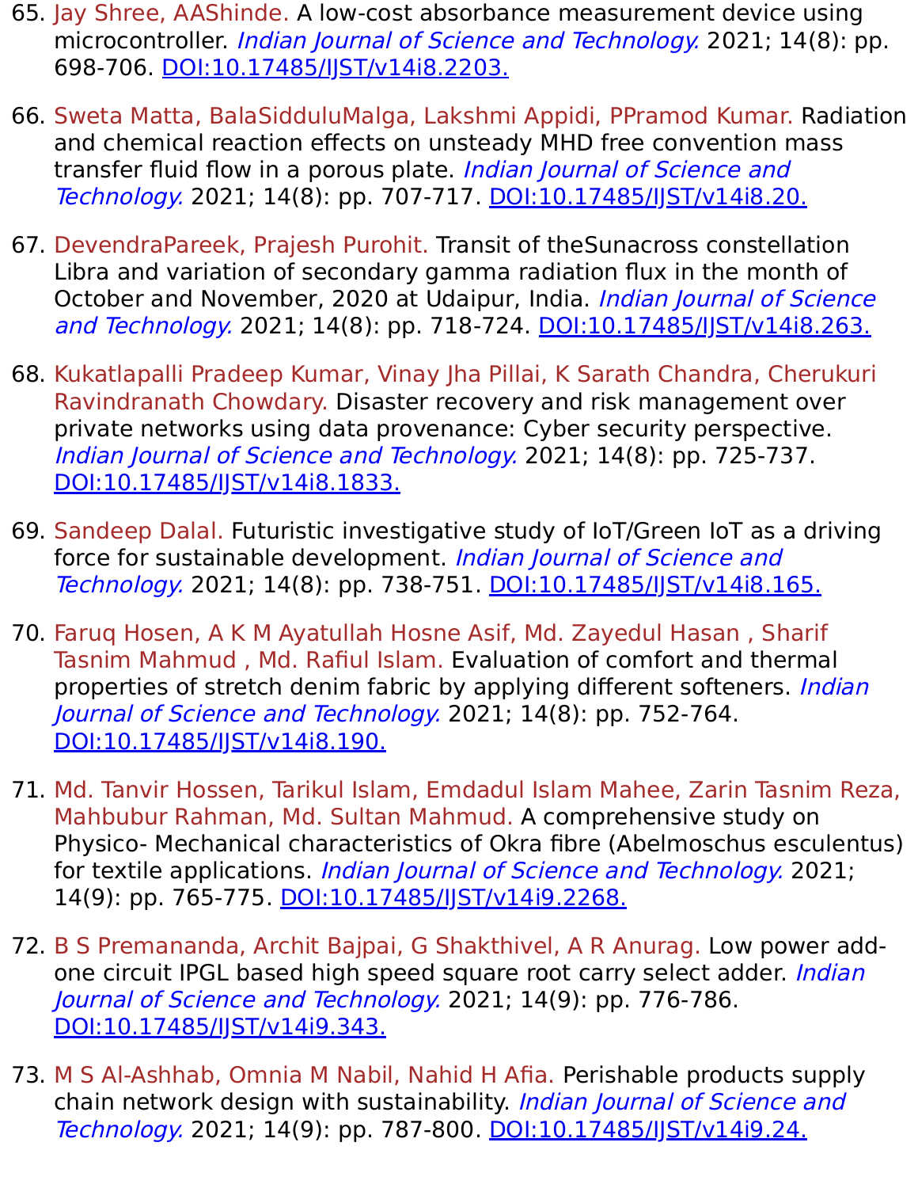65. Jay Shree, AAShinde. A low-cost absorbance measurement device using microcontroller. *Indian Journal of Science and Technology.* 2021; 14(8): pp. 698-706. DOI:10.17485/IJST/v14i8.2203.

66. Sweta Matta, BalaSidduluMalga, Lakshmi Appidi, PPramod Kumar. Radiation and chemical reaction effects on unsteady MHD free convention mass transfer fluid flow in a porous plate. *Indian Journal of Science and Technology.* 2021; 14(8): pp. 707-717. DOI:10.17485/IJST/v14i8.20.

67. DevendraPareek, Prajesh Purohit. Transit of theSunacross constellation Libra and variation of secondary gamma radiation flux in the month of October and November, 2020 at Udaipur, India. *Indian Journal of Science and Technology.* 2021; 14(8): pp. 718-724. DOI:10.17485/IJST/v14i8.263.

68. Kukatlapalli Pradeep Kumar, Vinay Jha Pillai, K Sarath Chandra, Cherukuri Ravindranath Chowdary. Disaster recovery and risk management over private networks using data provenance: Cyber security perspective. *Indian Journal of Science and Technology.* 2021; 14(8): pp. 725-737. DOI:10.17485/IJST/v14i8.1833.

69. Sandeep Dalal. Futuristic investigative study of IoT/Green IoT as a driving force for sustainable development. *Indian Journal of Science and Technology.* 2021; 14(8): pp. 738-751. DOI:10.17485/IJST/v14i8.165.

70. Faruq Hosen, A K M Ayatullah Hosne Asif, Md. Zayedul Hasan , Sharif Tasnim Mahmud , Md. Rafiul Islam. Evaluation of comfort and thermal properties of stretch denim fabric by applying different softeners. *Indian Journal of Science and Technology.* 2021; 14(8): pp. 752-764. DOI:10.17485/IJST/v14i8.190.

71. Md. Tanvir Hossen, Tarikul Islam, Emdadul Islam Mahee, Zarin Tasnim Reza, Mahbubur Rahman, Md. Sultan Mahmud. A comprehensive study on Physico- Mechanical characteristics of Okra fibre (Abelmoschus esculentus) for textile applications. *Indian Journal of Science and Technology.* 2021; 14(9): pp. 765-775. DOI:10.17485/IJST/v14i9.2268.

72. B S Premananda, Archit Bajpai, G Shakthivel, A R Anurag. Low power add-one circuit IPGL based high speed square root carry select adder. *Indian Journal of Science and Technology.* 2021; 14(9): pp. 776-786. DOI:10.17485/IJST/v14i9.343.

73. M S Al-Ashhab, Omnia M Nabil, Nahid H Afia. Perishable products supply chain network design with sustainability. *Indian Journal of Science and Technology.* 2021; 14(9): pp. 787-800. DOI:10.17485/IJST/v14i9.24.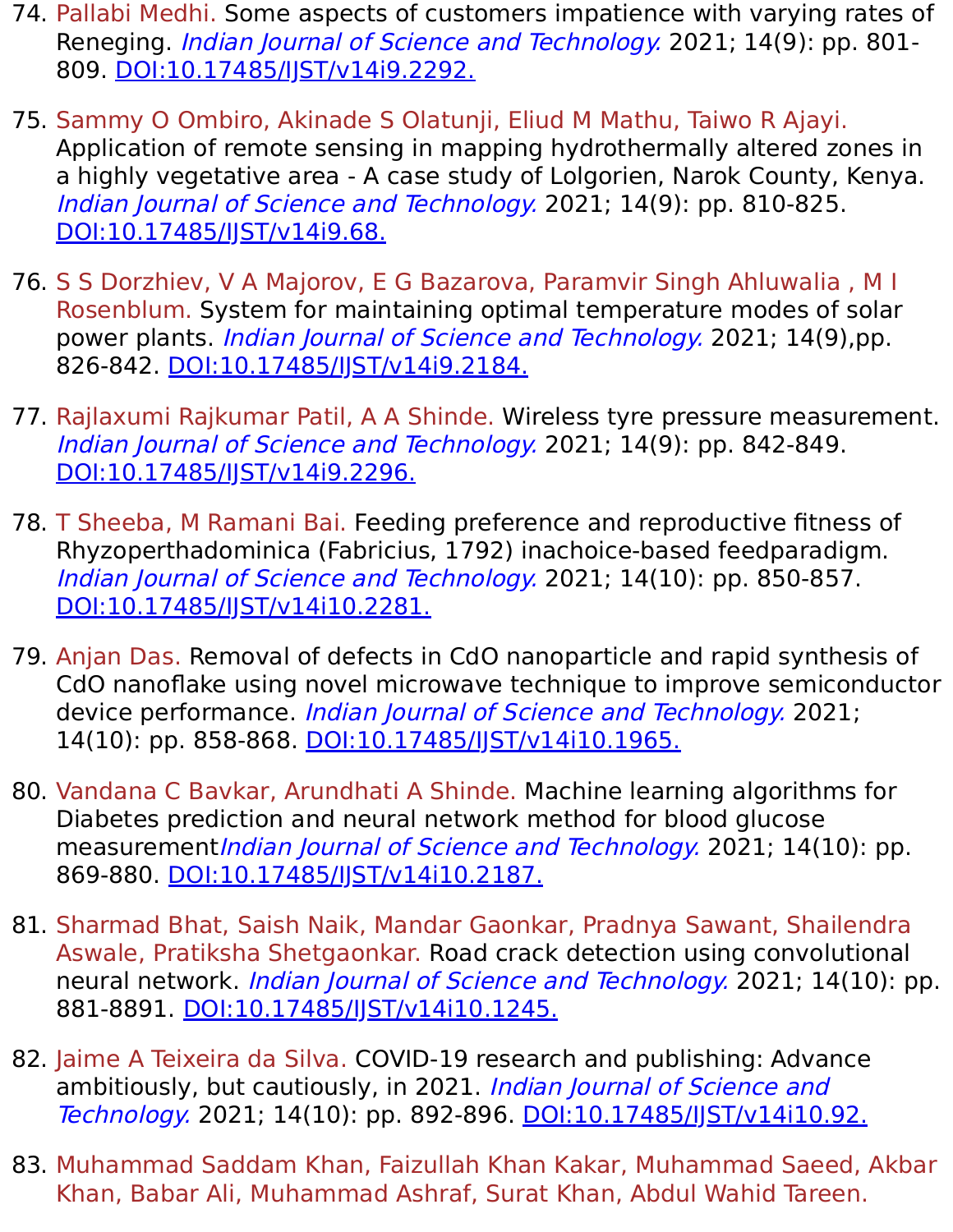74. Pallabi Medhi. Some aspects of customers impatience with varying rates of Reneging. *Indian Journal of Science and Technology.* 2021; 14(9): pp. 801-809. DOI:10.17485/IJST/v14i9.2292.

75. Sammy O Ombiro, Akinade S Olatunji, Eliud M Mathu, Taiwo R Ajayi. Application of remote sensing in mapping hydrothermally altered zones in a highly vegetative area - A case study of Lolgorien, Narok County, Kenya. *Indian Journal of Science and Technology.* 2021; 14(9): pp. 810-825. DOI:10.17485/IJST/v14i9.68.

76. S S Dorzhiev, V A Majorov, E G Bazarova, Paramvir Singh Ahluwalia , M I Rosenblum. System for maintaining optimal temperature modes of solar power plants. *Indian Journal of Science and Technology.* 2021; 14(9),pp. 826-842. DOI:10.17485/IJST/v14i9.2184.

77. Rajlaxumi Rajkumar Patil, A A Shinde. Wireless tyre pressure measurement. *Indian Journal of Science and Technology.* 2021; 14(9): pp. 842-849. DOI:10.17485/IJST/v14i9.2296.

78. T Sheeba, M Ramani Bai. Feeding preference and reproductive fitness of Rhyzoperthadominica (Fabricius, 1792) inachoice-based feedparadigm. *Indian Journal of Science and Technology.* 2021; 14(10): pp. 850-857. DOI:10.17485/IJST/v14i10.2281.

79. Anjan Das. Removal of defects in CdO nanoparticle and rapid synthesis of CdO nanoflake using novel microwave technique to improve semiconductor device performance. *Indian Journal of Science and Technology.* 2021; 14(10): pp. 858-868. DOI:10.17485/IJST/v14i10.1965.

80. Vandana C Bavkar, Arundhati A Shinde. Machine learning algorithms for Diabetes prediction and neural network method for blood glucose measurement*Indian Journal of Science and Technology.* 2021; 14(10): pp. 869-880. DOI:10.17485/IJST/v14i10.2187.

81. Sharmad Bhat, Saish Naik, Mandar Gaonkar, Pradnya Sawant, Shailendra Aswale, Pratiksha Shetgaonkar. Road crack detection using convolutional neural network. *Indian Journal of Science and Technology.* 2021; 14(10): pp. 881-8891. DOI:10.17485/IJST/v14i10.1245.

82. Jaime A Teixeira da Silva. COVID-19 research and publishing: Advance ambitiously, but cautiously, in 2021. *Indian Journal of Science and Technology.* 2021; 14(10): pp. 892-896. DOI:10.17485/IJST/v14i10.92.

83. Muhammad Saddam Khan, Faizullah Khan Kakar, Muhammad Saeed, Akbar Khan, Babar Ali, Muhammad Ashraf, Surat Khan, Abdul Wahid Tareen.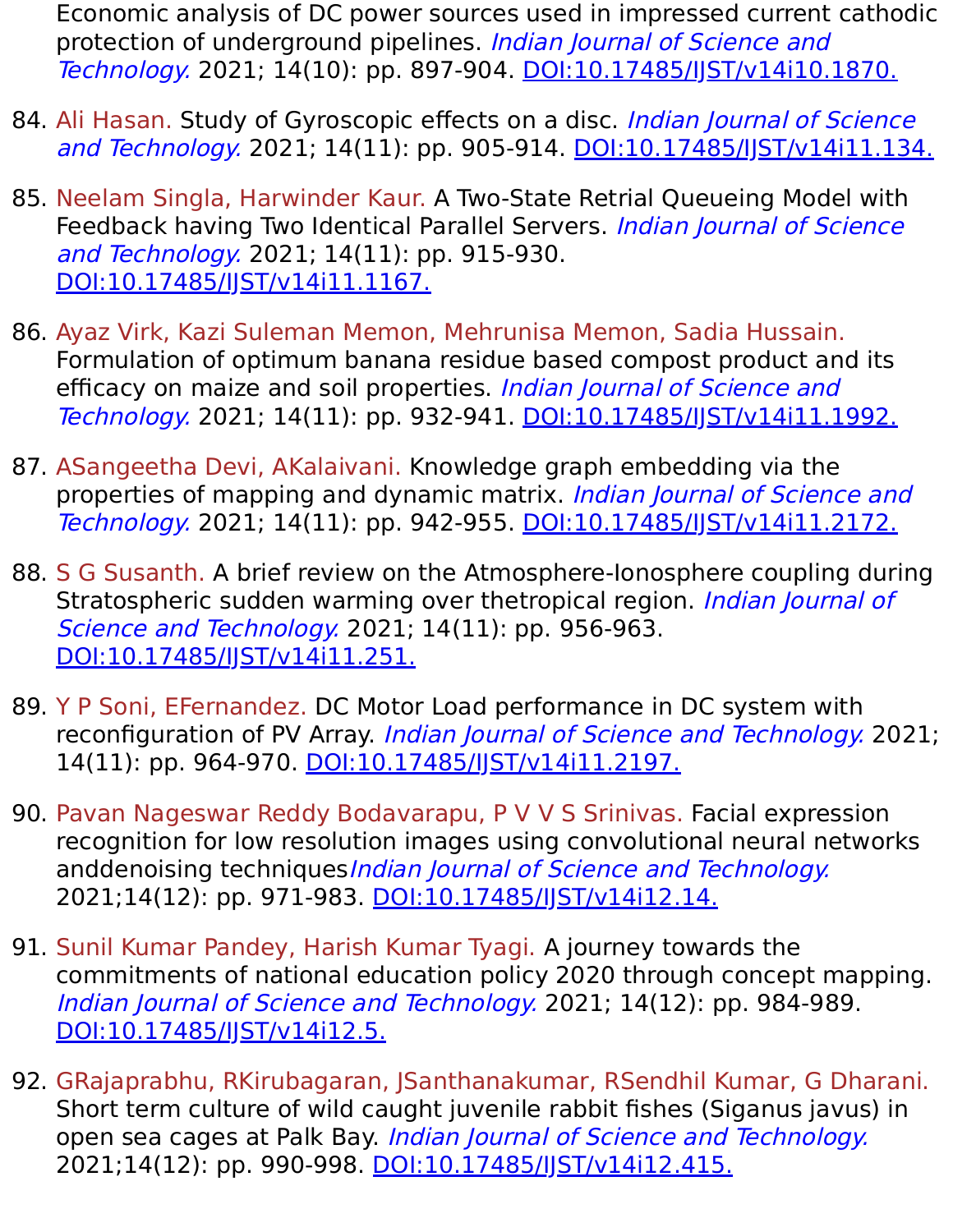Economic analysis of DC power sources used in impressed current cathodic protection of underground pipelines. *Indian Journal of Science and Technology.* 2021; 14(10): pp. 897-904. [DOI:10.17485/IJST/v14i10.1870.]

84. Ali Hasan. Study of Gyroscopic effects on a disc. *Indian Journal of Science and Technology.* 2021; 14(11): pp. 905-914. [DOI:10.17485/IJST/v14i11.134.]

85. Neelam Singla, Harwinder Kaur. A Two-State Retrial Queueing Model with Feedback having Two Identical Parallel Servers. *Indian Journal of Science and Technology.* 2021; 14(11): pp. 915-930. [DOI:10.17485/IJST/v14i11.1167.]

86. Ayaz Virk, Kazi Suleman Memon, Mehrunisa Memon, Sadia Hussain. Formulation of optimum banana residue based compost product and its efficacy on maize and soil properties. *Indian Journal of Science and Technology.* 2021; 14(11): pp. 932-941. [DOI:10.17485/IJST/v14i11.1992.]

87. ASangeetha Devi, AKalaivani. Knowledge graph embedding via the properties of mapping and dynamic matrix. *Indian Journal of Science and Technology.* 2021; 14(11): pp. 942-955. [DOI:10.17485/IJST/v14i11.2172.]

88. S G Susanth. A brief review on the Atmosphere-Ionosphere coupling during Stratospheric sudden warming over thetropical region. *Indian Journal of Science and Technology.* 2021; 14(11): pp. 956-963. [DOI:10.17485/IJST/v14i11.251.]

89. Y P Soni, EFernandez. DC Motor Load performance in DC system with reconfiguration of PV Array. *Indian Journal of Science and Technology.* 2021; 14(11): pp. 964-970. [DOI:10.17485/IJST/v14i11.2197.]

90. Pavan Nageswar Reddy Bodavarapu, P V V S Srinivas. Facial expression recognition for low resolution images using convolutional neural networks anddenoising techniques*Indian Journal of Science and Technology.* 2021;14(12): pp. 971-983. [DOI:10.17485/IJST/v14i12.14.]

91. Sunil Kumar Pandey, Harish Kumar Tyagi. A journey towards the commitments of national education policy 2020 through concept mapping. *Indian Journal of Science and Technology.* 2021; 14(12): pp. 984-989. [DOI:10.17485/IJST/v14i12.5.]

92. GRajaprabhu, RKirubagaran, JSanthanakumar, RSendhil Kumar, G Dharani. Short term culture of wild caught juvenile rabbit fishes (Siganus javus) in open sea cages at Palk Bay. *Indian Journal of Science and Technology.* 2021;14(12): pp. 990-998. [DOI:10.17485/IJST/v14i12.415.]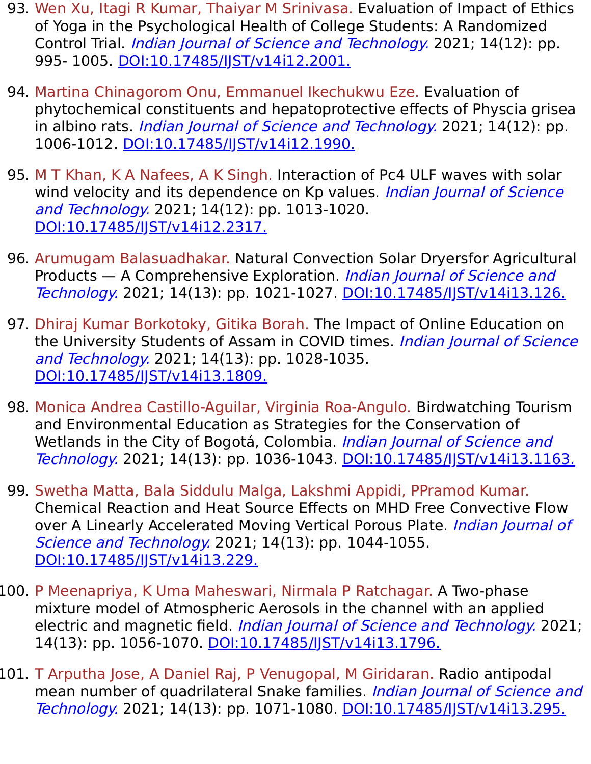93. Wen Xu, Itagi R Kumar, Thaiyar M Srinivasa. Evaluation of Impact of Ethics of Yoga in the Psychological Health of College Students: A Randomized Control Trial. *Indian Journal of Science and Technology.* 2021; 14(12): pp. 995- 1005. [DOI:10.17485/IJST/v14i12.2001.](https://doi.org/10.17485/IJST/v14i12.2001)

94. Martina Chinagorom Onu, Emmanuel Ikechukwu Eze. Evaluation of phytochemical constituents and hepatoprotective effects of Physcia grisea in albino rats. *Indian Journal of Science and Technology.* 2021; 14(12): pp. 1006-1012. [DOI:10.17485/IJST/v14i12.1990.](https://doi.org/10.17485/IJST/v14i12.1990)

95. M T Khan, K A Nafees, A K Singh. Interaction of Pc4 ULF waves with solar wind velocity and its dependence on Kp values. *Indian Journal of Science and Technology.* 2021; 14(12): pp. 1013-1020. [DOI:10.17485/IJST/v14i12.2317.](https://doi.org/10.17485/IJST/v14i12.2317)

96. Arumugam Balasuadhakar. Natural Convection Solar Dryersfor Agricultural Products — A Comprehensive Exploration. *Indian Journal of Science and Technology.* 2021; 14(13): pp. 1021-1027. [DOI:10.17485/IJST/v14i13.126.](https://doi.org/10.17485/IJST/v14i13.126)

97. Dhiraj Kumar Borkotoky, Gitika Borah. The Impact of Online Education on the University Students of Assam in COVID times. *Indian Journal of Science and Technology.* 2021; 14(13): pp. 1028-1035. [DOI:10.17485/IJST/v14i13.1809.](https://doi.org/10.17485/IJST/v14i13.1809)

98. Monica Andrea Castillo-Aguilar, Virginia Roa-Angulo. Birdwatching Tourism and Environmental Education as Strategies for the Conservation of Wetlands in the City of Bogotá, Colombia. *Indian Journal of Science and Technology.* 2021; 14(13): pp. 1036-1043. [DOI:10.17485/IJST/v14i13.1163.](https://doi.org/10.17485/IJST/v14i13.1163)

99. Swetha Matta, Bala Siddulu Malga, Lakshmi Appidi, PPramod Kumar. Chemical Reaction and Heat Source Effects on MHD Free Convective Flow over A Linearly Accelerated Moving Vertical Porous Plate. *Indian Journal of Science and Technology.* 2021; 14(13): pp. 1044-1055. [DOI:10.17485/IJST/v14i13.229.](https://doi.org/10.17485/IJST/v14i13.229)

100. P Meenapriya, K Uma Maheswari, Nirmala P Ratchagar. A Two-phase mixture model of Atmospheric Aerosols in the channel with an applied electric and magnetic field. *Indian Journal of Science and Technology.* 2021; 14(13): pp. 1056-1070. [DOI:10.17485/IJST/v14i13.1796.](https://doi.org/10.17485/IJST/v14i13.1796)

101. T Arputha Jose, A Daniel Raj, P Venugopal, M Giridaran. Radio antipodal mean number of quadrilateral Snake families. *Indian Journal of Science and Technology.* 2021; 14(13): pp. 1071-1080. [DOI:10.17485/IJST/v14i13.295.](https://doi.org/10.17485/IJST/v14i13.295)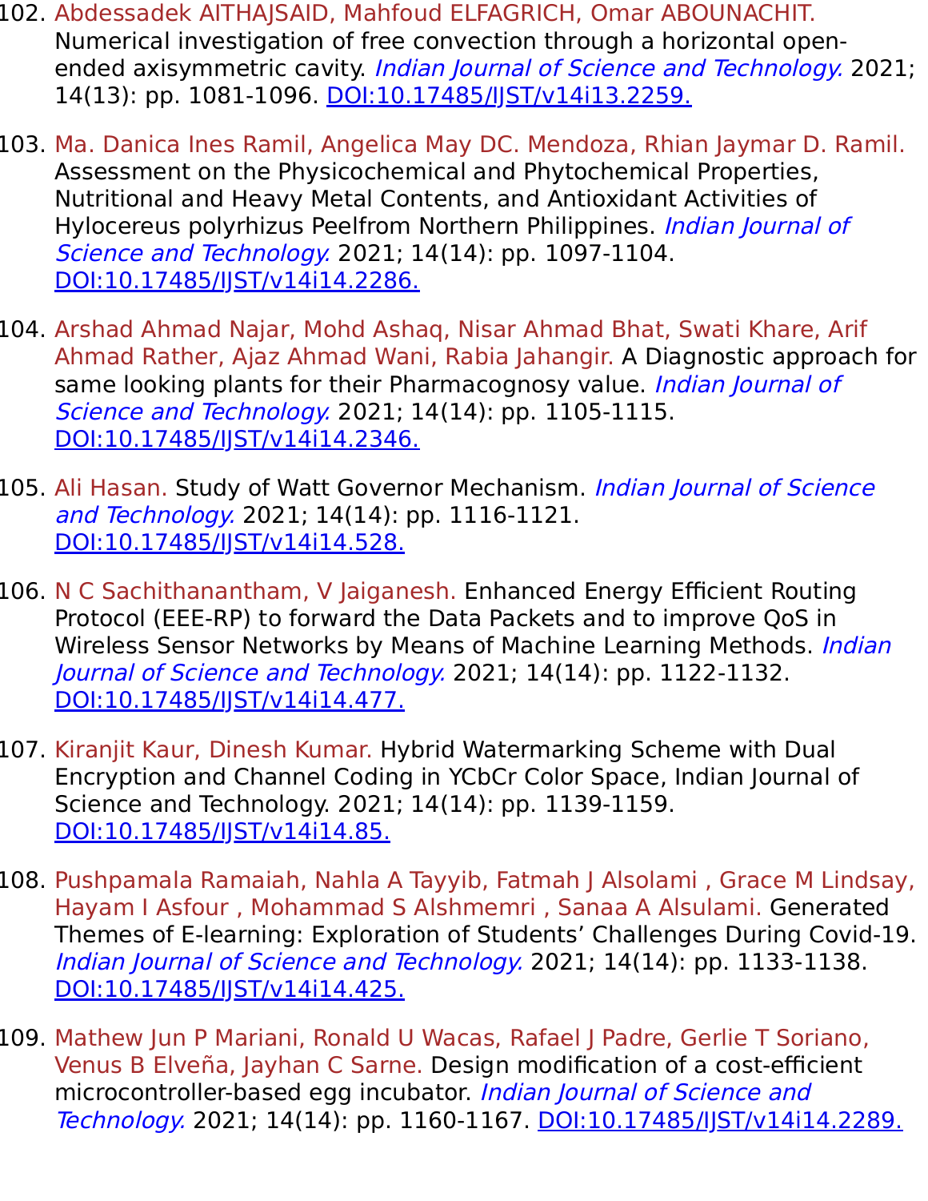102. Abdessadek AITHAJSAID, Mahfoud ELFAGRICH, Omar ABOUNACHIT. Numerical investigation of free convection through a horizontal open-ended axisymmetric cavity. *Indian Journal of Science and Technology.* 2021; 14(13): pp. 1081-1096. [DOI:10.17485/IJST/v14i13.2259.](https://doi.org/10.17485/IJST/v14i13.2259)

103. Ma. Danica Ines Ramil, Angelica May DC. Mendoza, Rhian Jaymar D. Ramil. Assessment on the Physicochemical and Phytochemical Properties, Nutritional and Heavy Metal Contents, and Antioxidant Activities of Hylocereus polyrhizus Peelfrom Northern Philippines. *Indian Journal of Science and Technology.* 2021; 14(14): pp. 1097-1104. [DOI:10.17485/IJST/v14i14.2286.](https://doi.org/10.17485/IJST/v14i14.2286)

104. Arshad Ahmad Najar, Mohd Ashaq, Nisar Ahmad Bhat, Swati Khare, Arif Ahmad Rather, Ajaz Ahmad Wani, Rabia Jahangir. A Diagnostic approach for same looking plants for their Pharmacognosy value. *Indian Journal of Science and Technology.* 2021; 14(14): pp. 1105-1115. [DOI:10.17485/IJST/v14i14.2346.](https://doi.org/10.17485/IJST/v14i14.2346)

105. Ali Hasan. Study of Watt Governor Mechanism. *Indian Journal of Science and Technology.* 2021; 14(14): pp. 1116-1121. [DOI:10.17485/IJST/v14i14.528.](https://doi.org/10.17485/IJST/v14i14.528)

106. N C Sachithanantham, V Jaiganesh. Enhanced Energy Efficient Routing Protocol (EEE-RP) to forward the Data Packets and to improve QoS in Wireless Sensor Networks by Means of Machine Learning Methods. *Indian Journal of Science and Technology.* 2021; 14(14): pp. 1122-1132. [DOI:10.17485/IJST/v14i14.477.](https://doi.org/10.17485/IJST/v14i14.477)

107. Kiranjit Kaur, Dinesh Kumar. Hybrid Watermarking Scheme with Dual Encryption and Channel Coding in YCbCr Color Space, Indian Journal of Science and Technology. 2021; 14(14): pp. 1139-1159. [DOI:10.17485/IJST/v14i14.85.](https://doi.org/10.17485/IJST/v14i14.85)

108. Pushpamala Ramaiah, Nahla A Tayyib, Fatmah J Alsolami , Grace M Lindsay, Hayam I Asfour , Mohammad S Alshmemri , Sanaa A Alsulami. Generated Themes of E-learning: Exploration of Students' Challenges During Covid-19. *Indian Journal of Science and Technology.* 2021; 14(14): pp. 1133-1138. [DOI:10.17485/IJST/v14i14.425.](https://doi.org/10.17485/IJST/v14i14.425)

109. Mathew Jun P Mariani, Ronald U Wacas, Rafael J Padre, Gerlie T Soriano, Venus B Elveña, Jayhan C Sarne. Design modification of a cost-efficient microcontroller-based egg incubator. *Indian Journal of Science and Technology.* 2021; 14(14): pp. 1160-1167. [DOI:10.17485/IJST/v14i14.2289.](https://doi.org/10.17485/IJST/v14i14.2289)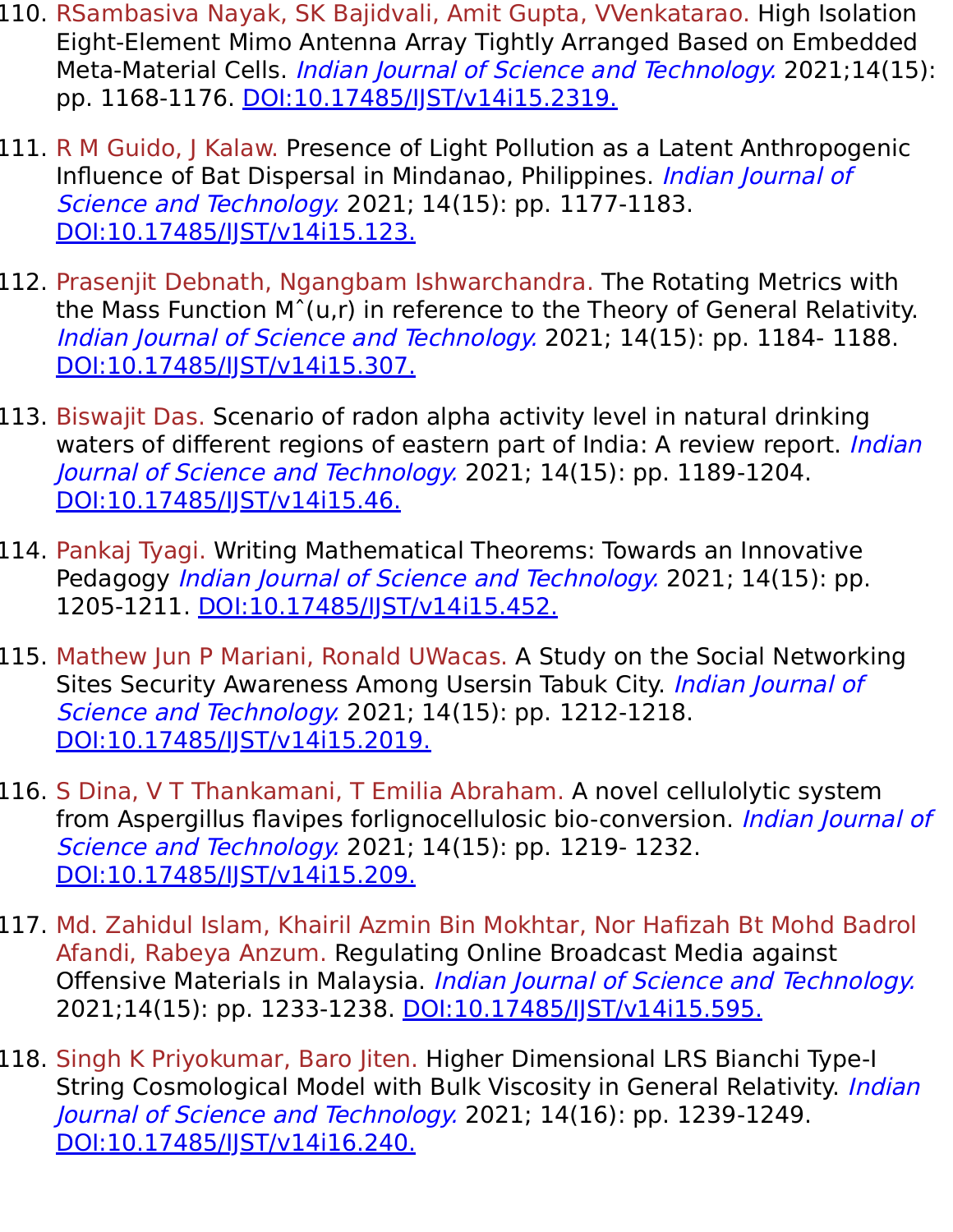110. RSambasiva Nayak, SK Bajidvali, Amit Gupta, VVenkatarao. High Isolation Eight-Element Mimo Antenna Array Tightly Arranged Based on Embedded Meta-Material Cells. *Indian Journal of Science and Technology.* 2021;14(15): pp. 1168-1176. DOI:10.17485/IJST/v14i15.2319.

111. R M Guido, J Kalaw. Presence of Light Pollution as a Latent Anthropogenic Influence of Bat Dispersal in Mindanao, Philippines. *Indian Journal of Science and Technology.* 2021; 14(15): pp. 1177-1183. DOI:10.17485/IJST/v14i15.123.

112. Prasenjit Debnath, Ngangbam Ishwarchandra. The Rotating Metrics with the Mass Function Mˆ(u,r) in reference to the Theory of General Relativity. *Indian Journal of Science and Technology.* 2021; 14(15): pp. 1184- 1188. DOI:10.17485/IJST/v14i15.307.

113. Biswajit Das. Scenario of radon alpha activity level in natural drinking waters of different regions of eastern part of India: A review report. *Indian Journal of Science and Technology.* 2021; 14(15): pp. 1189-1204. DOI:10.17485/IJST/v14i15.46.

114. Pankaj Tyagi. Writing Mathematical Theorems: Towards an Innovative Pedagogy *Indian Journal of Science and Technology.* 2021; 14(15): pp. 1205-1211. DOI:10.17485/IJST/v14i15.452.

115. Mathew Jun P Mariani, Ronald UWacas. A Study on the Social Networking Sites Security Awareness Among Usersin Tabuk City. *Indian Journal of Science and Technology.* 2021; 14(15): pp. 1212-1218. DOI:10.17485/IJST/v14i15.2019.

116. S Dina, V T Thankamani, T Emilia Abraham. A novel cellulolytic system from Aspergillus flavipes forlignocellulosic bio-conversion. *Indian Journal of Science and Technology.* 2021; 14(15): pp. 1219- 1232. DOI:10.17485/IJST/v14i15.209.

117. Md. Zahidul Islam, Khairil Azmin Bin Mokhtar, Nor Hafizah Bt Mohd Badrol Afandi, Rabeya Anzum. Regulating Online Broadcast Media against Offensive Materials in Malaysia. *Indian Journal of Science and Technology.* 2021;14(15): pp. 1233-1238. DOI:10.17485/IJST/v14i15.595.

118. Singh K Priyokumar, Baro Jiten. Higher Dimensional LRS Bianchi Type-I String Cosmological Model with Bulk Viscosity in General Relativity. *Indian Journal of Science and Technology.* 2021; 14(16): pp. 1239-1249. DOI:10.17485/IJST/v14i16.240.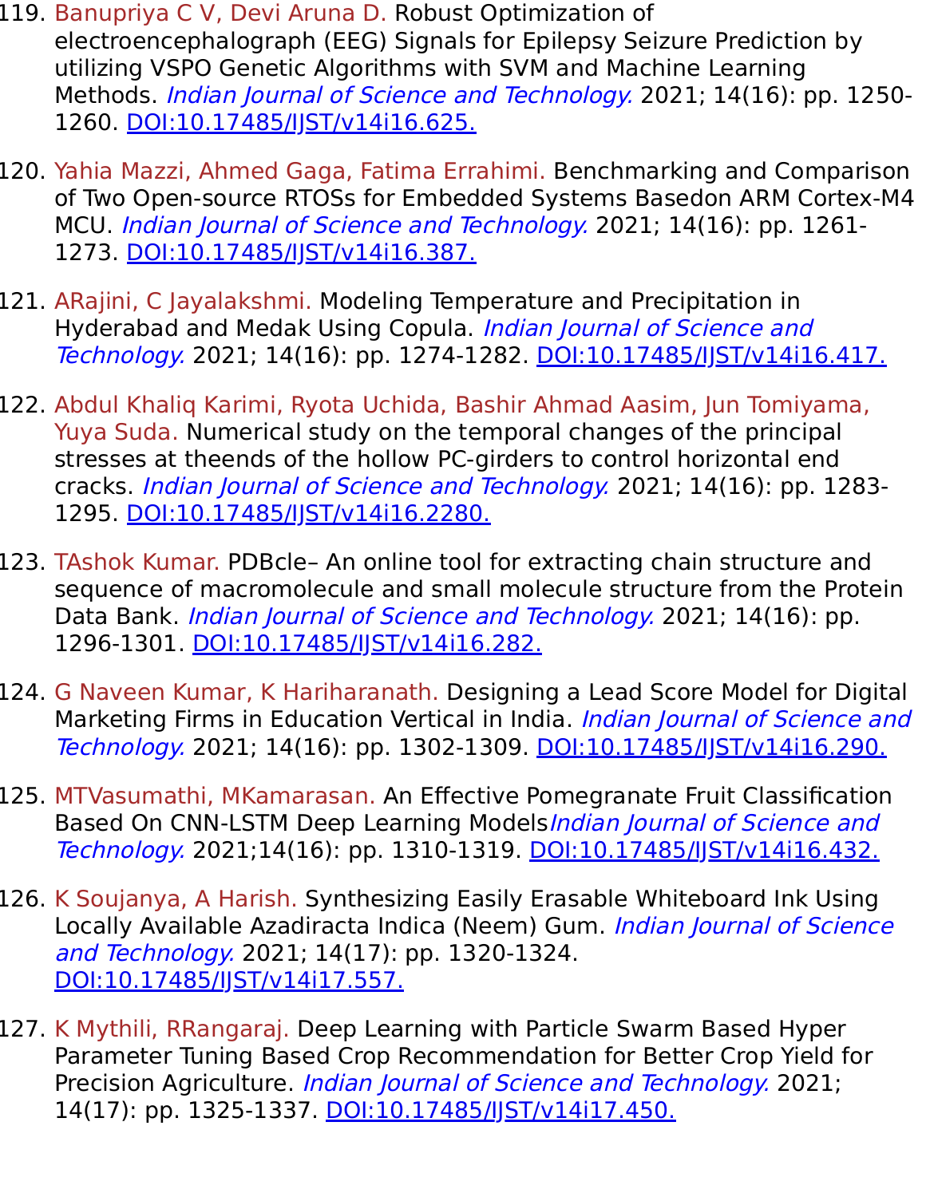119. Banupriya C V, Devi Aruna D. Robust Optimization of electroencephalograph (EEG) Signals for Epilepsy Seizure Prediction by utilizing VSPO Genetic Algorithms with SVM and Machine Learning Methods. *Indian Journal of Science and Technology.* 2021; 14(16): pp. 1250-1260. [DOI:10.17485/IJST/v14i16.625.](https://doi.org/10.17485/IJST/v14i16.625)

120. Yahia Mazzi, Ahmed Gaga, Fatima Errahimi. Benchmarking and Comparison of Two Open-source RTOSs for Embedded Systems Basedon ARM Cortex-M4 MCU. *Indian Journal of Science and Technology.* 2021; 14(16): pp. 1261-1273. [DOI:10.17485/IJST/v14i16.387.](https://doi.org/10.17485/IJST/v14i16.387)

121. ARajini, C Jayalakshmi. Modeling Temperature and Precipitation in Hyderabad and Medak Using Copula. *Indian Journal of Science and Technology.* 2021; 14(16): pp. 1274-1282. [DOI:10.17485/IJST/v14i16.417.](https://doi.org/10.17485/IJST/v14i16.417)

122. Abdul Khaliq Karimi, Ryota Uchida, Bashir Ahmad Aasim, Jun Tomiyama, Yuya Suda. Numerical study on the temporal changes of the principal stresses at theends of the hollow PC-girders to control horizontal end cracks. *Indian Journal of Science and Technology.* 2021; 14(16): pp. 1283-1295. [DOI:10.17485/IJST/v14i16.2280.](https://doi.org/10.17485/IJST/v14i16.2280)

123. TAshok Kumar. PDBcle– An online tool for extracting chain structure and sequence of macromolecule and small molecule structure from the Protein Data Bank. *Indian Journal of Science and Technology.* 2021; 14(16): pp. 1296-1301. [DOI:10.17485/IJST/v14i16.282.](https://doi.org/10.17485/IJST/v14i16.282)

124. G Naveen Kumar, K Hariharanath. Designing a Lead Score Model for Digital Marketing Firms in Education Vertical in India. *Indian Journal of Science and Technology.* 2021; 14(16): pp. 1302-1309. [DOI:10.17485/IJST/v14i16.290.](https://doi.org/10.17485/IJST/v14i16.290)

125. MTVasumathi, MKamarasan. An Effective Pomegranate Fruit Classification Based On CNN-LSTM Deep Learning Models*Indian Journal of Science and Technology.* 2021;14(16): pp. 1310-1319. [DOI:10.17485/IJST/v14i16.432.](https://doi.org/10.17485/IJST/v14i16.432)

126. K Soujanya, A Harish. Synthesizing Easily Erasable Whiteboard Ink Using Locally Available Azadiracta Indica (Neem) Gum. *Indian Journal of Science and Technology.* 2021; 14(17): pp. 1320-1324. [DOI:10.17485/IJST/v14i17.557.](https://doi.org/10.17485/IJST/v14i17.557)

127. K Mythili, RRangaraj. Deep Learning with Particle Swarm Based Hyper Parameter Tuning Based Crop Recommendation for Better Crop Yield for Precision Agriculture. *Indian Journal of Science and Technology.* 2021; 14(17): pp. 1325-1337. [DOI:10.17485/IJST/v14i17.450.](https://doi.org/10.17485/IJST/v14i17.450)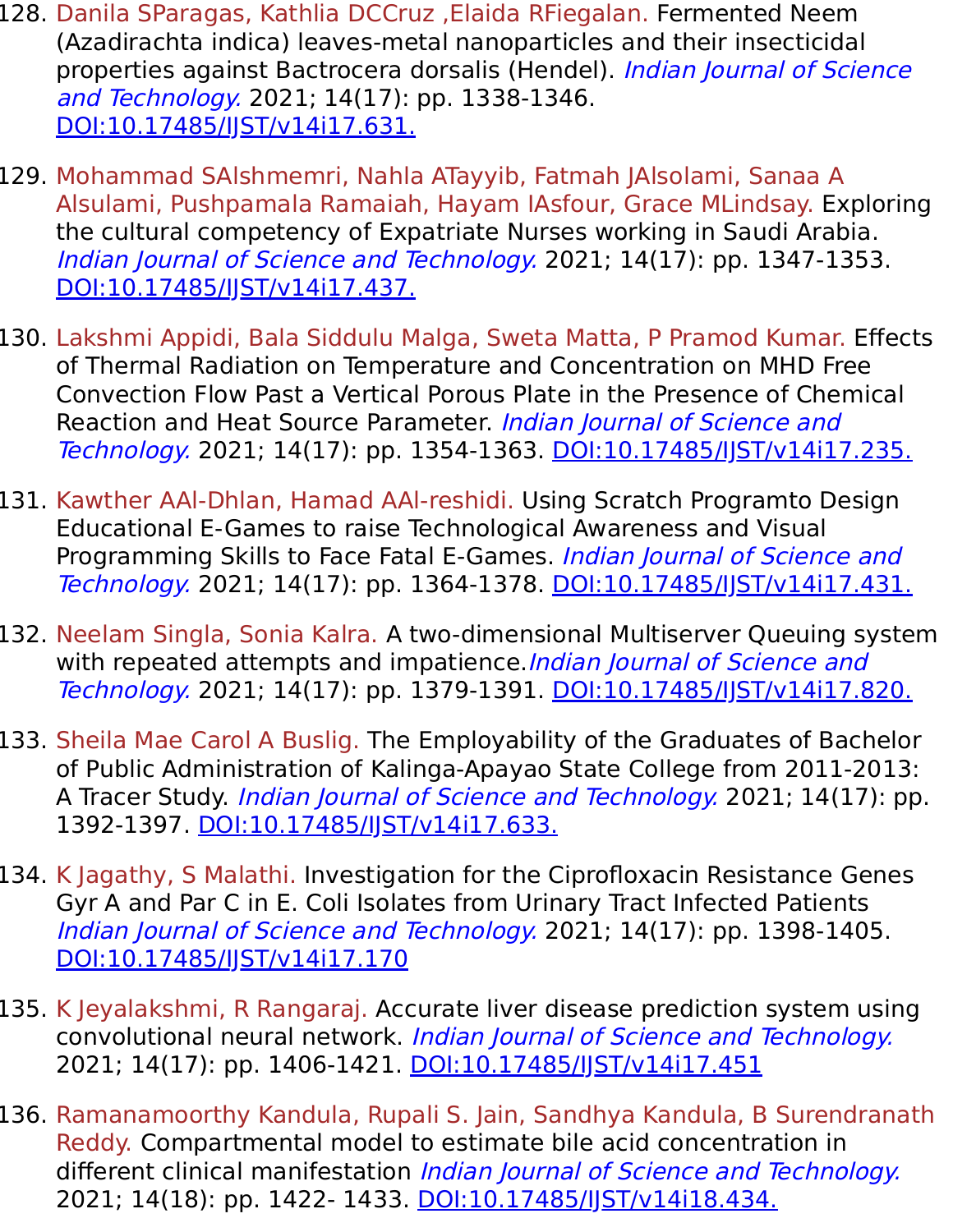128. Danila SParagas, Kathlia DCCruz ,Elaida RFiegalan. Fermented Neem (Azadirachta indica) leaves-metal nanoparticles and their insecticidal properties against Bactrocera dorsalis (Hendel). *Indian Journal of Science and Technology.* 2021; 14(17): pp. 1338-1346. [DOI:10.17485/IJST/v14i17.631.](https://doi.org/10.17485/IJST/v14i17.631)

129. Mohammad SAlshmemri, Nahla ATayyib, Fatmah JAlsolami, Sanaa A Alsulami, Pushpamala Ramaiah, Hayam IAsfour, Grace MLindsay. Exploring the cultural competency of Expatriate Nurses working in Saudi Arabia. *Indian Journal of Science and Technology.* 2021; 14(17): pp. 1347-1353. [DOI:10.17485/IJST/v14i17.437.](https://doi.org/10.17485/IJST/v14i17.437)

130. Lakshmi Appidi, Bala Siddulu Malga, Sweta Matta, P Pramod Kumar. Effects of Thermal Radiation on Temperature and Concentration on MHD Free Convection Flow Past a Vertical Porous Plate in the Presence of Chemical Reaction and Heat Source Parameter. *Indian Journal of Science and Technology.* 2021; 14(17): pp. 1354-1363. [DOI:10.17485/IJST/v14i17.235.](https://doi.org/10.17485/IJST/v14i17.235)

131. Kawther AAl-Dhlan, Hamad AAl-reshidi. Using Scratch Programto Design Educational E-Games to raise Technological Awareness and Visual Programming Skills to Face Fatal E-Games. *Indian Journal of Science and Technology.* 2021; 14(17): pp. 1364-1378. [DOI:10.17485/IJST/v14i17.431.](https://doi.org/10.17485/IJST/v14i17.431)

132. Neelam Singla, Sonia Kalra. A two-dimensional Multiserver Queuing system with repeated attempts and impatience.*Indian Journal of Science and Technology.* 2021; 14(17): pp. 1379-1391. [DOI:10.17485/IJST/v14i17.820.](https://doi.org/10.17485/IJST/v14i17.820)

133. Sheila Mae Carol A Buslig. The Employability of the Graduates of Bachelor of Public Administration of Kalinga-Apayao State College from 2011-2013: A Tracer Study. *Indian Journal of Science and Technology.* 2021; 14(17): pp. 1392-1397. [DOI:10.17485/IJST/v14i17.633.](https://doi.org/10.17485/IJST/v14i17.633)

134. K Jagathy, S Malathi. Investigation for the Ciprofloxacin Resistance Genes Gyr A and Par C in E. Coli Isolates from Urinary Tract Infected Patients *Indian Journal of Science and Technology.* 2021; 14(17): pp. 1398-1405. [DOI:10.17485/IJST/v14i17.170](https://doi.org/10.17485/IJST/v14i17.170)

135. K Jeyalakshmi, R Rangaraj. Accurate liver disease prediction system using convolutional neural network. *Indian Journal of Science and Technology.* 2021; 14(17): pp. 1406-1421. [DOI:10.17485/IJST/v14i17.451](https://doi.org/10.17485/IJST/v14i17.451)

136. Ramanamoorthy Kandula, Rupali S. Jain, Sandhya Kandula, B Surendranath Reddy. Compartmental model to estimate bile acid concentration in different clinical manifestation *Indian Journal of Science and Technology.* 2021; 14(18): pp. 1422- 1433. [DOI:10.17485/IJST/v14i18.434.](https://doi.org/10.17485/IJST/v14i18.434)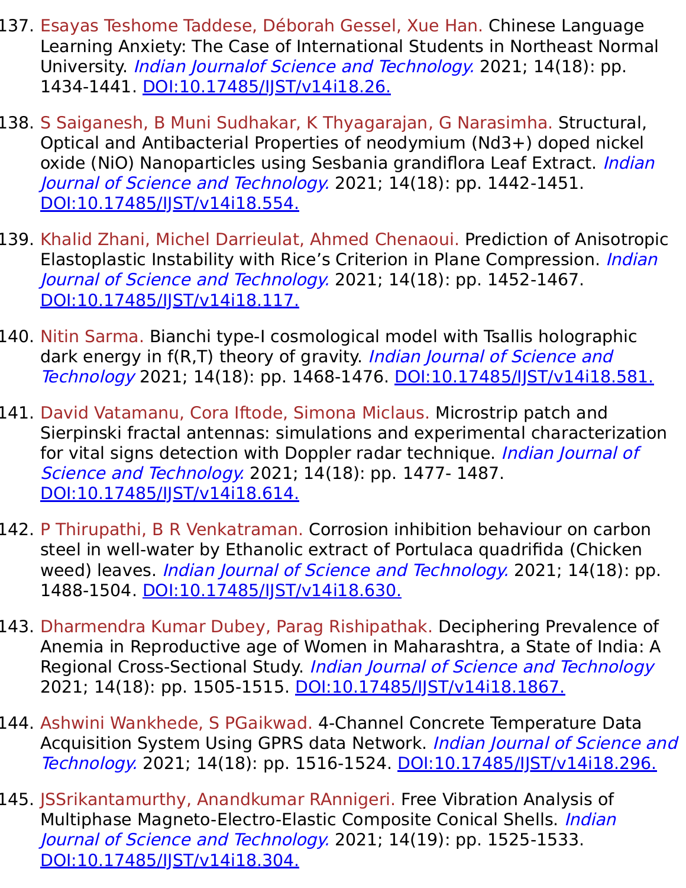137. Esayas Teshome Taddese, Déborah Gessel, Xue Han. Chinese Language Learning Anxiety: The Case of International Students in Northeast Normal University. *Indian Journalof Science and Technology.* 2021; 14(18): pp. 1434-1441. DOI:10.17485/IJST/v14i18.26.

138. S Saiganesh, B Muni Sudhakar, K Thyagarajan, G Narasimha. Structural, Optical and Antibacterial Properties of neodymium ($Nd^{3+}$) doped nickel oxide (NiO) Nanoparticles using Sesbania grandiflora Leaf Extract. *Indian Journal of Science and Technology.* 2021; 14(18): pp. 1442-1451. DOI:10.17485/IJST/v14i18.554.

139. Khalid Zhani, Michel Darrieulat, Ahmed Chenaoui. Prediction of Anisotropic Elastoplastic Instability with Rice's Criterion in Plane Compression. *Indian Journal of Science and Technology.* 2021; 14(18): pp. 1452-1467. DOI:10.17485/IJST/v14i18.117.

140. Nitin Sarma. Bianchi type-I cosmological model with Tsallis holographic dark energy in f(R,T) theory of gravity. *Indian Journal of Science and Technology* 2021; 14(18): pp. 1468-1476. DOI:10.17485/IJST/v14i18.581.

141. David Vatamanu, Cora Iftode, Simona Miclaus. Microstrip patch and Sierpinski fractal antennas: simulations and experimental characterization for vital signs detection with Doppler radar technique. *Indian Journal of Science and Technology.* 2021; 14(18): pp. 1477- 1487. DOI:10.17485/IJST/v14i18.614.

142. P Thirupathi, B R Venkatraman. Corrosion inhibition behaviour on carbon steel in well-water by Ethanolic extract of Portulaca quadrifida (Chicken weed) leaves. *Indian Journal of Science and Technology.* 2021; 14(18): pp. 1488-1504. DOI:10.17485/IJST/v14i18.630.

143. Dharmendra Kumar Dubey, Parag Rishipathak. Deciphering Prevalence of Anemia in Reproductive age of Women in Maharashtra, a State of India: A Regional Cross-Sectional Study. *Indian Journal of Science and Technology* 2021; 14(18): pp. 1505-1515. DOI:10.17485/IJST/v14i18.1867.

144. Ashwini Wankhede, S PGaikwad. 4-Channel Concrete Temperature Data Acquisition System Using GPRS data Network. *Indian Journal of Science and Technology.* 2021; 14(18): pp. 1516-1524. DOI:10.17485/IJST/v14i18.296.

145. JSSrikantamurthy, Anandkumar RAnnigeri. Free Vibration Analysis of Multiphase Magneto-Electro-Elastic Composite Conical Shells. *Indian Journal of Science and Technology.* 2021; 14(19): pp. 1525-1533. DOI:10.17485/IJST/v14i18.304.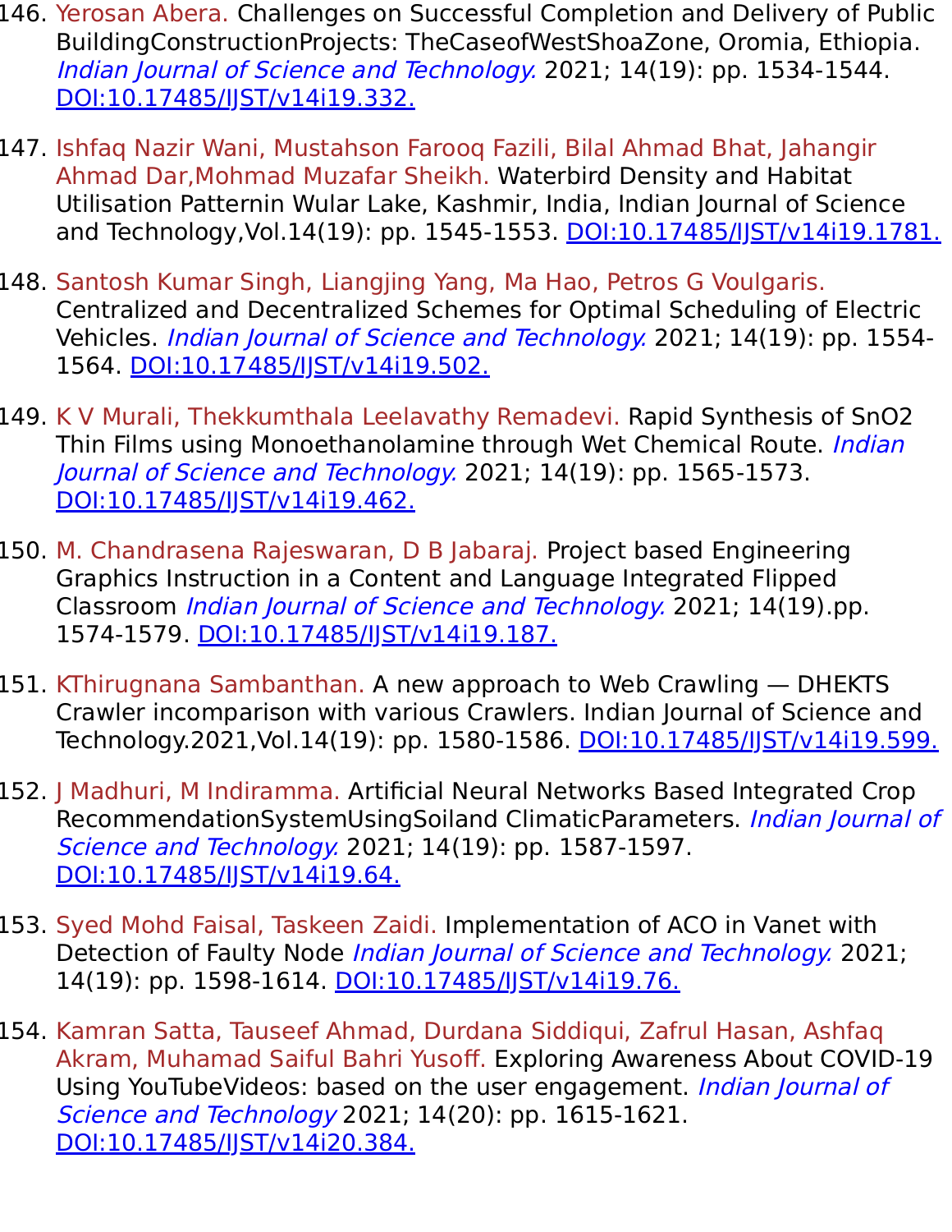146. Yerosan Abera. Challenges on Successful Completion and Delivery of Public BuildingConstructionProjects: TheCaseofWestShoaZone, Oromia, Ethiopia. *Indian Journal of Science and Technology.* 2021; 14(19): pp. 1534-1544. DOI:10.17485/IJST/v14i19.332.

147. Ishfaq Nazir Wani, Mustahson Farooq Fazili, Bilal Ahmad Bhat, Jahangir Ahmad Dar,Mohmad Muzafar Sheikh. Waterbird Density and Habitat Utilisation Patternin Wular Lake, Kashmir, India, Indian Journal of Science and Technology,Vol.14(19): pp. 1545-1553. DOI:10.17485/IJST/v14i19.1781.

148. Santosh Kumar Singh, Liangjing Yang, Ma Hao, Petros G Voulgaris. Centralized and Decentralized Schemes for Optimal Scheduling of Electric Vehicles. *Indian Journal of Science and Technology.* 2021; 14(19): pp. 1554-1564. DOI:10.17485/IJST/v14i19.502.

149. K V Murali, Thekkumthala Leelavathy Remadevi. Rapid Synthesis of SnO2 Thin Films using Monoethanolamine through Wet Chemical Route. *Indian Journal of Science and Technology.* 2021; 14(19): pp. 1565-1573. DOI:10.17485/IJST/v14i19.462.

150. M. Chandrasena Rajeswaran, D B Jabaraj. Project based Engineering Graphics Instruction in a Content and Language Integrated Flipped Classroom *Indian Journal of Science and Technology.* 2021; 14(19).pp. 1574-1579. DOI:10.17485/IJST/v14i19.187.

151. KThirugnana Sambanthan. A new approach to Web Crawling — DHEKTS Crawler incomparison with various Crawlers. Indian Journal of Science and Technology.2021,Vol.14(19): pp. 1580-1586. DOI:10.17485/IJST/v14i19.599.

152. J Madhuri, M Indiramma. Artificial Neural Networks Based Integrated Crop RecommendationSystemUsingSoiland ClimaticParameters. *Indian Journal of Science and Technology.* 2021; 14(19): pp. 1587-1597. DOI:10.17485/IJST/v14i19.64.

153. Syed Mohd Faisal, Taskeen Zaidi. Implementation of ACO in Vanet with Detection of Faulty Node *Indian Journal of Science and Technology.* 2021; 14(19): pp. 1598-1614. DOI:10.17485/IJST/v14i19.76.

154. Kamran Satta, Tauseef Ahmad, Durdana Siddiqui, Zafrul Hasan, Ashfaq Akram, Muhamad Saiful Bahri Yusoff. Exploring Awareness About COVID-19 Using YouTubeVideos: based on the user engagement. *Indian Journal of Science and Technology* 2021; 14(20): pp. 1615-1621. DOI:10.17485/IJST/v14i20.384.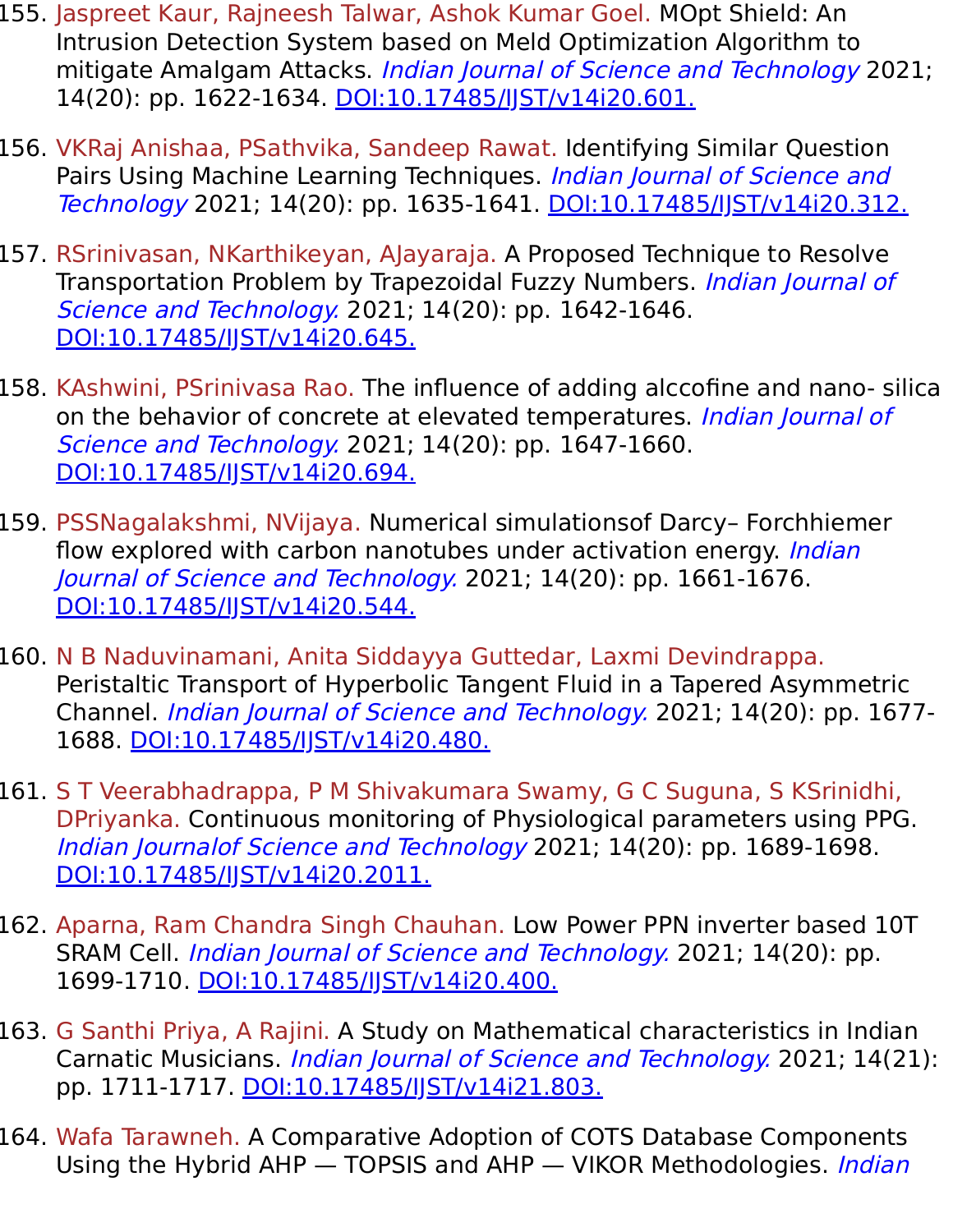155. Jaspreet Kaur, Rajneesh Talwar, Ashok Kumar Goel. MOpt Shield: An Intrusion Detection System based on Meld Optimization Algorithm to mitigate Amalgam Attacks. *Indian Journal of Science and Technology* 2021; 14(20): pp. 1622-1634. DOI:10.17485/IJST/v14i20.601.

156. VKRaj Anishaa, PSathvika, Sandeep Rawat. Identifying Similar Question Pairs Using Machine Learning Techniques. *Indian Journal of Science and Technology* 2021; 14(20): pp. 1635-1641. DOI:10.17485/IJST/v14i20.312.

157. RSrinivasan, NKarthikeyan, AJayaraja. A Proposed Technique to Resolve Transportation Problem by Trapezoidal Fuzzy Numbers. *Indian Journal of Science and Technology.* 2021; 14(20): pp. 1642-1646. DOI:10.17485/IJST/v14i20.645.

158. KAshwini, PSrinivasa Rao. The influence of adding alccofine and nano- silica on the behavior of concrete at elevated temperatures. *Indian Journal of Science and Technology.* 2021; 14(20): pp. 1647-1660. DOI:10.17485/IJST/v14i20.694.

159. PSSNagalakshmi, NVijaya. Numerical simulationsof Darcy– Forchhiemer flow explored with carbon nanotubes under activation energy. *Indian Journal of Science and Technology.* 2021; 14(20): pp. 1661-1676. DOI:10.17485/IJST/v14i20.544.

160. N B Naduvinamani, Anita Siddayya Guttedar, Laxmi Devindrappa. Peristaltic Transport of Hyperbolic Tangent Fluid in a Tapered Asymmetric Channel. *Indian Journal of Science and Technology.* 2021; 14(20): pp. 1677-1688. DOI:10.17485/IJST/v14i20.480.

161. S T Veerabhadrappa, P M Shivakumara Swamy, G C Suguna, S KSrinidhi, DPriyanka. Continuous monitoring of Physiological parameters using PPG. *Indian Journalof Science and Technology* 2021; 14(20): pp. 1689-1698. DOI:10.17485/IJST/v14i20.2011.

162. Aparna, Ram Chandra Singh Chauhan. Low Power PPN inverter based 10T SRAM Cell. *Indian Journal of Science and Technology.* 2021; 14(20): pp. 1699-1710. DOI:10.17485/IJST/v14i20.400.

163. G Santhi Priya, A Rajini. A Study on Mathematical characteristics in Indian Carnatic Musicians. *Indian Journal of Science and Technology.* 2021; 14(21): pp. 1711-1717. DOI:10.17485/IJST/v14i21.803.

164. Wafa Tarawneh. A Comparative Adoption of COTS Database Components Using the Hybrid AHP — TOPSIS and AHP — VIKOR Methodologies. *Indian*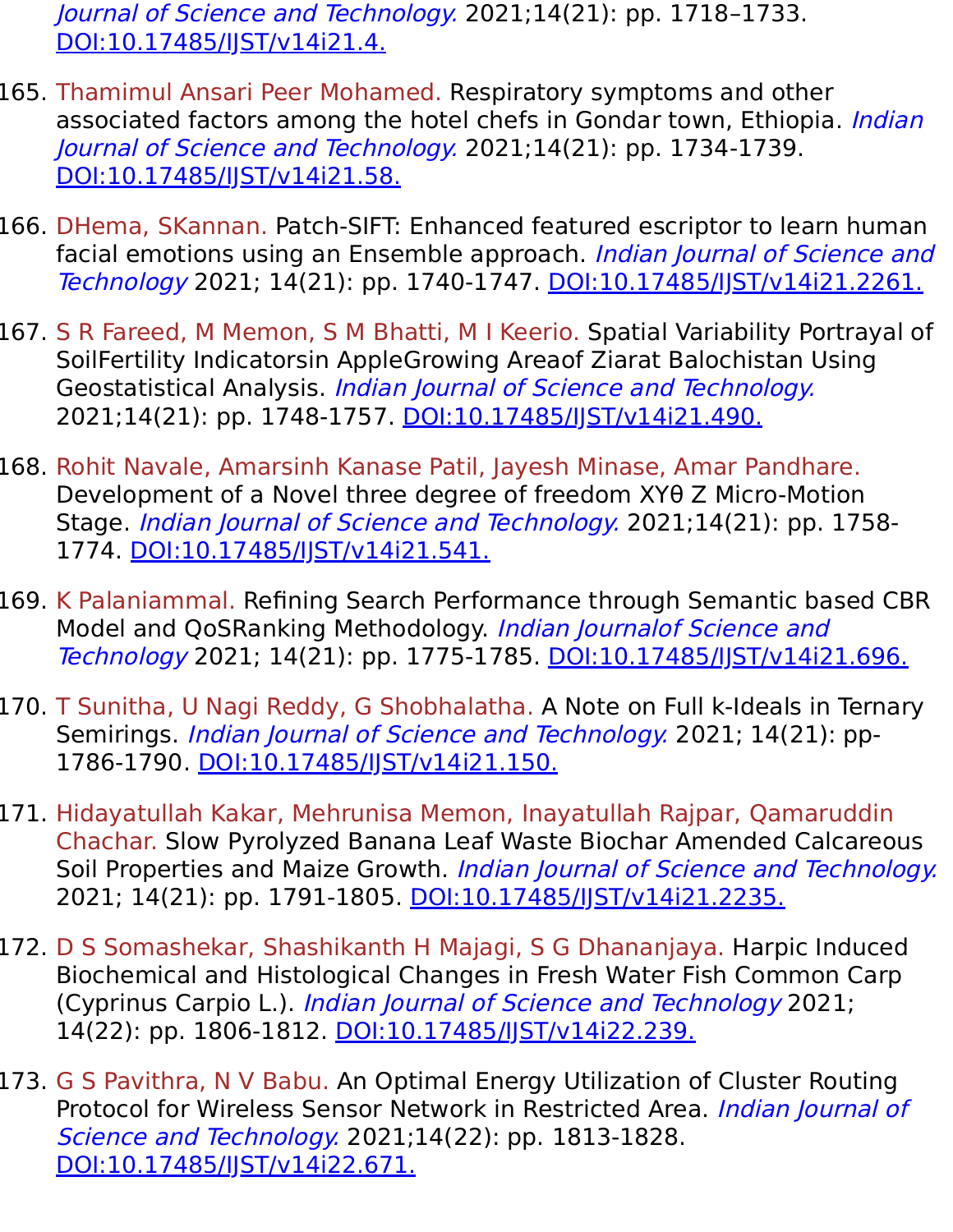*Journal of Science and Technology.* 2021;14(21): pp. 1718–1733. DOI:10.17485/IJST/v14i21.4.

165. Thamimul Ansari Peer Mohamed. Respiratory symptoms and other associated factors among the hotel chefs in Gondar town, Ethiopia. *Indian Journal of Science and Technology.* 2021;14(21): pp. 1734-1739. DOI:10.17485/IJST/v14i21.58.

166. DHema, SKannan. Patch-SIFT: Enhanced featured escriptor to learn human facial emotions using an Ensemble approach. *Indian Journal of Science and Technology* 2021; 14(21): pp. 1740-1747. DOI:10.17485/IJST/v14i21.2261.

167. S R Fareed, M Memon, S M Bhatti, M I Keerio. Spatial Variability Portrayal of SoilFertility Indicatorsin AppleGrowing Areaof Ziarat Balochistan Using Geostatistical Analysis. *Indian Journal of Science and Technology.* 2021;14(21): pp. 1748-1757. DOI:10.17485/IJST/v14i21.490.

168. Rohit Navale, Amarsinh Kanase Patil, Jayesh Minase, Amar Pandhare. Development of a Novel three degree of freedom XYθ Z Micro-Motion Stage. *Indian Journal of Science and Technology.* 2021;14(21): pp. 1758-1774. DOI:10.17485/IJST/v14i21.541.

169. K Palaniammal. Refining Search Performance through Semantic based CBR Model and QoSRanking Methodology. *Indian Journalof Science and Technology* 2021; 14(21): pp. 1775-1785. DOI:10.17485/IJST/v14i21.696.

170. T Sunitha, U Nagi Reddy, G Shobhalatha. A Note on Full k-Ideals in Ternary Semirings. *Indian Journal of Science and Technology.* 2021; 14(21): pp-1786-1790. DOI:10.17485/IJST/v14i21.150.

171. Hidayatullah Kakar, Mehrunisa Memon, Inayatullah Rajpar, Qamaruddin Chachar. Slow Pyrolyzed Banana Leaf Waste Biochar Amended Calcareous Soil Properties and Maize Growth. *Indian Journal of Science and Technology.* 2021; 14(21): pp. 1791-1805. DOI:10.17485/IJST/v14i21.2235.

172. D S Somashekar, Shashikanth H Majagi, S G Dhananjaya. Harpic Induced Biochemical and Histological Changes in Fresh Water Fish Common Carp (Cyprinus Carpio L.). *Indian Journal of Science and Technology* 2021; 14(22): pp. 1806-1812. DOI:10.17485/IJST/v14i22.239.

173. G S Pavithra, N V Babu. An Optimal Energy Utilization of Cluster Routing Protocol for Wireless Sensor Network in Restricted Area. *Indian Journal of Science and Technology.* 2021;14(22): pp. 1813-1828. DOI:10.17485/IJST/v14i22.671.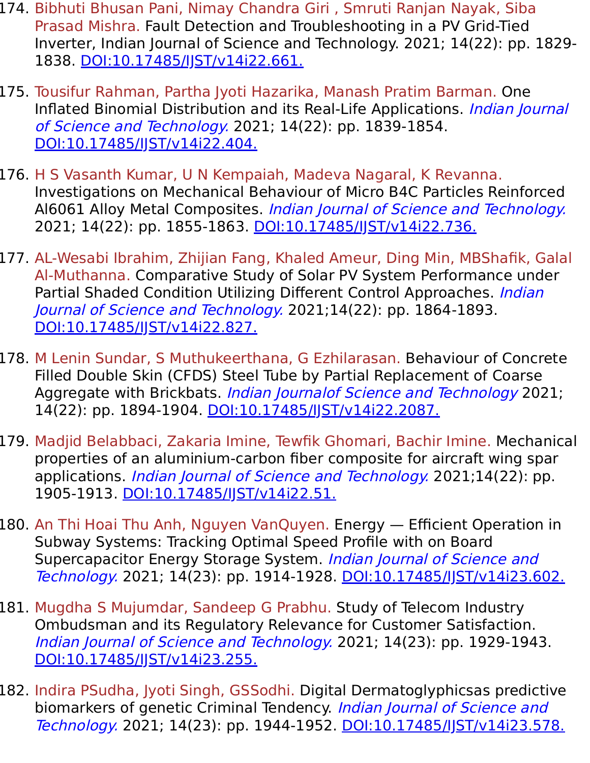174. Bibhuti Bhusan Pani, Nimay Chandra Giri , Smruti Ranjan Nayak, Siba Prasad Mishra. Fault Detection and Troubleshooting in a PV Grid-Tied Inverter, Indian Journal of Science and Technology. 2021; 14(22): pp. 1829-1838. DOI:10.17485/IJST/v14i22.661.

175. Tousifur Rahman, Partha Jyoti Hazarika, Manash Pratim Barman. One Inflated Binomial Distribution and its Real-Life Applications. *Indian Journal of Science and Technology.* 2021; 14(22): pp. 1839-1854. DOI:10.17485/IJST/v14i22.404.

176. H S Vasanth Kumar, U N Kempaiah, Madeva Nagaral, K Revanna. Investigations on Mechanical Behaviour of Micro B4C Particles Reinforced Al6061 Alloy Metal Composites. *Indian Journal of Science and Technology.* 2021; 14(22): pp. 1855-1863. DOI:10.17485/IJST/v14i22.736.

177. AL-Wesabi Ibrahim, Zhijian Fang, Khaled Ameur, Ding Min, MBShafik, Galal Al-Muthanna. Comparative Study of Solar PV System Performance under Partial Shaded Condition Utilizing Different Control Approaches. *Indian Journal of Science and Technology.* 2021;14(22): pp. 1864-1893. DOI:10.17485/IJST/v14i22.827.

178. M Lenin Sundar, S Muthukeerthana, G Ezhilarasan. Behaviour of Concrete Filled Double Skin (CFDS) Steel Tube by Partial Replacement of Coarse Aggregate with Brickbats. *Indian Journalof Science and Technology* 2021; 14(22): pp. 1894-1904. DOI:10.17485/IJST/v14i22.2087.

179. Madjid Belabbaci, Zakaria Imine, Tewfik Ghomari, Bachir Imine. Mechanical properties of an aluminium-carbon fiber composite for aircraft wing spar applications. *Indian Journal of Science and Technology.* 2021;14(22): pp. 1905-1913. DOI:10.17485/IJST/v14i22.51.

180. An Thi Hoai Thu Anh, Nguyen VanQuyen. Energy — Efficient Operation in Subway Systems: Tracking Optimal Speed Profile with on Board Supercapacitor Energy Storage System. *Indian Journal of Science and Technology.* 2021; 14(23): pp. 1914-1928. DOI:10.17485/IJST/v14i23.602.

181. Mugdha S Mujumdar, Sandeep G Prabhu. Study of Telecom Industry Ombudsman and its Regulatory Relevance for Customer Satisfaction. *Indian Journal of Science and Technology.* 2021; 14(23): pp. 1929-1943. DOI:10.17485/IJST/v14i23.255.

182. Indira PSudha, Jyoti Singh, GSSodhi. Digital Dermatoglyphicsas predictive biomarkers of genetic Criminal Tendency. *Indian Journal of Science and Technology.* 2021; 14(23): pp. 1944-1952. DOI:10.17485/IJST/v14i23.578.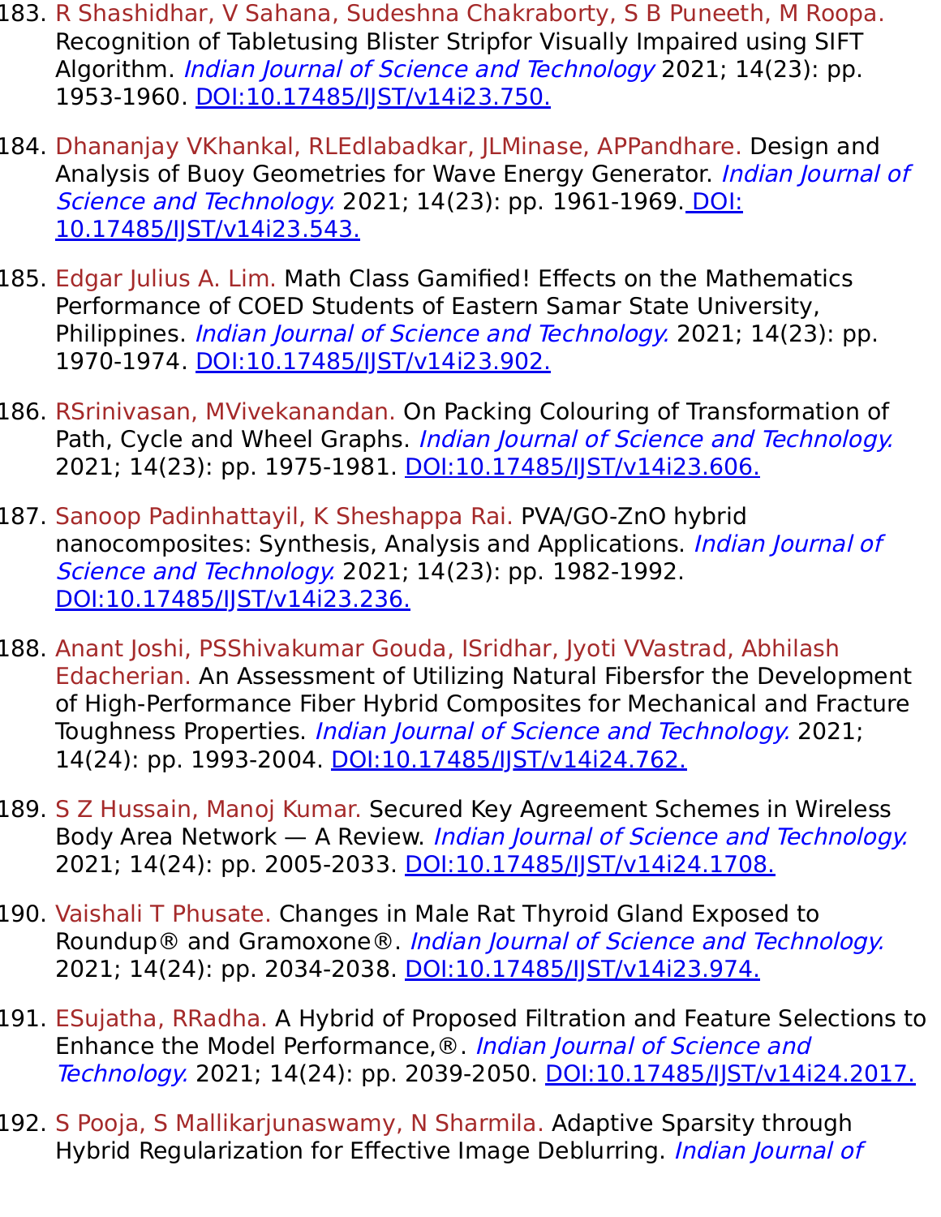183. R Shashidhar, V Sahana, Sudeshna Chakraborty, S B Puneeth, M Roopa. Recognition of Tabletusing Blister Stripfor Visually Impaired using SIFT Algorithm. *Indian Journal of Science and Technology* 2021; 14(23): pp. 1953-1960. [DOI:10.17485/IJST/v14i23.750.](https://doi.org/10.17485/IJST/v14i23.750)

184. Dhananjay VKhankal, RLEdlabadkar, JLMinase, APPandhare. Design and Analysis of Buoy Geometries for Wave Energy Generator. *Indian Journal of Science and Technology.* 2021; 14(23): pp. 1961-1969. [DOI: 10.17485/IJST/v14i23.543.](https://doi.org/10.17485/IJST/v14i23.543)

185. Edgar Julius A. Lim. Math Class Gamified! Effects on the Mathematics Performance of COED Students of Eastern Samar State University, Philippines. *Indian Journal of Science and Technology.* 2021; 14(23): pp. 1970-1974. [DOI:10.17485/IJST/v14i23.902.](https://doi.org/10.17485/IJST/v14i23.902)

186. RSrinivasan, MVivekanandan. On Packing Colouring of Transformation of Path, Cycle and Wheel Graphs. *Indian Journal of Science and Technology.* 2021; 14(23): pp. 1975-1981. [DOI:10.17485/IJST/v14i23.606.](https://doi.org/10.17485/IJST/v14i23.606)

187. Sanoop Padinhattayil, K Sheshappa Rai. PVA/GO-ZnO hybrid nanocomposites: Synthesis, Analysis and Applications. *Indian Journal of Science and Technology.* 2021; 14(23): pp. 1982-1992. [DOI:10.17485/IJST/v14i23.236.](https://doi.org/10.17485/IJST/v14i23.236)

188. Anant Joshi, PSShivakumar Gouda, ISridhar, Jyoti VVastrad, Abhilash Edacherian. An Assessment of Utilizing Natural Fibersfor the Development of High-Performance Fiber Hybrid Composites for Mechanical and Fracture Toughness Properties. *Indian Journal of Science and Technology.* 2021; 14(24): pp. 1993-2004. [DOI:10.17485/IJST/v14i24.762.](https://doi.org/10.17485/IJST/v14i24.762)

189. S Z Hussain, Manoj Kumar. Secured Key Agreement Schemes in Wireless Body Area Network — A Review. *Indian Journal of Science and Technology.* 2021; 14(24): pp. 2005-2033. [DOI:10.17485/IJST/v14i24.1708.](https://doi.org/10.17485/IJST/v14i24.1708)

190. Vaishali T Phusate. Changes in Male Rat Thyroid Gland Exposed to Roundup® and Gramoxone®. *Indian Journal of Science and Technology.* 2021; 14(24): pp. 2034-2038. [DOI:10.17485/IJST/v14i23.974.](https://doi.org/10.17485/IJST/v14i23.974)

191. ESujatha, RRadha. A Hybrid of Proposed Filtration and Feature Selections to Enhance the Model Performance,®. *Indian Journal of Science and Technology.* 2021; 14(24): pp. 2039-2050. [DOI:10.17485/IJST/v14i24.2017.](https://doi.org/10.17485/IJST/v14i24.2017)

192. S Pooja, S Mallikarjunaswamy, N Sharmila. Adaptive Sparsity through Hybrid Regularization for Effective Image Deblurring. *Indian Journal of*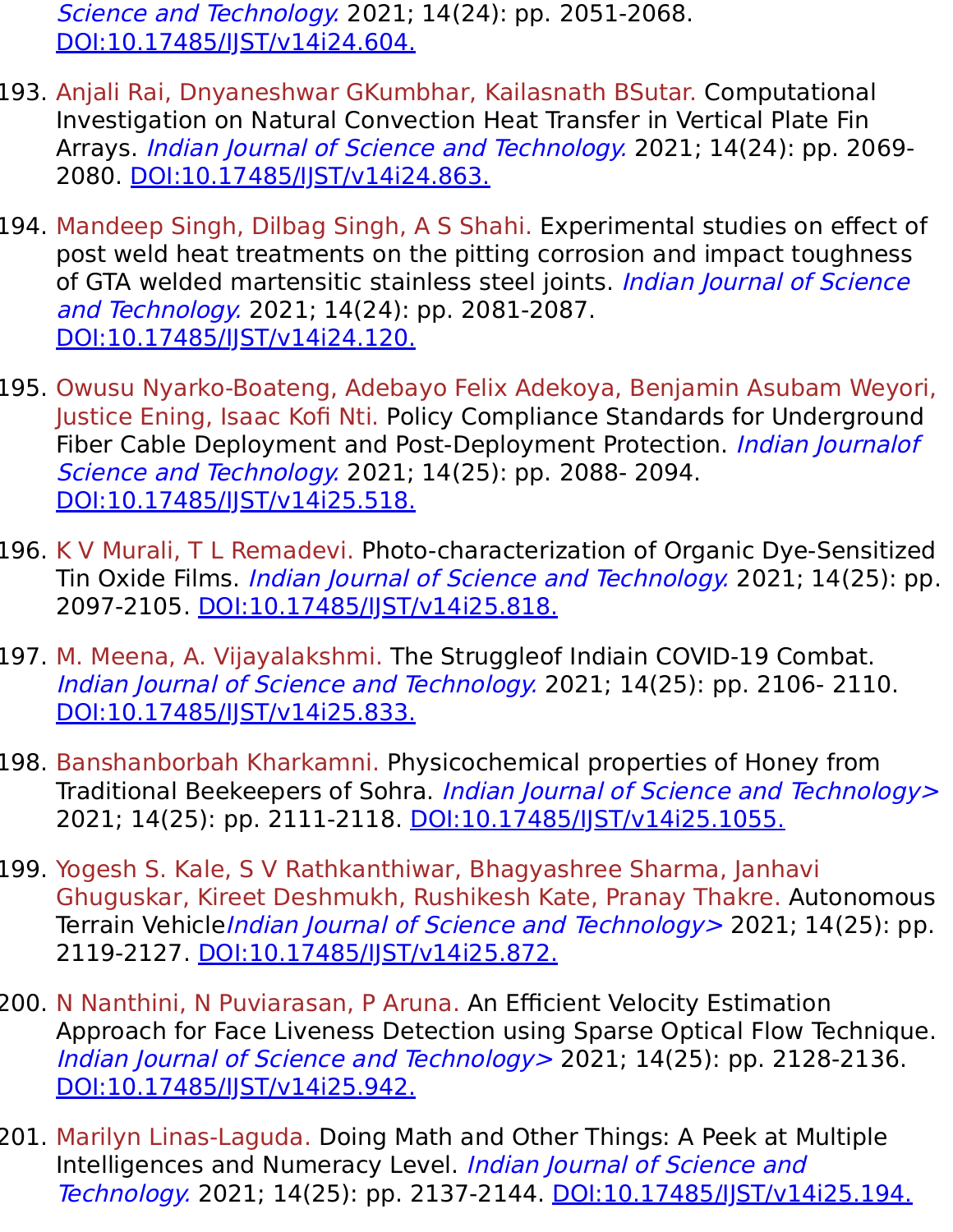Science and Technology. 2021; 14(24): pp. 2051-2068. DOI:10.17485/IJST/v14i24.604.

193. Anjali Rai, Dnyaneshwar GKumbhar, Kailasnath BSutar. Computational Investigation on Natural Convection Heat Transfer in Vertical Plate Fin Arrays. *Indian Journal of Science and Technology.* 2021; 14(24): pp. 2069-2080. DOI:10.17485/IJST/v14i24.863.

194. Mandeep Singh, Dilbag Singh, A S Shahi. Experimental studies on effect of post weld heat treatments on the pitting corrosion and impact toughness of GTA welded martensitic stainless steel joints. *Indian Journal of Science and Technology.* 2021; 14(24): pp. 2081-2087. DOI:10.17485/IJST/v14i24.120.

195. Owusu Nyarko-Boateng, Adebayo Felix Adekoya, Benjamin Asubam Weyori, Justice Ening, Isaac Kofi Nti. Policy Compliance Standards for Underground Fiber Cable Deployment and Post-Deployment Protection. *Indian Journalof Science and Technology.* 2021; 14(25): pp. 2088- 2094. DOI:10.17485/IJST/v14i25.518.

196. K V Murali, T L Remadevi. Photo-characterization of Organic Dye-Sensitized Tin Oxide Films. *Indian Journal of Science and Technology.* 2021; 14(25): pp. 2097-2105. DOI:10.17485/IJST/v14i25.818.

197. M. Meena, A. Vijayalakshmi. The Struggleof Indiain COVID-19 Combat. *Indian Journal of Science and Technology.* 2021; 14(25): pp. 2106- 2110. DOI:10.17485/IJST/v14i25.833.

198. Banshanborbah Kharkamni. Physicochemical properties of Honey from Traditional Beekeepers of Sohra. *Indian Journal of Science and Technology>* 2021; 14(25): pp. 2111-2118. DOI:10.17485/IJST/v14i25.1055.

199. Yogesh S. Kale, S V Rathkanthiwar, Bhagyashree Sharma, Janhavi Ghuguskar, Kireet Deshmukh, Rushikesh Kate, Pranay Thakre. Autonomous Terrain Vehicle*Indian Journal of Science and Technology>* 2021; 14(25): pp. 2119-2127. DOI:10.17485/IJST/v14i25.872.

200. N Nanthini, N Puviarasan, P Aruna. An Efficient Velocity Estimation Approach for Face Liveness Detection using Sparse Optical Flow Technique. *Indian Journal of Science and Technology>* 2021; 14(25): pp. 2128-2136. DOI:10.17485/IJST/v14i25.942.

201. Marilyn Linas-Laguda. Doing Math and Other Things: A Peek at Multiple Intelligences and Numeracy Level. *Indian Journal of Science and Technology.* 2021; 14(25): pp. 2137-2144. DOI:10.17485/IJST/v14i25.194.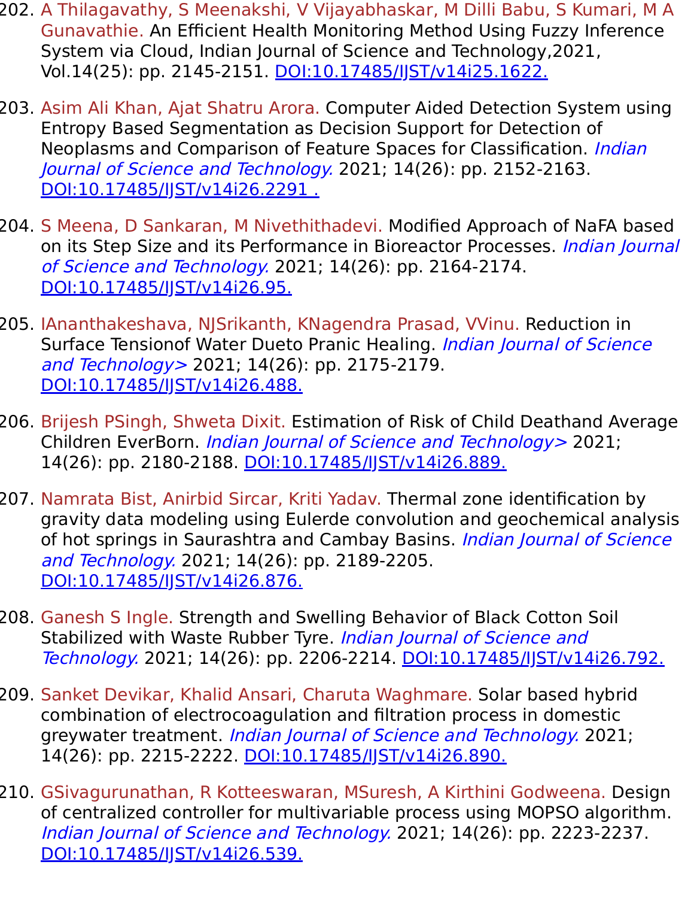202. A Thilagavathy, S Meenakshi, V Vijayabhaskar, M Dilli Babu, S Kumari, M A Gunavathie. An Efficient Health Monitoring Method Using Fuzzy Inference System via Cloud, Indian Journal of Science and Technology,2021, Vol.14(25): pp. 2145-2151. [DOI:10.17485/IJST/v14i25.1622.](https://doi.org/10.17485/IJST/v14i25.1622)

203. Asim Ali Khan, Ajat Shatru Arora. Computer Aided Detection System using Entropy Based Segmentation as Decision Support for Detection of Neoplasms and Comparison of Feature Spaces for Classification. *Indian Journal of Science and Technology.* 2021; 14(26): pp. 2152-2163. [DOI:10.17485/IJST/v14i26.2291 .](https://doi.org/10.17485/IJST/v14i26.2291)

204. S Meena, D Sankaran, M Nivethithadevi. Modified Approach of NaFA based on its Step Size and its Performance in Bioreactor Processes. *Indian Journal of Science and Technology.* 2021; 14(26): pp. 2164-2174. [DOI:10.17485/IJST/v14i26.95.](https://doi.org/10.17485/IJST/v14i26.95)

205. IAnanthakeshava, NJSrikanth, KNagendra Prasad, VVinu. Reduction in Surface Tensionof Water Dueto Pranic Healing. *Indian Journal of Science and Technology>* 2021; 14(26): pp. 2175-2179. [DOI:10.17485/IJST/v14i26.488.](https://doi.org/10.17485/IJST/v14i26.488)

206. Brijesh PSingh, Shweta Dixit. Estimation of Risk of Child Deathand Average Children EverBorn. *Indian Journal of Science and Technology>* 2021; 14(26): pp. 2180-2188. [DOI:10.17485/IJST/v14i26.889.](https://doi.org/10.17485/IJST/v14i26.889)

207. Namrata Bist, Anirbid Sircar, Kriti Yadav. Thermal zone identification by gravity data modeling using Eulerde convolution and geochemical analysis of hot springs in Saurashtra and Cambay Basins. *Indian Journal of Science and Technology.* 2021; 14(26): pp. 2189-2205. [DOI:10.17485/IJST/v14i26.876.](https://doi.org/10.17485/IJST/v14i26.876)

208. Ganesh S Ingle. Strength and Swelling Behavior of Black Cotton Soil Stabilized with Waste Rubber Tyre. *Indian Journal of Science and Technology.* 2021; 14(26): pp. 2206-2214. [DOI:10.17485/IJST/v14i26.792.](https://doi.org/10.17485/IJST/v14i26.792)

209. Sanket Devikar, Khalid Ansari, Charuta Waghmare. Solar based hybrid combination of electrocoagulation and filtration process in domestic greywater treatment. *Indian Journal of Science and Technology.* 2021; 14(26): pp. 2215-2222. [DOI:10.17485/IJST/v14i26.890.](https://doi.org/10.17485/IJST/v14i26.890)

210. GSivagurunathan, R Kotteeswaran, MSuresh, A Kirthini Godweena. Design of centralized controller for multivariable process using MOPSO algorithm. *Indian Journal of Science and Technology.* 2021; 14(26): pp. 2223-2237. [DOI:10.17485/IJST/v14i26.539.](https://doi.org/10.17485/IJST/v14i26.539)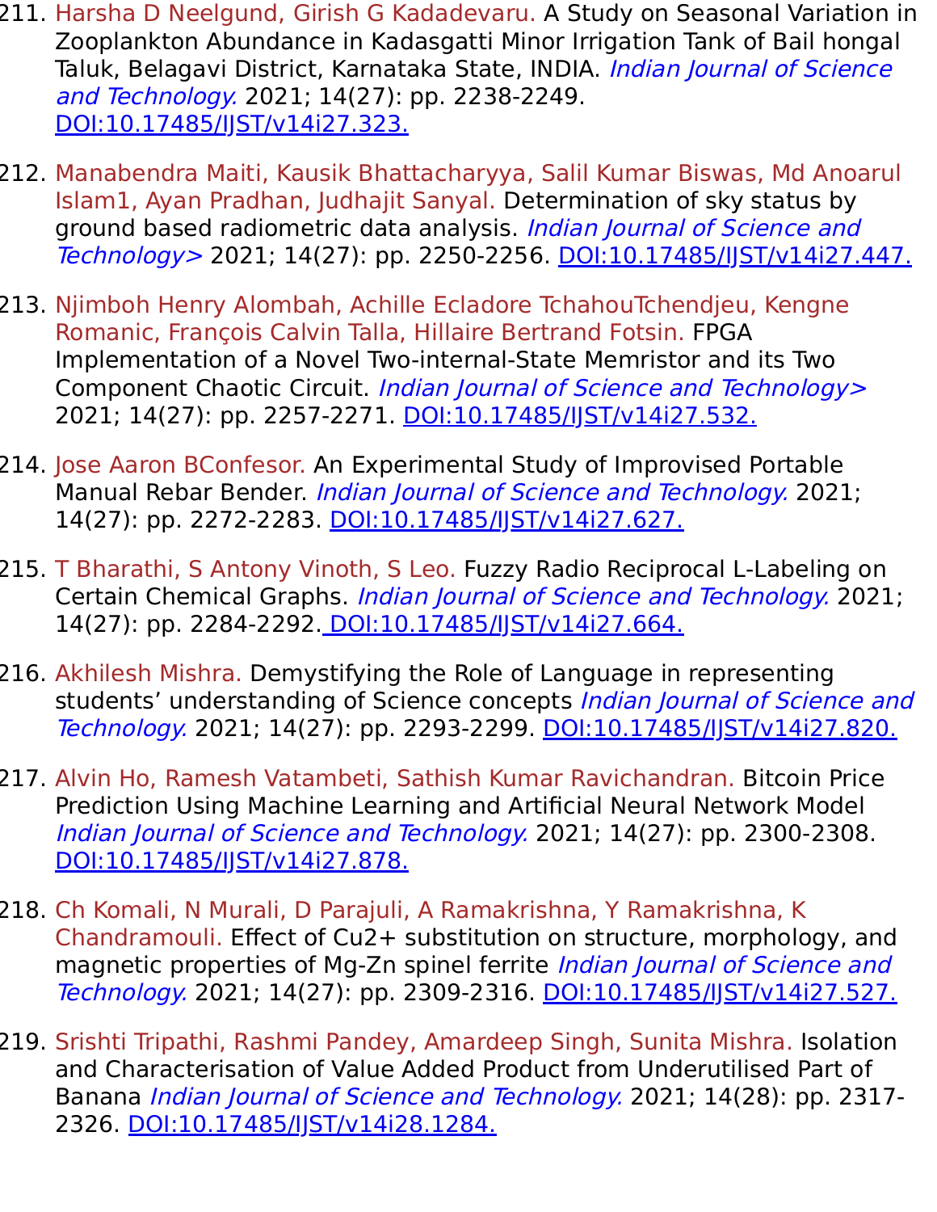211. Harsha D Neelgund, Girish G Kadadevaru. A Study on Seasonal Variation in Zooplankton Abundance in Kadasgatti Minor Irrigation Tank of Bail hongal Taluk, Belagavi District, Karnataka State, INDIA. *Indian Journal of Science and Technology.* 2021; 14(27): pp. 2238-2249. DOI:10.17485/IJST/v14i27.323.

212. Manabendra Maiti, Kausik Bhattacharyya, Salil Kumar Biswas, Md Anoarul Islam1, Ayan Pradhan, Judhajit Sanyal. Determination of sky status by ground based radiometric data analysis. *Indian Journal of Science and Technology>* 2021; 14(27): pp. 2250-2256. DOI:10.17485/IJST/v14i27.447.

213. Njimboh Henry Alombah, Achille Ecladore TchahouTchendjeu, Kengne Romanic, François Calvin Talla, Hillaire Bertrand Fotsin. FPGA Implementation of a Novel Two-internal-State Memristor and its Two Component Chaotic Circuit. *Indian Journal of Science and Technology>* 2021; 14(27): pp. 2257-2271. DOI:10.17485/IJST/v14i27.532.

214. Jose Aaron BConfesor. An Experimental Study of Improvised Portable Manual Rebar Bender. *Indian Journal of Science and Technology.* 2021; 14(27): pp. 2272-2283. DOI:10.17485/IJST/v14i27.627.

215. T Bharathi, S Antony Vinoth, S Leo. Fuzzy Radio Reciprocal L-Labeling on Certain Chemical Graphs. *Indian Journal of Science and Technology.* 2021; 14(27): pp. 2284-2292. DOI:10.17485/IJST/v14i27.664.

216. Akhilesh Mishra. Demystifying the Role of Language in representing students' understanding of Science concepts *Indian Journal of Science and Technology.* 2021; 14(27): pp. 2293-2299. DOI:10.17485/IJST/v14i27.820.

217. Alvin Ho, Ramesh Vatambeti, Sathish Kumar Ravichandran. Bitcoin Price Prediction Using Machine Learning and Artificial Neural Network Model *Indian Journal of Science and Technology.* 2021; 14(27): pp. 2300-2308. DOI:10.17485/IJST/v14i27.878.

218. Ch Komali, N Murali, D Parajuli, A Ramakrishna, Y Ramakrishna, K Chandramouli. Effect of $Cu^{2+}$ substitution on structure, morphology, and magnetic properties of Mg-Zn spinel ferrite *Indian Journal of Science and Technology.* 2021; 14(27): pp. 2309-2316. DOI:10.17485/IJST/v14i27.527.

219. Srishti Tripathi, Rashmi Pandey, Amardeep Singh, Sunita Mishra. Isolation and Characterisation of Value Added Product from Underutilised Part of Banana *Indian Journal of Science and Technology.* 2021; 14(28): pp. 2317-2326. DOI:10.17485/IJST/v14i28.1284.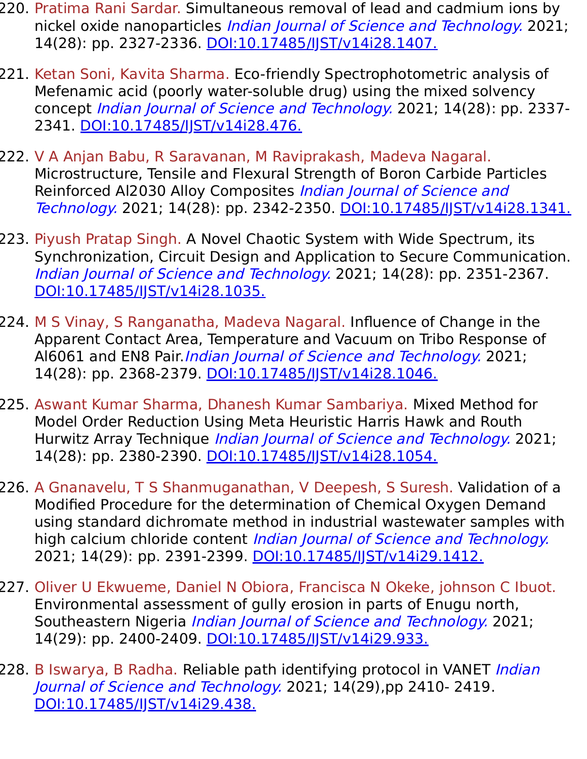220. Pratima Rani Sardar. Simultaneous removal of lead and cadmium ions by nickel oxide nanoparticles *Indian Journal of Science and Technology.* 2021; 14(28): pp. 2327-2336. [DOI:10.17485/IJST/v14i28.1407.](https://doi.org/10.17485/IJST/v14i28.1407)

221. Ketan Soni, Kavita Sharma. Eco-friendly Spectrophotometric analysis of Mefenamic acid (poorly water-soluble drug) using the mixed solvency concept *Indian Journal of Science and Technology.* 2021; 14(28): pp. 2337-2341. [DOI:10.17485/IJST/v14i28.476.](https://doi.org/10.17485/IJST/v14i28.476)

222. V A Anjan Babu, R Saravanan, M Raviprakash, Madeva Nagaral. Microstructure, Tensile and Flexural Strength of Boron Carbide Particles Reinforced Al2030 Alloy Composites *Indian Journal of Science and Technology.* 2021; 14(28): pp. 2342-2350. [DOI:10.17485/IJST/v14i28.1341.](https://doi.org/10.17485/IJST/v14i28.1341)

223. Piyush Pratap Singh. A Novel Chaotic System with Wide Spectrum, its Synchronization, Circuit Design and Application to Secure Communication. *Indian Journal of Science and Technology.* 2021; 14(28): pp. 2351-2367. [DOI:10.17485/IJST/v14i28.1035.](https://doi.org/10.17485/IJST/v14i28.1035)

224. M S Vinay, S Ranganatha, Madeva Nagaral. Influence of Change in the Apparent Contact Area, Temperature and Vacuum on Tribo Response of Al6061 and EN8 Pair.*Indian Journal of Science and Technology.* 2021; 14(28): pp. 2368-2379. [DOI:10.17485/IJST/v14i28.1046.](https://doi.org/10.17485/IJST/v14i28.1046)

225. Aswant Kumar Sharma, Dhanesh Kumar Sambariya. Mixed Method for Model Order Reduction Using Meta Heuristic Harris Hawk and Routh Hurwitz Array Technique *Indian Journal of Science and Technology.* 2021; 14(28): pp. 2380-2390. [DOI:10.17485/IJST/v14i28.1054.](https://doi.org/10.17485/IJST/v14i28.1054)

226. A Gnanavelu, T S Shanmuganathan, V Deepesh, S Suresh. Validation of a Modified Procedure for the determination of Chemical Oxygen Demand using standard dichromate method in industrial wastewater samples with high calcium chloride content *Indian Journal of Science and Technology.* 2021; 14(29): pp. 2391-2399. [DOI:10.17485/IJST/v14i29.1412.](https://doi.org/10.17485/IJST/v14i29.1412)

227. Oliver U Ekwueme, Daniel N Obiora, Francisca N Okeke, johnson C Ibuot. Environmental assessment of gully erosion in parts of Enugu north, Southeastern Nigeria *Indian Journal of Science and Technology.* 2021; 14(29): pp. 2400-2409. [DOI:10.17485/IJST/v14i29.933.](https://doi.org/10.17485/IJST/v14i29.933)

228. B Iswarya, B Radha. Reliable path identifying protocol in VANET *Indian Journal of Science and Technology.* 2021; 14(29),pp 2410- 2419. [DOI:10.17485/IJST/v14i29.438.](https://doi.org/10.17485/IJST/v14i29.438)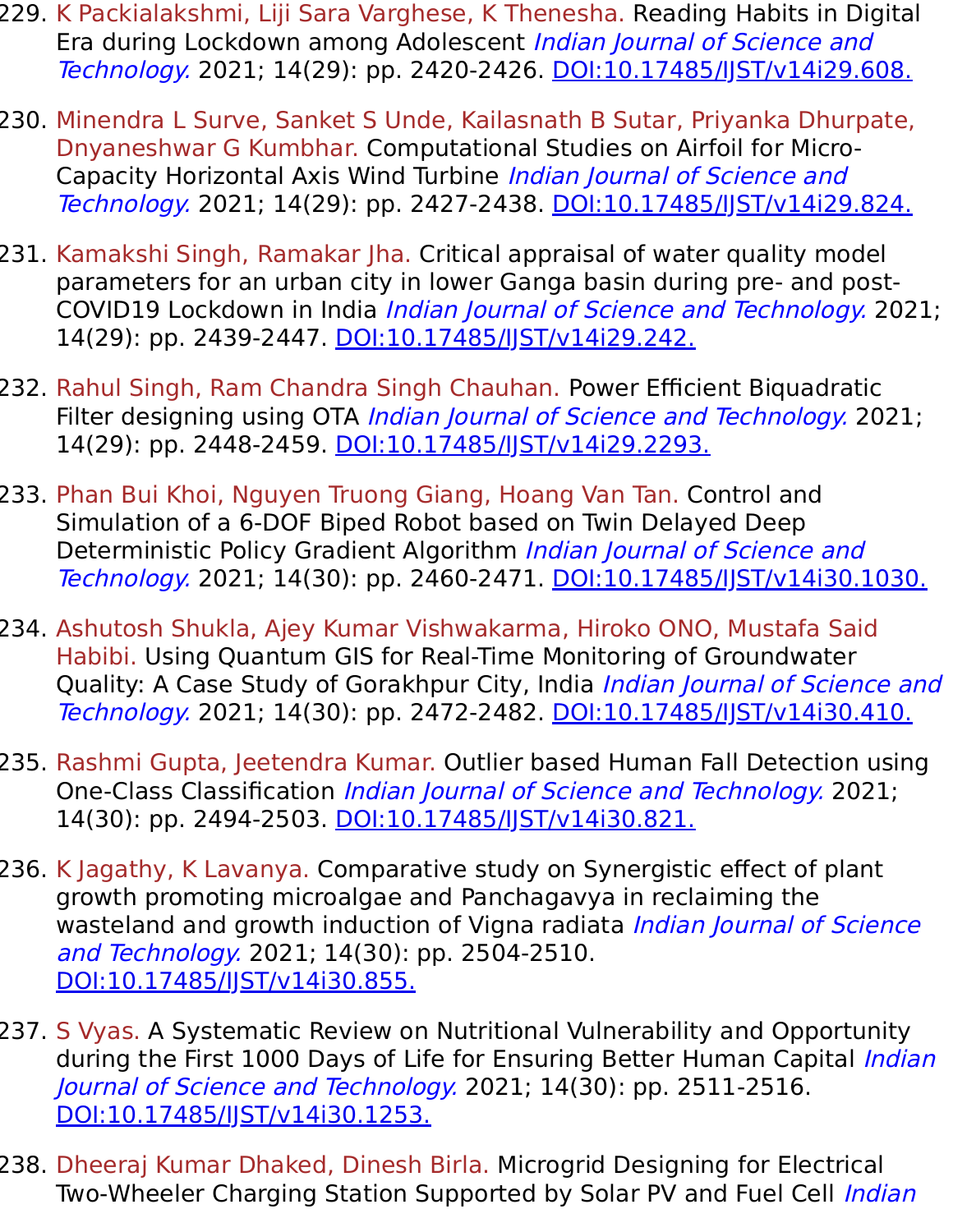229. K Packialakshmi, Liji Sara Varghese, K Thenesha. Reading Habits in Digital Era during Lockdown among Adolescent *Indian Journal of Science and Technology.* 2021; 14(29): pp. 2420-2426. DOI:10.17485/IJST/v14i29.608.

230. Minendra L Surve, Sanket S Unde, Kailasnath B Sutar, Priyanka Dhurpate, Dnyaneshwar G Kumbhar. Computational Studies on Airfoil for Micro-Capacity Horizontal Axis Wind Turbine *Indian Journal of Science and Technology.* 2021; 14(29): pp. 2427-2438. DOI:10.17485/IJST/v14i29.824.

231. Kamakshi Singh, Ramakar Jha. Critical appraisal of water quality model parameters for an urban city in lower Ganga basin during pre- and post-COVID19 Lockdown in India *Indian Journal of Science and Technology.* 2021; 14(29): pp. 2439-2447. DOI:10.17485/IJST/v14i29.242.

232. Rahul Singh, Ram Chandra Singh Chauhan. Power Efficient Biquadratic Filter designing using OTA *Indian Journal of Science and Technology.* 2021; 14(29): pp. 2448-2459. DOI:10.17485/IJST/v14i29.2293.

233. Phan Bui Khoi, Nguyen Truong Giang, Hoang Van Tan. Control and Simulation of a 6-DOF Biped Robot based on Twin Delayed Deep Deterministic Policy Gradient Algorithm *Indian Journal of Science and Technology.* 2021; 14(30): pp. 2460-2471. DOI:10.17485/IJST/v14i30.1030.

234. Ashutosh Shukla, Ajey Kumar Vishwakarma, Hiroko ONO, Mustafa Said Habibi. Using Quantum GIS for Real-Time Monitoring of Groundwater Quality: A Case Study of Gorakhpur City, India *Indian Journal of Science and Technology.* 2021; 14(30): pp. 2472-2482. DOI:10.17485/IJST/v14i30.410.

235. Rashmi Gupta, Jeetendra Kumar. Outlier based Human Fall Detection using One-Class Classification *Indian Journal of Science and Technology.* 2021; 14(30): pp. 2494-2503. DOI:10.17485/IJST/v14i30.821.

236. K Jagathy, K Lavanya. Comparative study on Synergistic effect of plant growth promoting microalgae and Panchagavya in reclaiming the wasteland and growth induction of Vigna radiata *Indian Journal of Science and Technology.* 2021; 14(30): pp. 2504-2510. DOI:10.17485/IJST/v14i30.855.

237. S Vyas. A Systematic Review on Nutritional Vulnerability and Opportunity during the First 1000 Days of Life for Ensuring Better Human Capital *Indian Journal of Science and Technology.* 2021; 14(30): pp. 2511-2516. DOI:10.17485/IJST/v14i30.1253.

238. Dheeraj Kumar Dhaked, Dinesh Birla. Microgrid Designing for Electrical Two-Wheeler Charging Station Supported by Solar PV and Fuel Cell *Indian*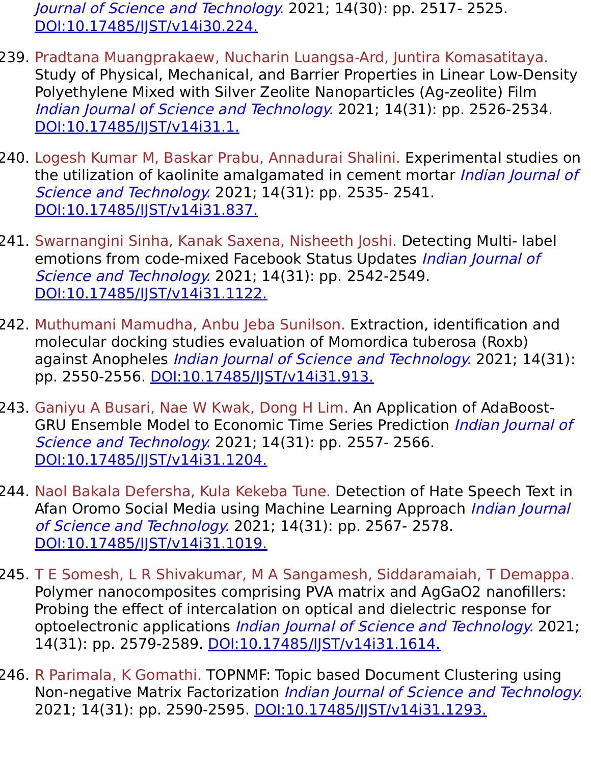*Journal of Science and Technology.* 2021; 14(30): pp. 2517- 2525. DOI:10.17485/IJST/v14i30.224.

239. Pradtana Muangprakaew, Nucharin Luangsa-Ard, Juntira Komasatitaya. Study of Physical, Mechanical, and Barrier Properties in Linear Low-Density Polyethylene Mixed with Silver Zeolite Nanoparticles (Ag-zeolite) Film *Indian Journal of Science and Technology.* 2021; 14(31): pp. 2526-2534. DOI:10.17485/IJST/v14i31.1.

240. Logesh Kumar M, Baskar Prabu, Annadurai Shalini. Experimental studies on the utilization of kaolinite amalgamated in cement mortar *Indian Journal of Science and Technology.* 2021; 14(31): pp. 2535- 2541. DOI:10.17485/IJST/v14i31.837.

241. Swarnangini Sinha, Kanak Saxena, Nisheeth Joshi. Detecting Multi- label emotions from code-mixed Facebook Status Updates *Indian Journal of Science and Technology.* 2021; 14(31): pp. 2542-2549. DOI:10.17485/IJST/v14i31.1122.

242. Muthumani Mamudha, Anbu Jeba Sunilson. Extraction, identification and molecular docking studies evaluation of Momordica tuberosa (Roxb) against Anopheles *Indian Journal of Science and Technology.* 2021; 14(31): pp. 2550-2556. DOI:10.17485/IJST/v14i31.913.

243. Ganiyu A Busari, Nae W Kwak, Dong H Lim. An Application of AdaBoost-GRU Ensemble Model to Economic Time Series Prediction *Indian Journal of Science and Technology.* 2021; 14(31): pp. 2557- 2566. DOI:10.17485/IJST/v14i31.1204.

244. Naol Bakala Defersha, Kula Kekeba Tune. Detection of Hate Speech Text in Afan Oromo Social Media using Machine Learning Approach *Indian Journal of Science and Technology.* 2021; 14(31): pp. 2567- 2578. DOI:10.17485/IJST/v14i31.1019.

245. T E Somesh, L R Shivakumar, M A Sangamesh, Siddaramaiah, T Demappa. Polymer nanocomposites comprising PVA matrix and $AgGaO_2$ nanofillers: Probing the effect of intercalation on optical and dielectric response for optoelectronic applications *Indian Journal of Science and Technology.* 2021; 14(31): pp. 2579-2589. DOI:10.17485/IJST/v14i31.1614.

246. R Parimala, K Gomathi. TOPNMF: Topic based Document Clustering using Non-negative Matrix Factorization *Indian Journal of Science and Technology.* 2021; 14(31): pp. 2590-2595. DOI:10.17485/IJST/v14i31.1293.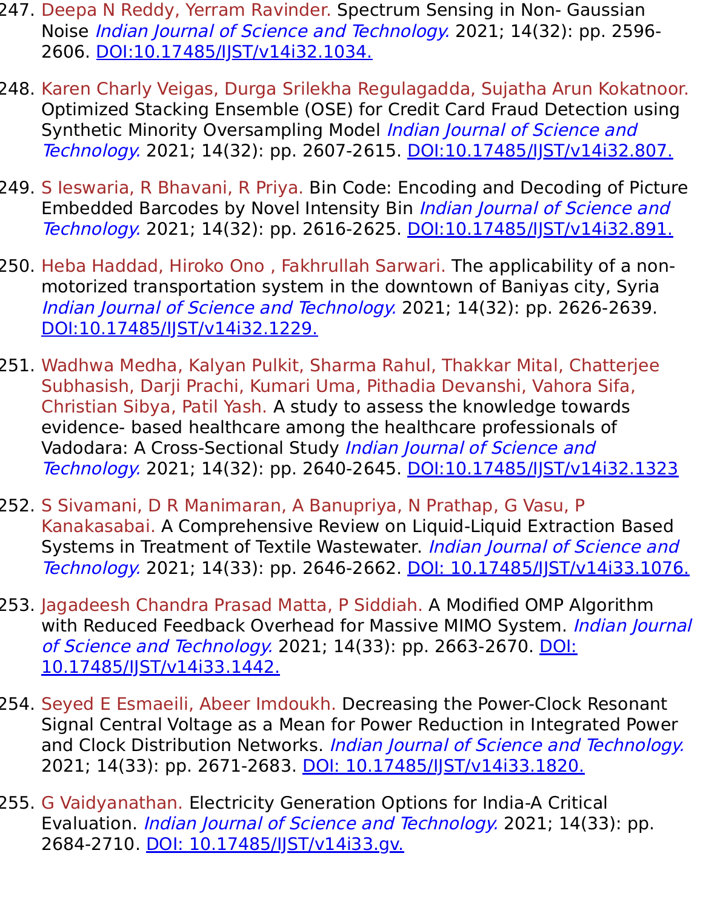247. Deepa N Reddy, Yerram Ravinder. Spectrum Sensing in Non- Gaussian Noise *Indian Journal of Science and Technology.* 2021; 14(32): pp. 2596-2606. DOI:10.17485/IJST/v14i32.1034.

248. Karen Charly Veigas, Durga Srilekha Regulagadda, Sujatha Arun Kokatnoor. Optimized Stacking Ensemble (OSE) for Credit Card Fraud Detection using Synthetic Minority Oversampling Model *Indian Journal of Science and Technology.* 2021; 14(32): pp. 2607-2615. DOI:10.17485/IJST/v14i32.807.

249. S Ieswaria, R Bhavani, R Priya. Bin Code: Encoding and Decoding of Picture Embedded Barcodes by Novel Intensity Bin *Indian Journal of Science and Technology.* 2021; 14(32): pp. 2616-2625. DOI:10.17485/IJST/v14i32.891.

250. Heba Haddad, Hiroko Ono , Fakhrullah Sarwari. The applicability of a non-motorized transportation system in the downtown of Baniyas city, Syria *Indian Journal of Science and Technology.* 2021; 14(32): pp. 2626-2639. DOI:10.17485/IJST/v14i32.1229.

251. Wadhwa Medha, Kalyan Pulkit, Sharma Rahul, Thakkar Mital, Chatterjee Subhasish, Darji Prachi, Kumari Uma, Pithadia Devanshi, Vahora Sifa, Christian Sibya, Patil Yash. A study to assess the knowledge towards evidence- based healthcare among the healthcare professionals of Vadodara: A Cross-Sectional Study *Indian Journal of Science and Technology.* 2021; 14(32): pp. 2640-2645. DOI:10.17485/IJST/v14i32.1323

252. S Sivamani, D R Manimaran, A Banupriya, N Prathap, G Vasu, P Kanakasabai. A Comprehensive Review on Liquid-Liquid Extraction Based Systems in Treatment of Textile Wastewater. *Indian Journal of Science and Technology.* 2021; 14(33): pp. 2646-2662. DOI: 10.17485/IJST/v14i33.1076.

253. Jagadeesh Chandra Prasad Matta, P Siddiah. A Modified OMP Algorithm with Reduced Feedback Overhead for Massive MIMO System. *Indian Journal of Science and Technology.* 2021; 14(33): pp. 2663-2670. DOI: 10.17485/IJST/v14i33.1442.

254. Seyed E Esmaeili, Abeer Imdoukh. Decreasing the Power-Clock Resonant Signal Central Voltage as a Mean for Power Reduction in Integrated Power and Clock Distribution Networks. *Indian Journal of Science and Technology.* 2021; 14(33): pp. 2671-2683. DOI: 10.17485/IJST/v14i33.1820.

255. G Vaidyanathan. Electricity Generation Options for India-A Critical Evaluation. *Indian Journal of Science and Technology.* 2021; 14(33): pp. 2684-2710. DOI: 10.17485/IJST/v14i33.gv.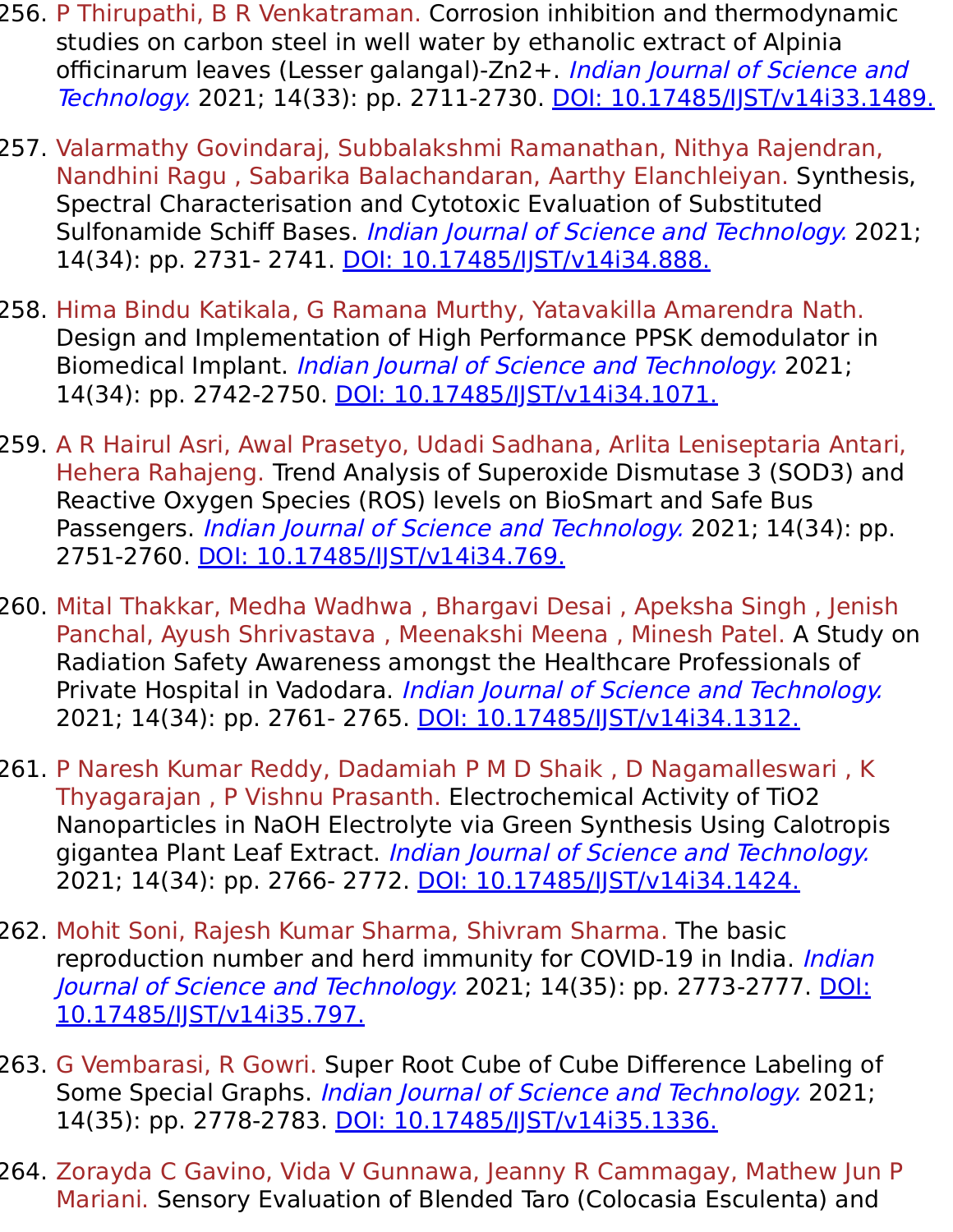256. P Thirupathi, B R Venkatraman. Corrosion inhibition and thermodynamic studies on carbon steel in well water by ethanolic extract of Alpinia officinarum leaves (Lesser galangal)-$Zn^{2+}$. *Indian Journal of Science and Technology.* 2021; 14(33): pp. 2711-2730. DOI: 10.17485/IJST/v14i33.1489.

257. Valarmathy Govindaraj, Subbalakshmi Ramanathan, Nithya Rajendran, Nandhini Ragu , Sabarika Balachandaran, Aarthy Elanchleiyan. Synthesis, Spectral Characterisation and Cytotoxic Evaluation of Substituted Sulfonamide Schiff Bases. *Indian Journal of Science and Technology.* 2021; 14(34): pp. 2731- 2741. DOI: 10.17485/IJST/v14i34.888.

258. Hima Bindu Katikala, G Ramana Murthy, Yatavakilla Amarendra Nath. Design and Implementation of High Performance PPSK demodulator in Biomedical Implant. *Indian Journal of Science and Technology.* 2021; 14(34): pp. 2742-2750. DOI: 10.17485/IJST/v14i34.1071.

259. A R Hairul Asri, Awal Prasetyo, Udadi Sadhana, Arlita Leniseptaria Antari, Hehera Rahajeng. Trend Analysis of Superoxide Dismutase 3 (SOD3) and Reactive Oxygen Species (ROS) levels on BioSmart and Safe Bus Passengers. *Indian Journal of Science and Technology.* 2021; 14(34): pp. 2751-2760. DOI: 10.17485/IJST/v14i34.769.

260. Mital Thakkar, Medha Wadhwa , Bhargavi Desai , Apeksha Singh , Jenish Panchal, Ayush Shrivastava , Meenakshi Meena , Minesh Patel. A Study on Radiation Safety Awareness amongst the Healthcare Professionals of Private Hospital in Vadodara. *Indian Journal of Science and Technology.* 2021; 14(34): pp. 2761- 2765. DOI: 10.17485/IJST/v14i34.1312.

261. P Naresh Kumar Reddy, Dadamiah P M D Shaik , D Nagamalleswari , K Thyagarajan , P Vishnu Prasanth. Electrochemical Activity of $TiO_2$ Nanoparticles in NaOH Electrolyte via Green Synthesis Using Calotropis gigantea Plant Leaf Extract. *Indian Journal of Science and Technology.* 2021; 14(34): pp. 2766- 2772. DOI: 10.17485/IJST/v14i34.1424.

262. Mohit Soni, Rajesh Kumar Sharma, Shivram Sharma. The basic reproduction number and herd immunity for COVID-19 in India. *Indian Journal of Science and Technology.* 2021; 14(35): pp. 2773-2777. DOI: 10.17485/IJST/v14i35.797.

263. G Vembarasi, R Gowri. Super Root Cube of Cube Difference Labeling of Some Special Graphs. *Indian Journal of Science and Technology.* 2021; 14(35): pp. 2778-2783. DOI: 10.17485/IJST/v14i35.1336.

264. Zorayda C Gavino, Vida V Gunnawa, Jeanny R Cammagay, Mathew Jun P Mariani. Sensory Evaluation of Blended Taro (Colocasia Esculenta) and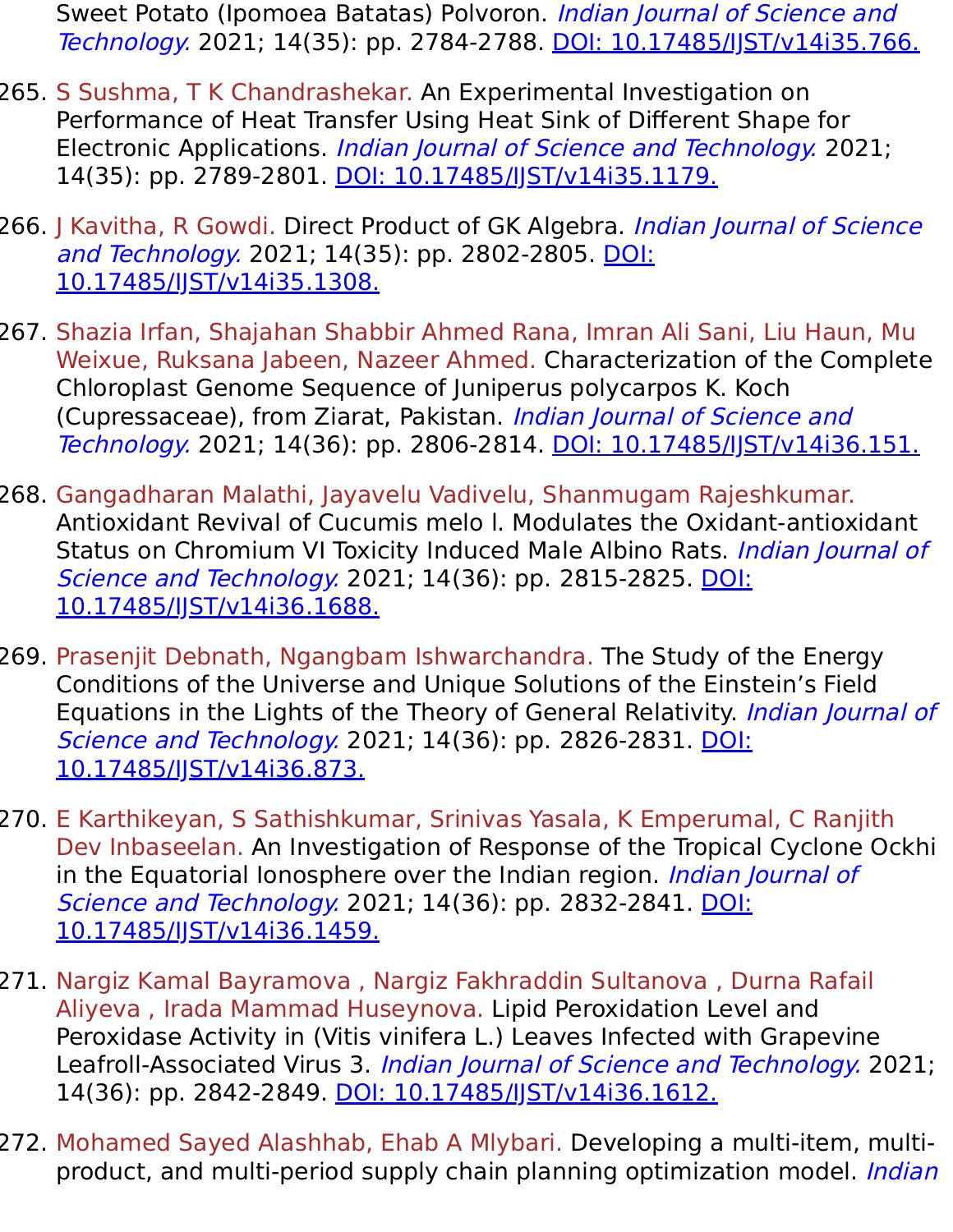Sweet Potato (Ipomoea Batatas) Polvoron. *Indian Journal of Science and Technology.* 2021; 14(35): pp. 2784-2788. [DOI: 10.17485/IJST/v14i35.766.](https://doi.org/10.17485/IJST/v14i35.766)

265. S Sushma, T K Chandrashekar. An Experimental Investigation on Performance of Heat Transfer Using Heat Sink of Different Shape for Electronic Applications. *Indian Journal of Science and Technology.* 2021; 14(35): pp. 2789-2801. [DOI: 10.17485/IJST/v14i35.1179.](https://doi.org/10.17485/IJST/v14i35.1179)

266. J Kavitha, R Gowdi. Direct Product of GK Algebra. *Indian Journal of Science and Technology.* 2021; 14(35): pp. 2802-2805. [DOI: 10.17485/IJST/v14i35.1308.](https://doi.org/10.17485/IJST/v14i35.1308)

267. Shazia Irfan, Shajahan Shabbir Ahmed Rana, Imran Ali Sani, Liu Haun, Mu Weixue, Ruksana Jabeen, Nazeer Ahmed. Characterization of the Complete Chloroplast Genome Sequence of Juniperus polycarpos K. Koch (Cupressaceae), from Ziarat, Pakistan. *Indian Journal of Science and Technology.* 2021; 14(36): pp. 2806-2814. [DOI: 10.17485/IJST/v14i36.151.](https://doi.org/10.17485/IJST/v14i36.151)

268. Gangadharan Malathi, Jayavelu Vadivelu, Shanmugam Rajeshkumar. Antioxidant Revival of Cucumis melo l. Modulates the Oxidant-antioxidant Status on Chromium VI Toxicity Induced Male Albino Rats. *Indian Journal of Science and Technology.* 2021; 14(36): pp. 2815-2825. [DOI: 10.17485/IJST/v14i36.1688.](https://doi.org/10.17485/IJST/v14i36.1688)

269. Prasenjit Debnath, Ngangbam Ishwarchandra. The Study of the Energy Conditions of the Universe and Unique Solutions of the Einstein's Field Equations in the Lights of the Theory of General Relativity. *Indian Journal of Science and Technology.* 2021; 14(36): pp. 2826-2831. [DOI: 10.17485/IJST/v14i36.873.](https://doi.org/10.17485/IJST/v14i36.873)

270. E Karthikeyan, S Sathishkumar, Srinivas Yasala, K Emperumal, C Ranjith Dev Inbaseelan. An Investigation of Response of the Tropical Cyclone Ockhi in the Equatorial Ionosphere over the Indian region. *Indian Journal of Science and Technology.* 2021; 14(36): pp. 2832-2841. [DOI: 10.17485/IJST/v14i36.1459.](https://doi.org/10.17485/IJST/v14i36.1459)

271. Nargiz Kamal Bayramova , Nargiz Fakhraddin Sultanova , Durna Rafail Aliyeva , Irada Mammad Huseynova. Lipid Peroxidation Level and Peroxidase Activity in (Vitis vinifera L.) Leaves Infected with Grapevine Leafroll-Associated Virus 3. *Indian Journal of Science and Technology.* 2021; 14(36): pp. 2842-2849. [DOI: 10.17485/IJST/v14i36.1612.](https://doi.org/10.17485/IJST/v14i36.1612)

272. Mohamed Sayed Alashhab, Ehab A Mlybari. Developing a multi-item, multi-product, and multi-period supply chain planning optimization model. *Indian*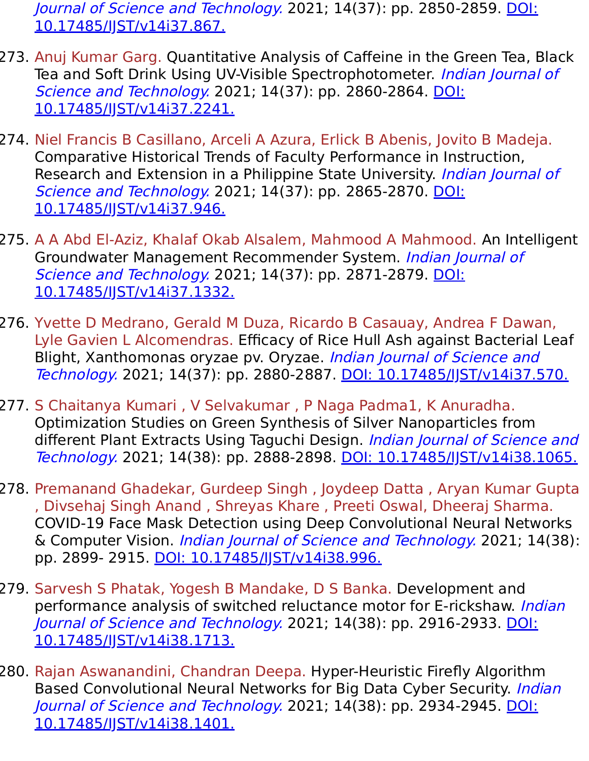*Journal of Science and Technology.* 2021; 14(37): pp. 2850-2859. [DOI: 10.17485/IJST/v14i37.867.]

273. Anuj Kumar Garg. Quantitative Analysis of Caffeine in the Green Tea, Black Tea and Soft Drink Using UV-Visible Spectrophotometer. *Indian Journal of Science and Technology.* 2021; 14(37): pp. 2860-2864. [DOI: 10.17485/IJST/v14i37.2241.]

274. Niel Francis B Casillano, Arceli A Azura, Erlick B Abenis, Jovito B Madeja. Comparative Historical Trends of Faculty Performance in Instruction, Research and Extension in a Philippine State University. *Indian Journal of Science and Technology.* 2021; 14(37): pp. 2865-2870. [DOI: 10.17485/IJST/v14i37.946.]

275. A A Abd El-Aziz, Khalaf Okab Alsalem, Mahmood A Mahmood. An Intelligent Groundwater Management Recommender System. *Indian Journal of Science and Technology.* 2021; 14(37): pp. 2871-2879. [DOI: 10.17485/IJST/v14i37.1332.]

276. Yvette D Medrano, Gerald M Duza, Ricardo B Casauay, Andrea F Dawan, Lyle Gavien L Alcomendras. Efficacy of Rice Hull Ash against Bacterial Leaf Blight, Xanthomonas oryzae pv. Oryzae. *Indian Journal of Science and Technology.* 2021; 14(37): pp. 2880-2887. [DOI: 10.17485/IJST/v14i37.570.]

277. S Chaitanya Kumari , V Selvakumar , P Naga Padma1, K Anuradha. Optimization Studies on Green Synthesis of Silver Nanoparticles from different Plant Extracts Using Taguchi Design. *Indian Journal of Science and Technology.* 2021; 14(38): pp. 2888-2898. [DOI: 10.17485/IJST/v14i38.1065.]

278. Premanand Ghadekar, Gurdeep Singh , Joydeep Datta , Aryan Kumar Gupta , Divsehaj Singh Anand , Shreyas Khare , Preeti Oswal, Dheeraj Sharma. COVID-19 Face Mask Detection using Deep Convolutional Neural Networks & Computer Vision. *Indian Journal of Science and Technology.* 2021; 14(38): pp. 2899- 2915. [DOI: 10.17485/IJST/v14i38.996.]

279. Sarvesh S Phatak, Yogesh B Mandake, D S Banka. Development and performance analysis of switched reluctance motor for E-rickshaw. *Indian Journal of Science and Technology.* 2021; 14(38): pp. 2916-2933. [DOI: 10.17485/IJST/v14i38.1713.]

280. Rajan Aswanandini, Chandran Deepa. Hyper-Heuristic Firefly Algorithm Based Convolutional Neural Networks for Big Data Cyber Security. *Indian Journal of Science and Technology.* 2021; 14(38): pp. 2934-2945. [DOI: 10.17485/IJST/v14i38.1401.]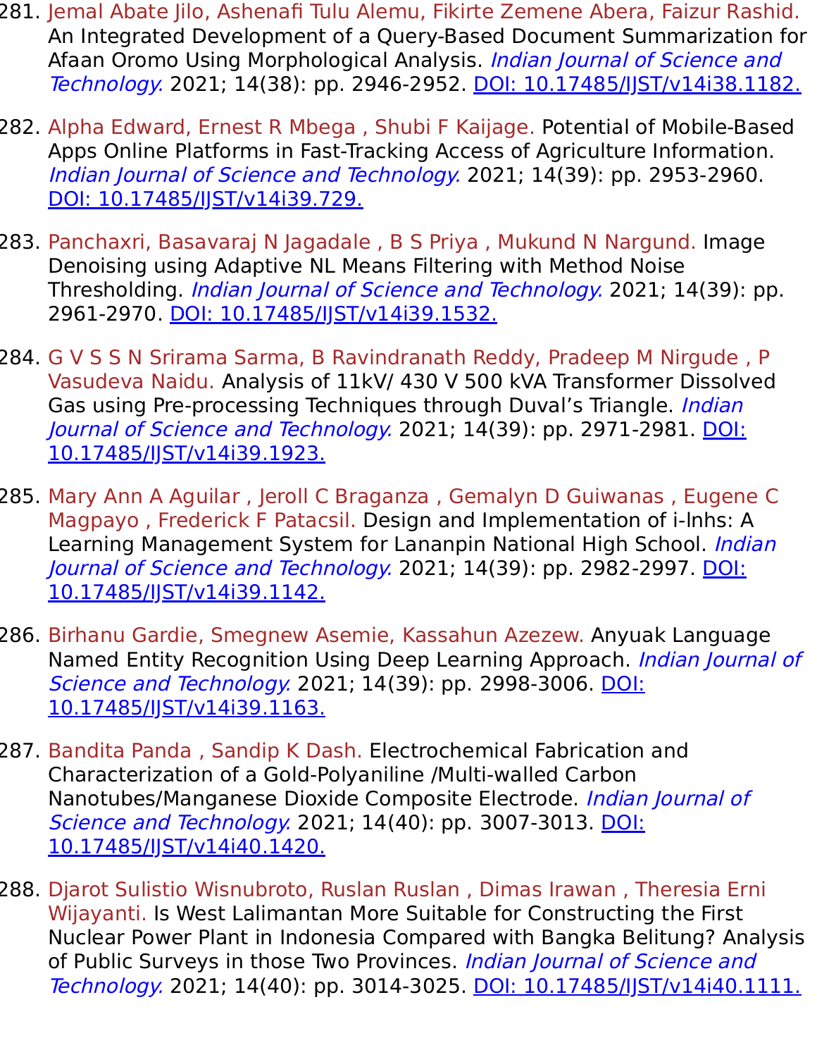281. Jemal Abate Jilo, Ashenafi Tulu Alemu, Fikirte Zemene Abera, Faizur Rashid. An Integrated Development of a Query-Based Document Summarization for Afaan Oromo Using Morphological Analysis. *Indian Journal of Science and Technology.* 2021; 14(38): pp. 2946-2952. [DOI: 10.17485/IJST/v14i38.1182.](https://doi.org/10.17485/IJST/v14i38.1182)

282. Alpha Edward, Ernest R Mbega , Shubi F Kaijage. Potential of Mobile-Based Apps Online Platforms in Fast-Tracking Access of Agriculture Information. *Indian Journal of Science and Technology.* 2021; 14(39): pp. 2953-2960. [DOI: 10.17485/IJST/v14i39.729.](https://doi.org/10.17485/IJST/v14i39.729)

283. Panchaxri, Basavaraj N Jagadale , B S Priya , Mukund N Nargund. Image Denoising using Adaptive NL Means Filtering with Method Noise Thresholding. *Indian Journal of Science and Technology.* 2021; 14(39): pp. 2961-2970. [DOI: 10.17485/IJST/v14i39.1532.](https://doi.org/10.17485/IJST/v14i39.1532)

284. G V S S N Srirama Sarma, B Ravindranath Reddy, Pradeep M Nirgude , P Vasudeva Naidu. Analysis of 11kV/ 430 V 500 kVA Transformer Dissolved Gas using Pre-processing Techniques through Duval's Triangle. *Indian Journal of Science and Technology.* 2021; 14(39): pp. 2971-2981. [DOI: 10.17485/IJST/v14i39.1923.](https://doi.org/10.17485/IJST/v14i39.1923)

285. Mary Ann A Aguilar , Jeroll C Braganza , Gemalyn D Guiwanas , Eugene C Magpayo , Frederick F Patacsil. Design and Implementation of i-lnhs: A Learning Management System for Lananpin National High School. *Indian Journal of Science and Technology.* 2021; 14(39): pp. 2982-2997. [DOI: 10.17485/IJST/v14i39.1142.](https://doi.org/10.17485/IJST/v14i39.1142)

286. Birhanu Gardie, Smegnew Asemie, Kassahun Azezew. Anyuak Language Named Entity Recognition Using Deep Learning Approach. *Indian Journal of Science and Technology.* 2021; 14(39): pp. 2998-3006. [DOI: 10.17485/IJST/v14i39.1163.](https://doi.org/10.17485/IJST/v14i39.1163)

287. Bandita Panda , Sandip K Dash. Electrochemical Fabrication and Characterization of a Gold-Polyaniline /Multi-walled Carbon Nanotubes/Manganese Dioxide Composite Electrode. *Indian Journal of Science and Technology.* 2021; 14(40): pp. 3007-3013. [DOI: 10.17485/IJST/v14i40.1420.](https://doi.org/10.17485/IJST/v14i40.1420)

288. Djarot Sulistio Wisnubroto, Ruslan Ruslan , Dimas Irawan , Theresia Erni Wijayanti. Is West Lalimantan More Suitable for Constructing the First Nuclear Power Plant in Indonesia Compared with Bangka Belitung? Analysis of Public Surveys in those Two Provinces. *Indian Journal of Science and Technology.* 2021; 14(40): pp. 3014-3025. [DOI: 10.17485/IJST/v14i40.1111.](https://doi.org/10.17485/IJST/v14i40.1111)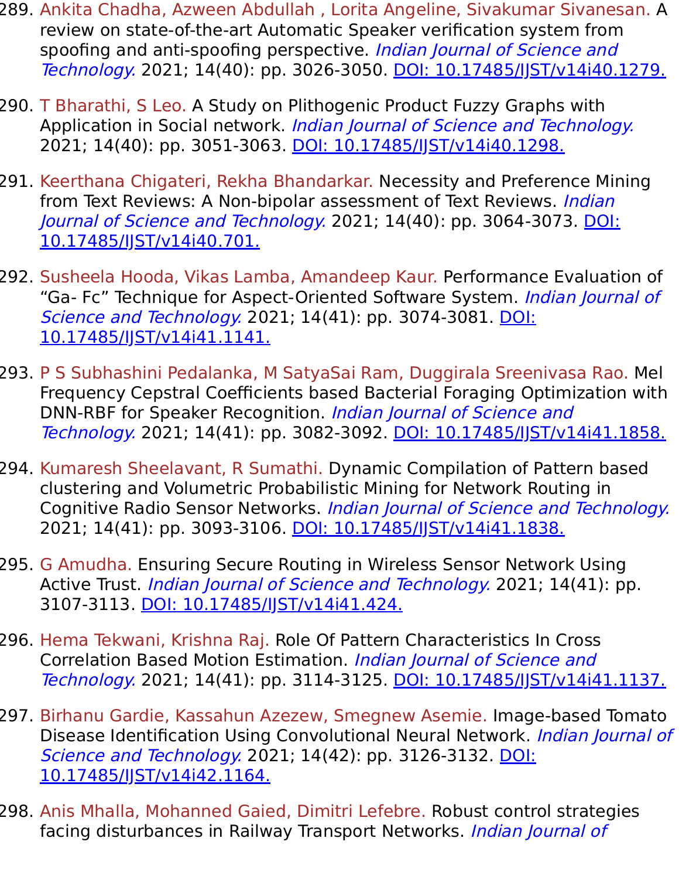289. Ankita Chadha, Azween Abdullah , Lorita Angeline, Sivakumar Sivanesan. A review on state-of-the-art Automatic Speaker verification system from spoofing and anti-spoofing perspective. *Indian Journal of Science and Technology.* 2021; 14(40): pp. 3026-3050. DOI: 10.17485/IJST/v14i40.1279.

290. T Bharathi, S Leo. A Study on Plithogenic Product Fuzzy Graphs with Application in Social network. *Indian Journal of Science and Technology.* 2021; 14(40): pp. 3051-3063. DOI: 10.17485/IJST/v14i40.1298.

291. Keerthana Chigateri, Rekha Bhandarkar. Necessity and Preference Mining from Text Reviews: A Non-bipolar assessment of Text Reviews. *Indian Journal of Science and Technology.* 2021; 14(40): pp. 3064-3073. DOI: 10.17485/IJST/v14i40.701.

292. Susheela Hooda, Vikas Lamba, Amandeep Kaur. Performance Evaluation of “Ga- Fc” Technique for Aspect-Oriented Software System. *Indian Journal of Science and Technology.* 2021; 14(41): pp. 3074-3081. DOI: 10.17485/IJST/v14i41.1141.

293. P S Subhashini Pedalanka, M SatyaSai Ram, Duggirala Sreenivasa Rao. Mel Frequency Cepstral Coefficients based Bacterial Foraging Optimization with DNN-RBF for Speaker Recognition. *Indian Journal of Science and Technology.* 2021; 14(41): pp. 3082-3092. DOI: 10.17485/IJST/v14i41.1858.

294. Kumaresh Sheelavant, R Sumathi. Dynamic Compilation of Pattern based clustering and Volumetric Probabilistic Mining for Network Routing in Cognitive Radio Sensor Networks. *Indian Journal of Science and Technology.* 2021; 14(41): pp. 3093-3106. DOI: 10.17485/IJST/v14i41.1838.

295. G Amudha. Ensuring Secure Routing in Wireless Sensor Network Using Active Trust. *Indian Journal of Science and Technology.* 2021; 14(41): pp. 3107-3113. DOI: 10.17485/IJST/v14i41.424.

296. Hema Tekwani, Krishna Raj. Role Of Pattern Characteristics In Cross Correlation Based Motion Estimation. *Indian Journal of Science and Technology.* 2021; 14(41): pp. 3114-3125. DOI: 10.17485/IJST/v14i41.1137.

297. Birhanu Gardie, Kassahun Azezew, Smegnew Asemie. Image-based Tomato Disease Identification Using Convolutional Neural Network. *Indian Journal of Science and Technology.* 2021; 14(42): pp. 3126-3132. DOI: 10.17485/IJST/v14i42.1164.

298. Anis Mhalla, Mohanned Gaied, Dimitri Lefebre. Robust control strategies facing disturbances in Railway Transport Networks. *Indian Journal of*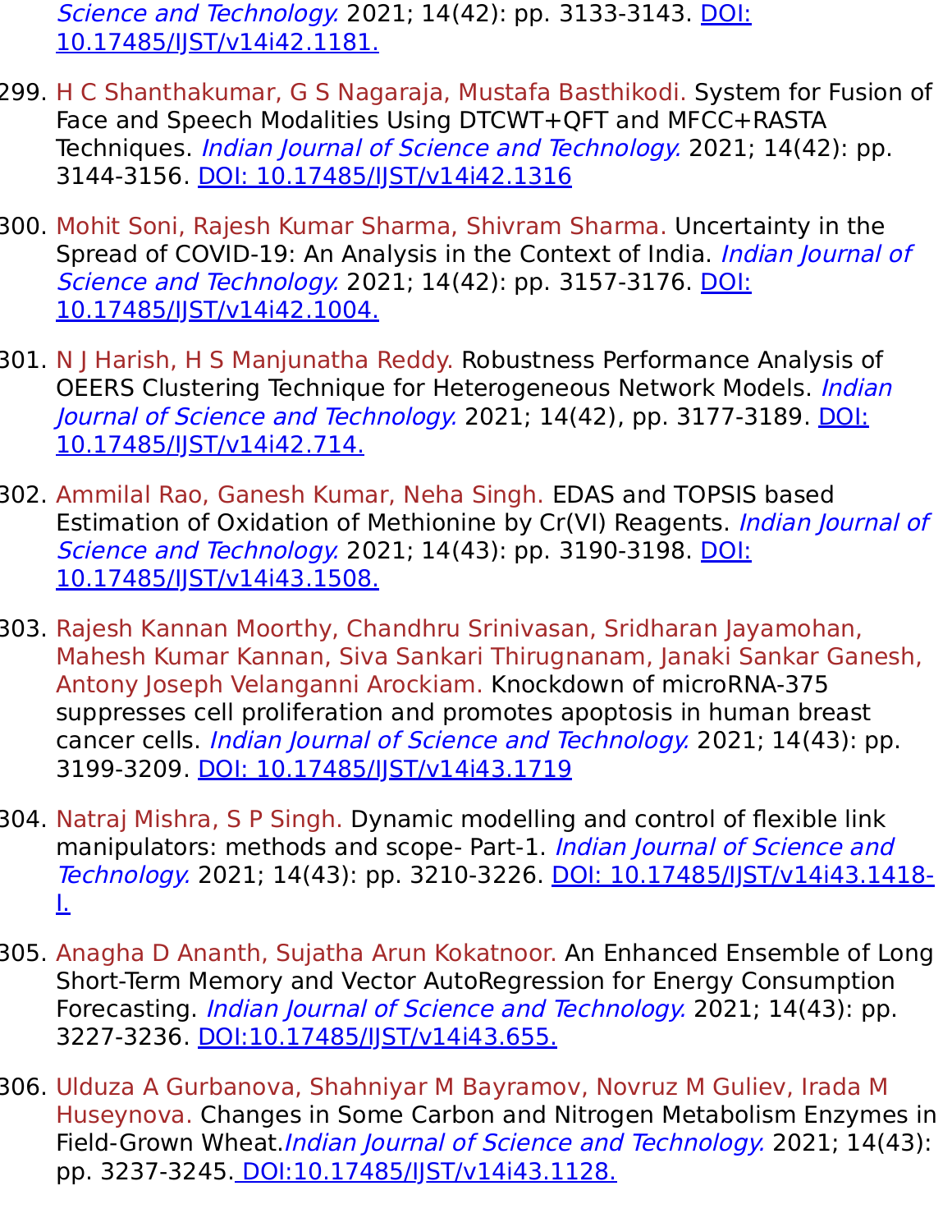*Science and Technology.* 2021; 14(42): pp. 3133-3143. [DOI: 10.17485/IJST/v14i42.1181.](https://doi.org/10.17485/IJST/v14i42.1181)

299. H C Shanthakumar, G S Nagaraja, Mustafa Basthikodi. System for Fusion of Face and Speech Modalities Using DTCWT+QFT and MFCC+RASTA Techniques. *Indian Journal of Science and Technology.* 2021; 14(42): pp. 3144-3156. [DOI: 10.17485/IJST/v14i42.1316](https://doi.org/10.17485/IJST/v14i42.1316)

300. Mohit Soni, Rajesh Kumar Sharma, Shivram Sharma. Uncertainty in the Spread of COVID-19: An Analysis in the Context of India. *Indian Journal of Science and Technology.* 2021; 14(42): pp. 3157-3176. [DOI: 10.17485/IJST/v14i42.1004.](https://doi.org/10.17485/IJST/v14i42.1004)

301. N J Harish, H S Manjunatha Reddy. Robustness Performance Analysis of OEERS Clustering Technique for Heterogeneous Network Models. *Indian Journal of Science and Technology.* 2021; 14(42), pp. 3177-3189. [DOI: 10.17485/IJST/v14i42.714.](https://doi.org/10.17485/IJST/v14i42.714)

302. Ammilal Rao, Ganesh Kumar, Neha Singh. EDAS and TOPSIS based Estimation of Oxidation of Methionine by Cr(VI) Reagents. *Indian Journal of Science and Technology.* 2021; 14(43): pp. 3190-3198. [DOI: 10.17485/IJST/v14i43.1508.](https://doi.org/10.17485/IJST/v14i43.1508)

303. Rajesh Kannan Moorthy, Chandhru Srinivasan, Sridharan Jayamohan, Mahesh Kumar Kannan, Siva Sankari Thirugnanam, Janaki Sankar Ganesh, Antony Joseph Velanganni Arockiam. Knockdown of microRNA-375 suppresses cell proliferation and promotes apoptosis in human breast cancer cells. *Indian Journal of Science and Technology.* 2021; 14(43): pp. 3199-3209. [DOI: 10.17485/IJST/v14i43.1719](https://doi.org/10.17485/IJST/v14i43.1719)

304. Natraj Mishra, S P Singh. Dynamic modelling and control of flexible link manipulators: methods and scope- Part-1. *Indian Journal of Science and Technology.* 2021; 14(43): pp. 3210-3226. [DOI: 10.17485/IJST/v14i43.1418-I.](https://doi.org/10.17485/IJST/v14i43.1418-I)

305. Anagha D Ananth, Sujatha Arun Kokatnoor. An Enhanced Ensemble of Long Short-Term Memory and Vector AutoRegression for Energy Consumption Forecasting. *Indian Journal of Science and Technology.* 2021; 14(43): pp. 3227-3236. [DOI:10.17485/IJST/v14i43.655.](https://doi.org/10.17485/IJST/v14i43.655)

306. Ulduza A Gurbanova, Shahniyar M Bayramov, Novruz M Guliev, Irada M Huseynova. Changes in Some Carbon and Nitrogen Metabolism Enzymes in Field-Grown Wheat.*Indian Journal of Science and Technology.* 2021; 14(43): pp. 3237-3245. [DOI:10.17485/IJST/v14i43.1128.](https://doi.org/10.17485/IJST/v14i43.1128)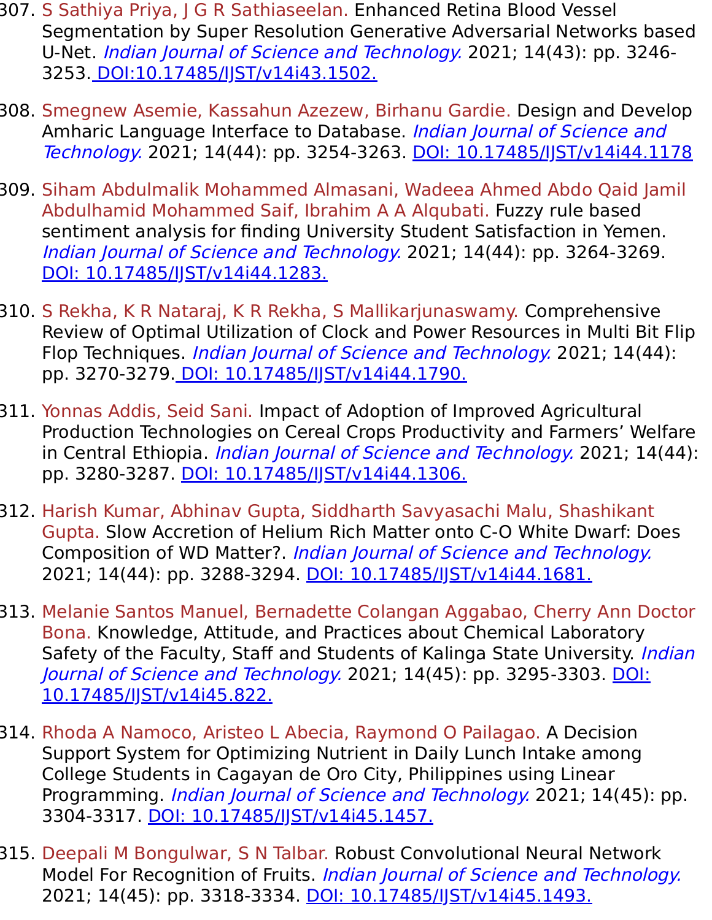307. S Sathiya Priya, J G R Sathiaseelan. Enhanced Retina Blood Vessel Segmentation by Super Resolution Generative Adversarial Networks based U-Net. *Indian Journal of Science and Technology.* 2021; 14(43): pp. 3246-3253. DOI:10.17485/IJST/v14i43.1502.

308. Smegnew Asemie, Kassahun Azezew, Birhanu Gardie. Design and Develop Amharic Language Interface to Database. *Indian Journal of Science and Technology.* 2021; 14(44): pp. 3254-3263. DOI: 10.17485/IJST/v14i44.1178

309. Siham Abdulmalik Mohammed Almasani, Wadeea Ahmed Abdo Qaid Jamil Abdulhamid Mohammed Saif, Ibrahim A A Alqubati. Fuzzy rule based sentiment analysis for finding University Student Satisfaction in Yemen. *Indian Journal of Science and Technology.* 2021; 14(44): pp. 3264-3269. DOI: 10.17485/IJST/v14i44.1283.

310. S Rekha, K R Nataraj, K R Rekha, S Mallikarjunaswamy. Comprehensive Review of Optimal Utilization of Clock and Power Resources in Multi Bit Flip Flop Techniques. *Indian Journal of Science and Technology.* 2021; 14(44): pp. 3270-3279. DOI: 10.17485/IJST/v14i44.1790.

311. Yonnas Addis, Seid Sani. Impact of Adoption of Improved Agricultural Production Technologies on Cereal Crops Productivity and Farmers' Welfare in Central Ethiopia. *Indian Journal of Science and Technology.* 2021; 14(44): pp. 3280-3287. DOI: 10.17485/IJST/v14i44.1306.

312. Harish Kumar, Abhinav Gupta, Siddharth Savyasachi Malu, Shashikant Gupta. Slow Accretion of Helium Rich Matter onto C-O White Dwarf: Does Composition of WD Matter?. *Indian Journal of Science and Technology.* 2021; 14(44): pp. 3288-3294. DOI: 10.17485/IJST/v14i44.1681.

313. Melanie Santos Manuel, Bernadette Colangan Aggabao, Cherry Ann Doctor Bona. Knowledge, Attitude, and Practices about Chemical Laboratory Safety of the Faculty, Staff and Students of Kalinga State University. *Indian Journal of Science and Technology.* 2021; 14(45): pp. 3295-3303. DOI: 10.17485/IJST/v14i45.822.

314. Rhoda A Namoco, Aristeo L Abecia, Raymond O Pailagao. A Decision Support System for Optimizing Nutrient in Daily Lunch Intake among College Students in Cagayan de Oro City, Philippines using Linear Programming. *Indian Journal of Science and Technology.* 2021; 14(45): pp. 3304-3317. DOI: 10.17485/IJST/v14i45.1457.

315. Deepali M Bongulwar, S N Talbar. Robust Convolutional Neural Network Model For Recognition of Fruits. *Indian Journal of Science and Technology.* 2021; 14(45): pp. 3318-3334. DOI: 10.17485/IJST/v14i45.1493.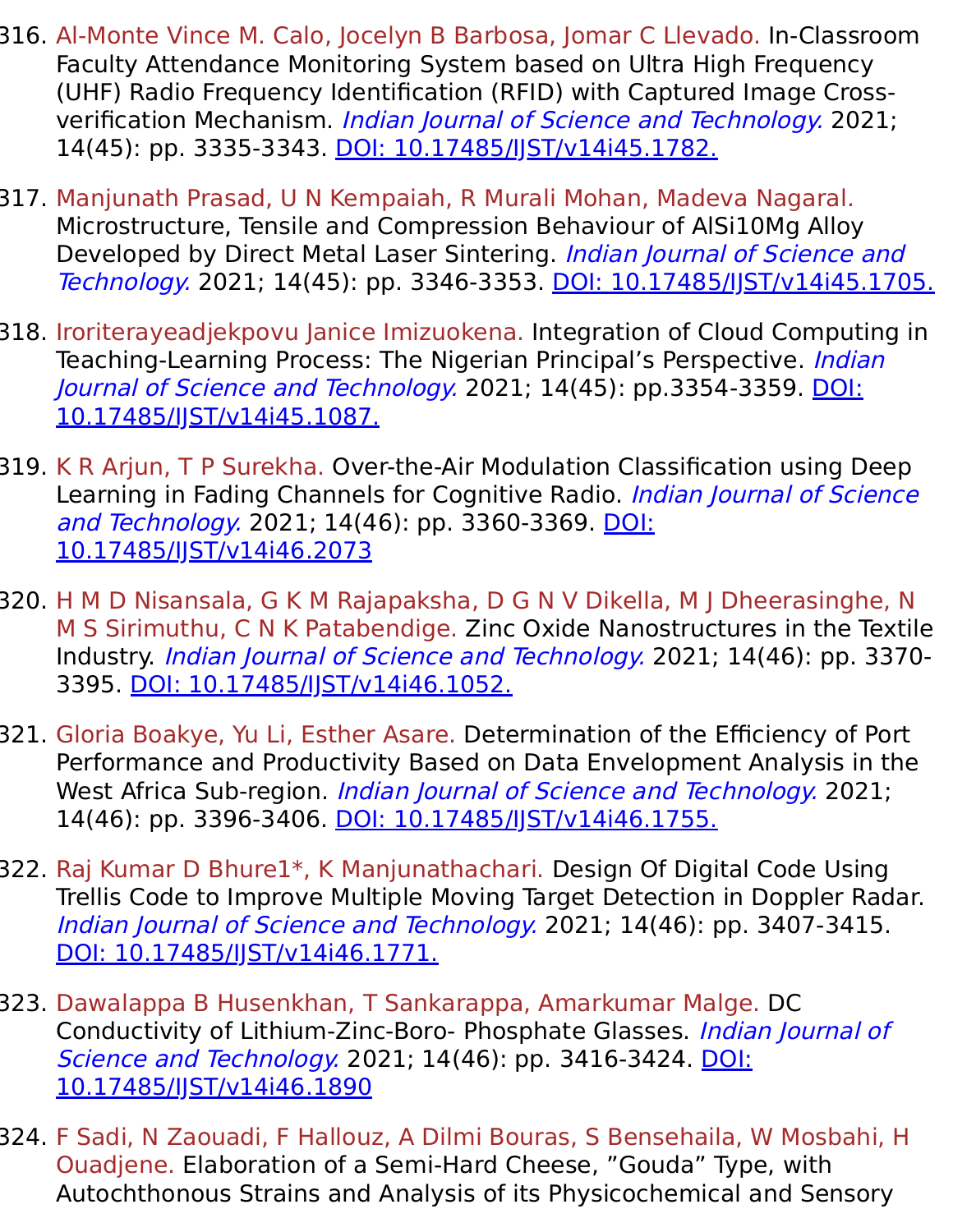316. Al-Monte Vince M. Calo, Jocelyn B Barbosa, Jomar C Llevado. In-Classroom Faculty Attendance Monitoring System based on Ultra High Frequency (UHF) Radio Frequency Identification (RFID) with Captured Image Cross-verification Mechanism. *Indian Journal of Science and Technology.* 2021; 14(45): pp. 3335-3343. [DOI: 10.17485/IJST/v14i45.1782.](https://doi.org/10.17485/IJST/v14i45.1782)

317. Manjunath Prasad, U N Kempaiah, R Murali Mohan, Madeva Nagaral. Microstructure, Tensile and Compression Behaviour of AlSi10Mg Alloy Developed by Direct Metal Laser Sintering. *Indian Journal of Science and Technology.* 2021; 14(45): pp. 3346-3353. [DOI: 10.17485/IJST/v14i45.1705.](https://doi.org/10.17485/IJST/v14i45.1705)

318. Iroriterayeadjekpovu Janice Imizuokena. Integration of Cloud Computing in Teaching-Learning Process: The Nigerian Principal's Perspective. *Indian Journal of Science and Technology.* 2021; 14(45): pp.3354-3359. [DOI: 10.17485/IJST/v14i45.1087.](https://doi.org/10.17485/IJST/v14i45.1087)

319. K R Arjun, T P Surekha. Over-the-Air Modulation Classification using Deep Learning in Fading Channels for Cognitive Radio. *Indian Journal of Science and Technology.* 2021; 14(46): pp. 3360-3369. [DOI: 10.17485/IJST/v14i46.2073](https://doi.org/10.17485/IJST/v14i46.2073)

320. H M D Nisansala, G K M Rajapaksha, D G N V Dikella, M J Dheerasinghe, N M S Sirimuthu, C N K Patabendige. Zinc Oxide Nanostructures in the Textile Industry. *Indian Journal of Science and Technology.* 2021; 14(46): pp. 3370-3395. [DOI: 10.17485/IJST/v14i46.1052.](https://doi.org/10.17485/IJST/v14i46.1052)

321. Gloria Boakye, Yu Li, Esther Asare. Determination of the Efficiency of Port Performance and Productivity Based on Data Envelopment Analysis in the West Africa Sub-region. *Indian Journal of Science and Technology.* 2021; 14(46): pp. 3396-3406. [DOI: 10.17485/IJST/v14i46.1755.](https://doi.org/10.17485/IJST/v14i46.1755)

322. Raj Kumar D Bhure1*, K Manjunathachari. Design Of Digital Code Using Trellis Code to Improve Multiple Moving Target Detection in Doppler Radar. *Indian Journal of Science and Technology.* 2021; 14(46): pp. 3407-3415. [DOI: 10.17485/IJST/v14i46.1771.](https://doi.org/10.17485/IJST/v14i46.1771)

323. Dawalappa B Husenkhan, T Sankarappa, Amarkumar Malge. DC Conductivity of Lithium-Zinc-Boro- Phosphate Glasses. *Indian Journal of Science and Technology.* 2021; 14(46): pp. 3416-3424. [DOI: 10.17485/IJST/v14i46.1890](https://doi.org/10.17485/IJST/v14i46.1890)

324. F Sadi, N Zaouadi, F Hallouz, A Dilmi Bouras, S Bensehaila, W Mosbahi, H Ouadjene. Elaboration of a Semi-Hard Cheese, "Gouda" Type, with Autochthonous Strains and Analysis of its Physicochemical and Sensory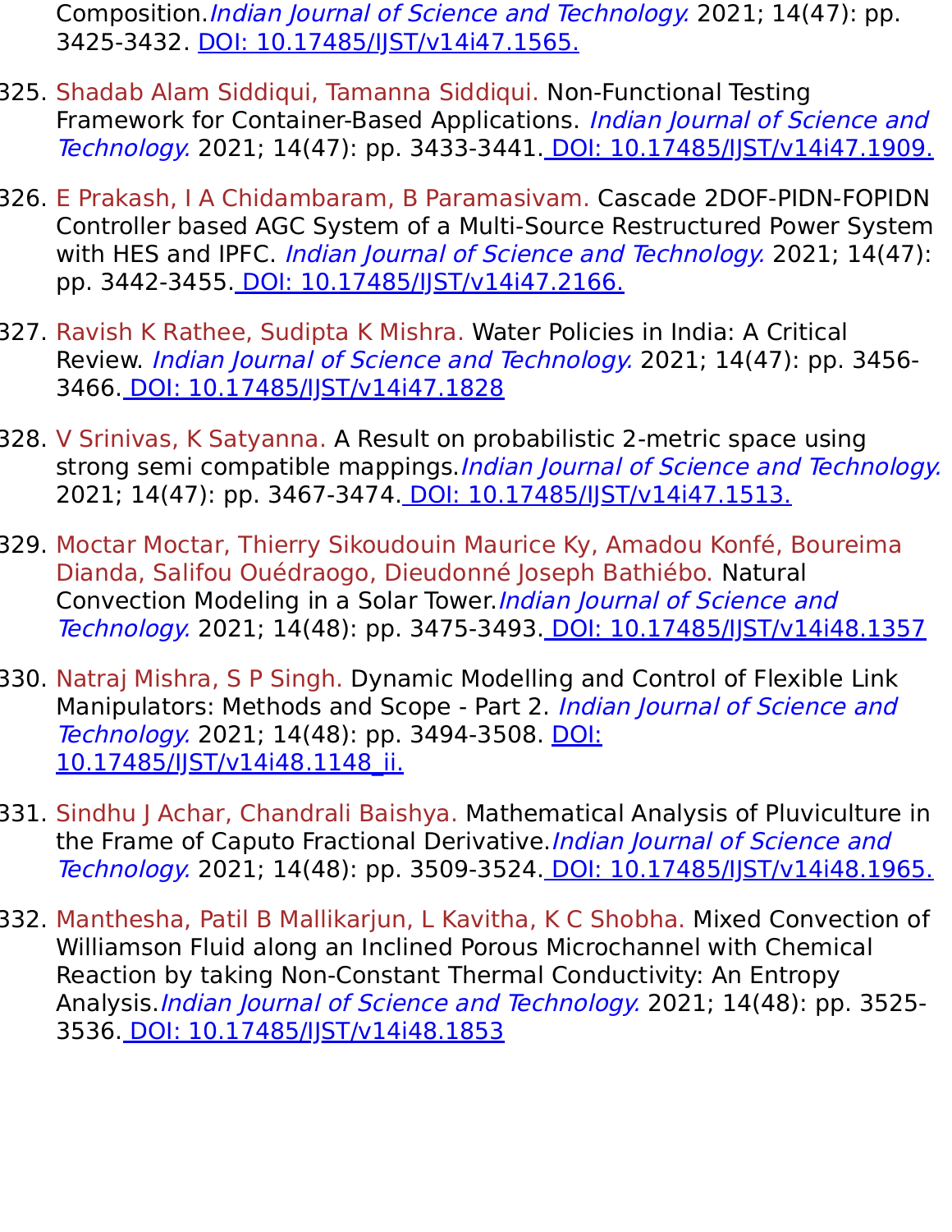Composition. *Indian Journal of Science and Technology.* 2021; 14(47): pp. 3425-3432. DOI: 10.17485/IJST/v14i47.1565.

325. Shadab Alam Siddiqui, Tamanna Siddiqui. Non-Functional Testing Framework for Container-Based Applications. *Indian Journal of Science and Technology.* 2021; 14(47): pp. 3433-3441. DOI: 10.17485/IJST/v14i47.1909.

326. E Prakash, I A Chidambaram, B Paramasivam. Cascade 2DOF-PIDN-FOPIDN Controller based AGC System of a Multi-Source Restructured Power System with HES and IPFC. *Indian Journal of Science and Technology.* 2021; 14(47): pp. 3442-3455. DOI: 10.17485/IJST/v14i47.2166.

327. Ravish K Rathee, Sudipta K Mishra. Water Policies in India: A Critical Review. *Indian Journal of Science and Technology.* 2021; 14(47): pp. 3456-3466. DOI: 10.17485/IJST/v14i47.1828

328. V Srinivas, K Satyanna. A Result on probabilistic 2-metric space using strong semi compatible mappings. *Indian Journal of Science and Technology.* 2021; 14(47): pp. 3467-3474. DOI: 10.17485/IJST/v14i47.1513.

329. Moctar Moctar, Thierry Sikoudouin Maurice Ky, Amadou Konfé, Boureima Dianda, Salifou Ouédraogo, Dieudonné Joseph Bathiébo. Natural Convection Modeling in a Solar Tower. *Indian Journal of Science and Technology.* 2021; 14(48): pp. 3475-3493. DOI: 10.17485/IJST/v14i48.1357

330. Natraj Mishra, S P Singh. Dynamic Modelling and Control of Flexible Link Manipulators: Methods and Scope - Part 2. *Indian Journal of Science and Technology.* 2021; 14(48): pp. 3494-3508. DOI: 10.17485/IJST/v14i48.1148_ii.

331. Sindhu J Achar, Chandrali Baishya. Mathematical Analysis of Pluviculture in the Frame of Caputo Fractional Derivative. *Indian Journal of Science and Technology.* 2021; 14(48): pp. 3509-3524. DOI: 10.17485/IJST/v14i48.1965.

332. Manthesha, Patil B Mallikarjun, L Kavitha, K C Shobha. Mixed Convection of Williamson Fluid along an Inclined Porous Microchannel with Chemical Reaction by taking Non-Constant Thermal Conductivity: An Entropy Analysis. *Indian Journal of Science and Technology.* 2021; 14(48): pp. 3525-3536. DOI: 10.17485/IJST/v14i48.1853